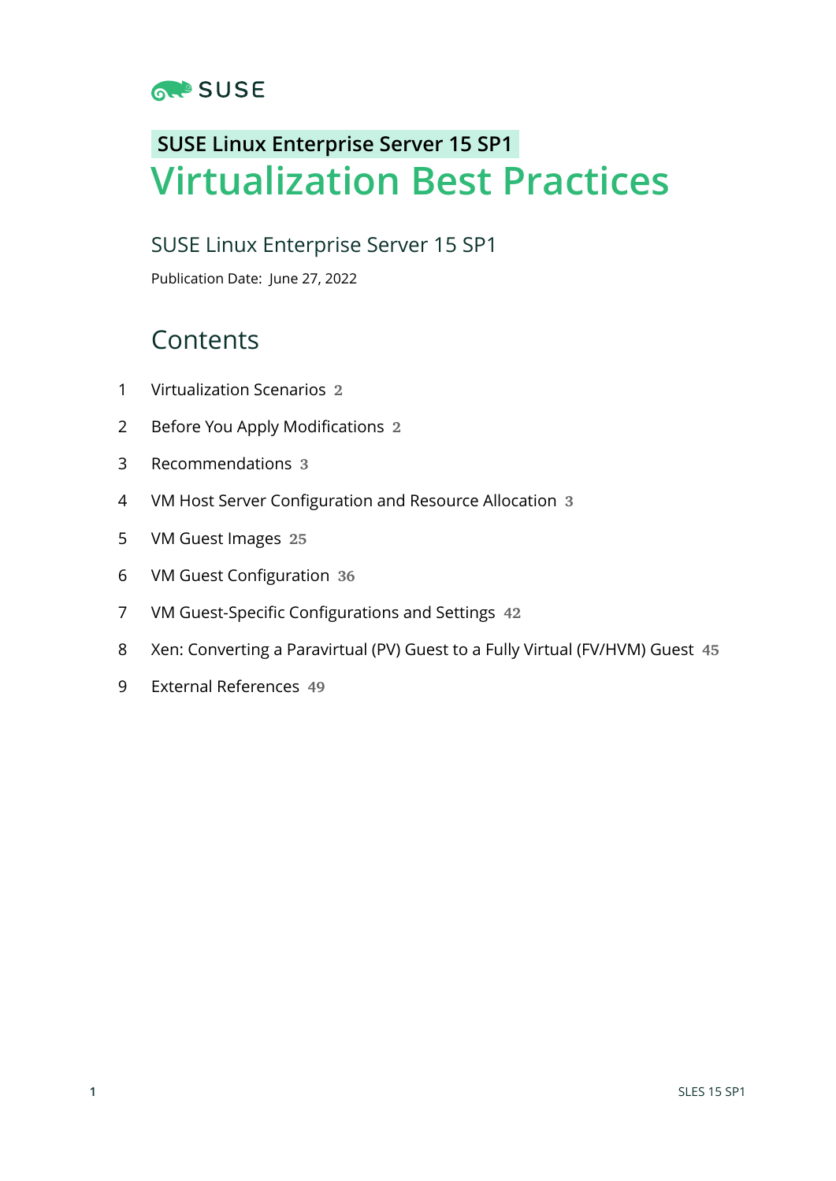SUSE Linux Enterprise Server 15 SP1

# Virtualization Best Practices

SUSE Linux Enterprise Server 15 SP1

Publication Date: June 27, 2022

## Contents

1 Virtualization Scenarios 2

2 Before You Apply Modifications 2

3 Recommendations 3

4 VM Host Server Configuration and Resource Allocation 3

5 VM Guest Images 25

6 VM Guest Configuration 36

7 VM Guest-Specific Configurations and Settings 42

8 Xen: Converting a Paravirtual (PV) Guest to a Fully Virtual (FV/HVM) Guest 45

9 External References 49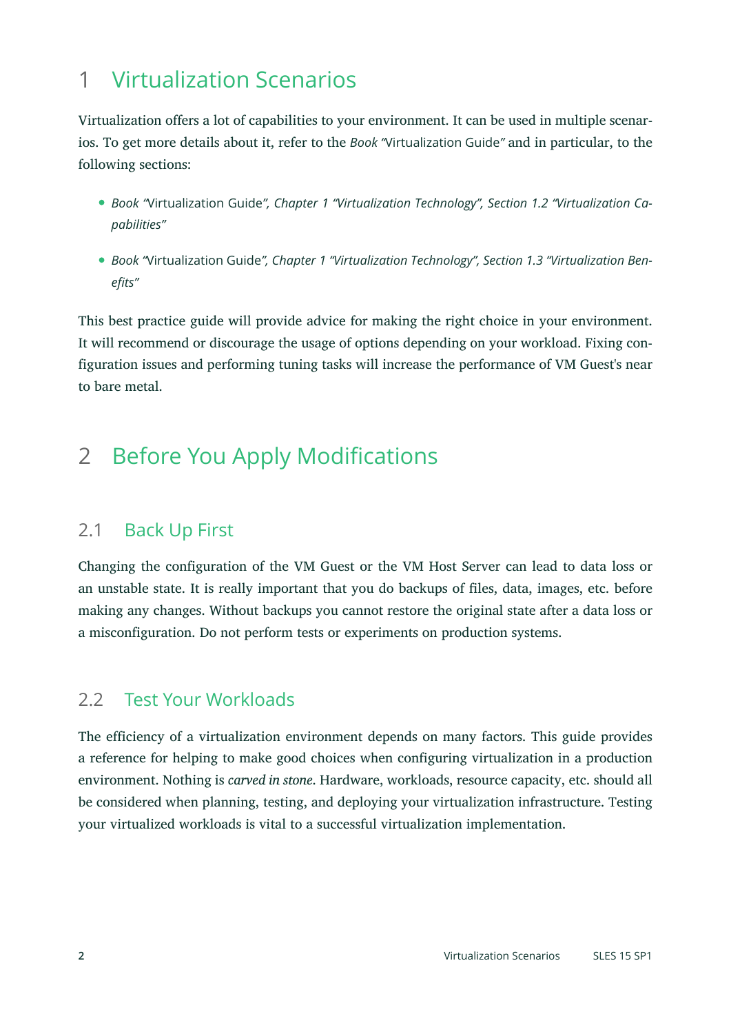# 1 Virtualization Scenarios

Virtualization offers a lot of capabilities to your environment. It can be used in multiple scenarios. To get more details about it, refer to the *Book* "Virtualization Guide" and in particular, to the following sections:

- *Book* "Virtualization Guide"*, Chapter 1 "Virtualization Technology", Section 1.2 "Virtualization Capabilities"*
- *Book* "Virtualization Guide"*, Chapter 1 "Virtualization Technology", Section 1.3 "Virtualization Benefits"*

This best practice guide will provide advice for making the right choice in your environment. It will recommend or discourage the usage of options depending on your workload. Fixing configuration issues and performing tuning tasks will increase the performance of VM Guest's near to bare metal.

# 2 Before You Apply Modifications

## 2.1 Back Up First

Changing the configuration of the VM Guest or the VM Host Server can lead to data loss or an unstable state. It is really important that you do backups of files, data, images, etc. before making any changes. Without backups you cannot restore the original state after a data loss or a misconfiguration. Do not perform tests or experiments on production systems.

## 2.2 Test Your Workloads

The efficiency of a virtualization environment depends on many factors. This guide provides a reference for helping to make good choices when configuring virtualization in a production environment. Nothing is *carved in stone*. Hardware, workloads, resource capacity, etc. should all be considered when planning, testing, and deploying your virtualization infrastructure. Testing your virtualized workloads is vital to a successful virtualization implementation.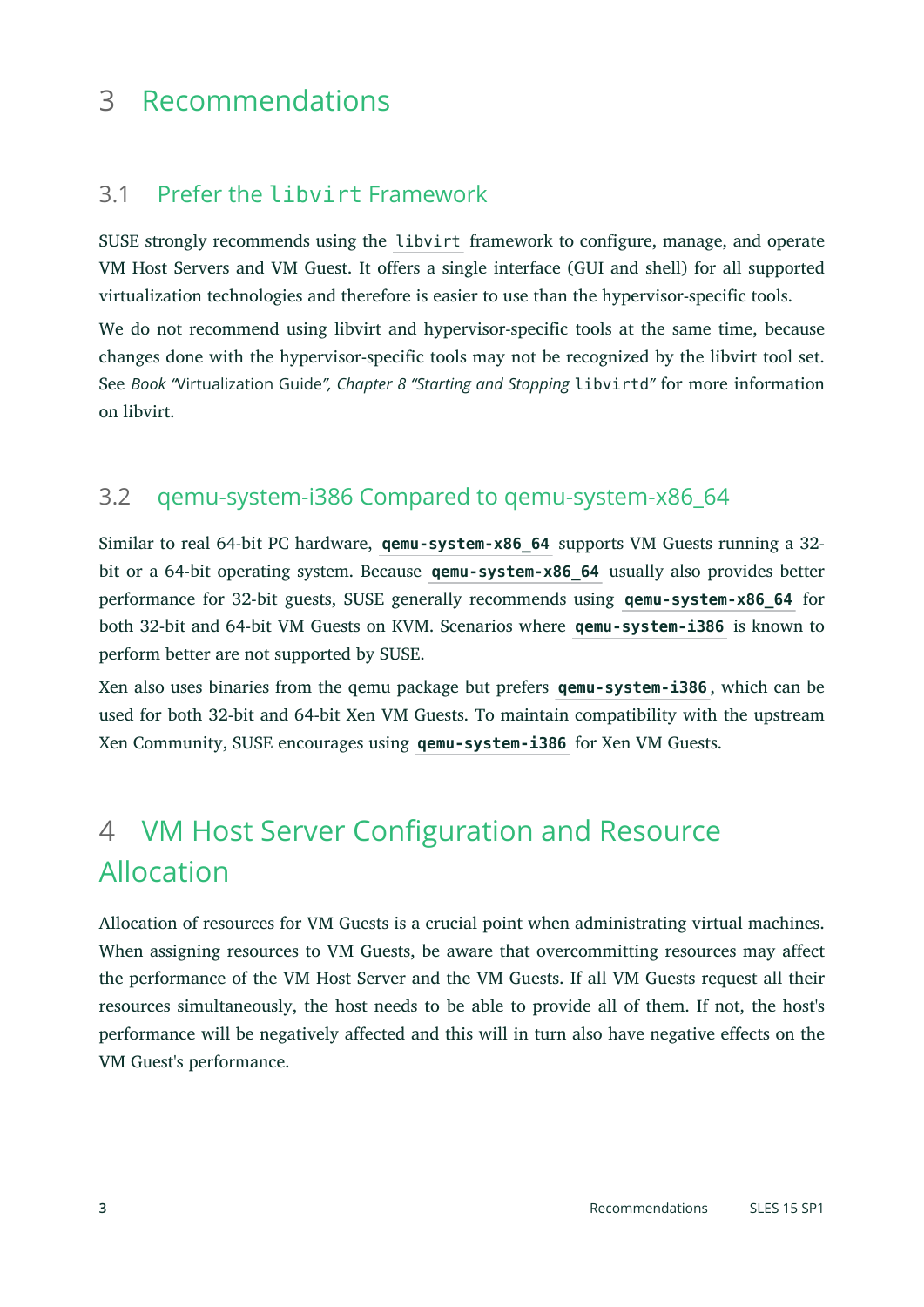# 3 Recommendations

## 3.1 Prefer the `libvirt` Framework

SUSE strongly recommends using the `libvirt` framework to configure, manage, and operate VM Host Servers and VM Guest. It offers a single interface (GUI and shell) for all supported virtualization technologies and therefore is easier to use than the hypervisor-specific tools.

We do not recommend using libvirt and hypervisor-specific tools at the same time, because changes done with the hypervisor-specific tools may not be recognized by the libvirt tool set. See *Book "Virtualization Guide", Chapter 8 "Starting and Stopping* `libvirtd`*"* for more information on libvirt.

## 3.2 qemu-system-i386 Compared to qemu-system-x86_64

Similar to real 64-bit PC hardware, **`qemu-system-x86_64`** supports VM Guests running a 32-bit or a 64-bit operating system. Because **`qemu-system-x86_64`** usually also provides better performance for 32-bit guests, SUSE generally recommends using **`qemu-system-x86_64`** for both 32-bit and 64-bit VM Guests on KVM. Scenarios where **`qemu-system-i386`** is known to perform better are not supported by SUSE.

Xen also uses binaries from the qemu package but prefers **`qemu-system-i386`**, which can be used for both 32-bit and 64-bit Xen VM Guests. To maintain compatibility with the upstream Xen Community, SUSE encourages using **`qemu-system-i386`** for Xen VM Guests.

# 4 VM Host Server Configuration and Resource Allocation

Allocation of resources for VM Guests is a crucial point when administrating virtual machines. When assigning resources to VM Guests, be aware that overcommitting resources may affect the performance of the VM Host Server and the VM Guests. If all VM Guests request all their resources simultaneously, the host needs to be able to provide all of them. If not, the host's performance will be negatively affected and this will in turn also have negative effects on the VM Guest's performance.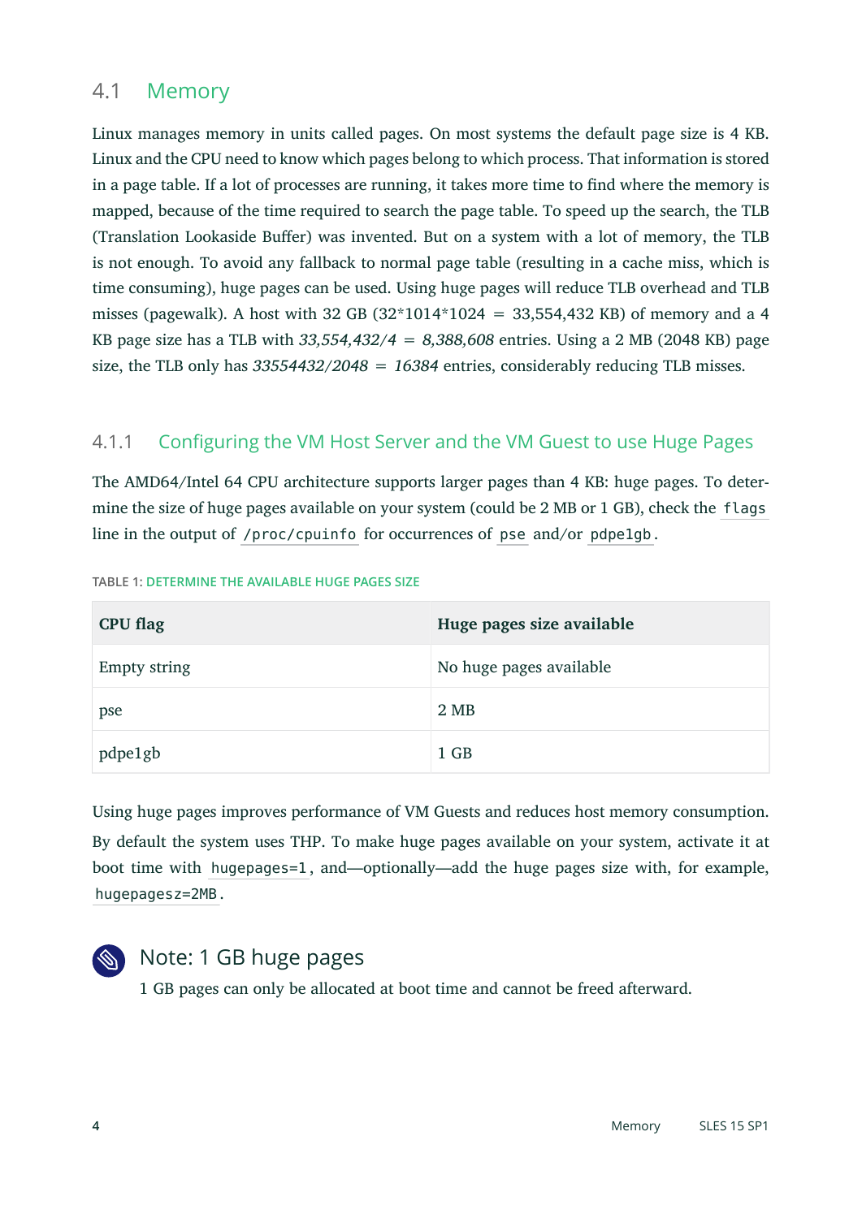## 4.1 Memory

Linux manages memory in units called pages. On most systems the default page size is 4 KB. Linux and the CPU need to know which pages belong to which process. That information is stored in a page table. If a lot of processes are running, it takes more time to find where the memory is mapped, because of the time required to search the page table. To speed up the search, the TLB (Translation Lookaside Buffer) was invented. But on a system with a lot of memory, the TLB is not enough. To avoid any fallback to normal page table (resulting in a cache miss, which is time consuming), huge pages can be used. Using huge pages will reduce TLB overhead and TLB misses (pagewalk). A host with 32 GB (32*1014*1024 = 33,554,432 KB) of memory and a 4 KB page size has a TLB with *33,554,432/4 = 8,388,608* entries. Using a 2 MB (2048 KB) page size, the TLB only has *33554432/2048 = 16384* entries, considerably reducing TLB misses.

### 4.1.1 Configuring the VM Host Server and the VM Guest to use Huge Pages

The AMD64/Intel 64 CPU architecture supports larger pages than 4 KB: huge pages. To determine the size of huge pages available on your system (could be 2 MB or 1 GB), check the `flags` line in the output of `/proc/cpuinfo` for occurrences of `pse` and/or `pdpe1gb`.

TABLE 1: DETERMINE THE AVAILABLE HUGE PAGES SIZE

| CPU flag | Huge pages size available |
| --- | --- |
| Empty string | No huge pages available |
| pse | 2 MB |
| pdpe1gb | 1 GB |

Using huge pages improves performance of VM Guests and reduces host memory consumption.

By default the system uses THP. To make huge pages available on your system, activate it at boot time with `hugepages=1`, and—optionally—add the huge pages size with, for example, `hugepagesz=2MB`.

#### Note: 1 GB huge pages

1 GB pages can only be allocated at boot time and cannot be freed afterward.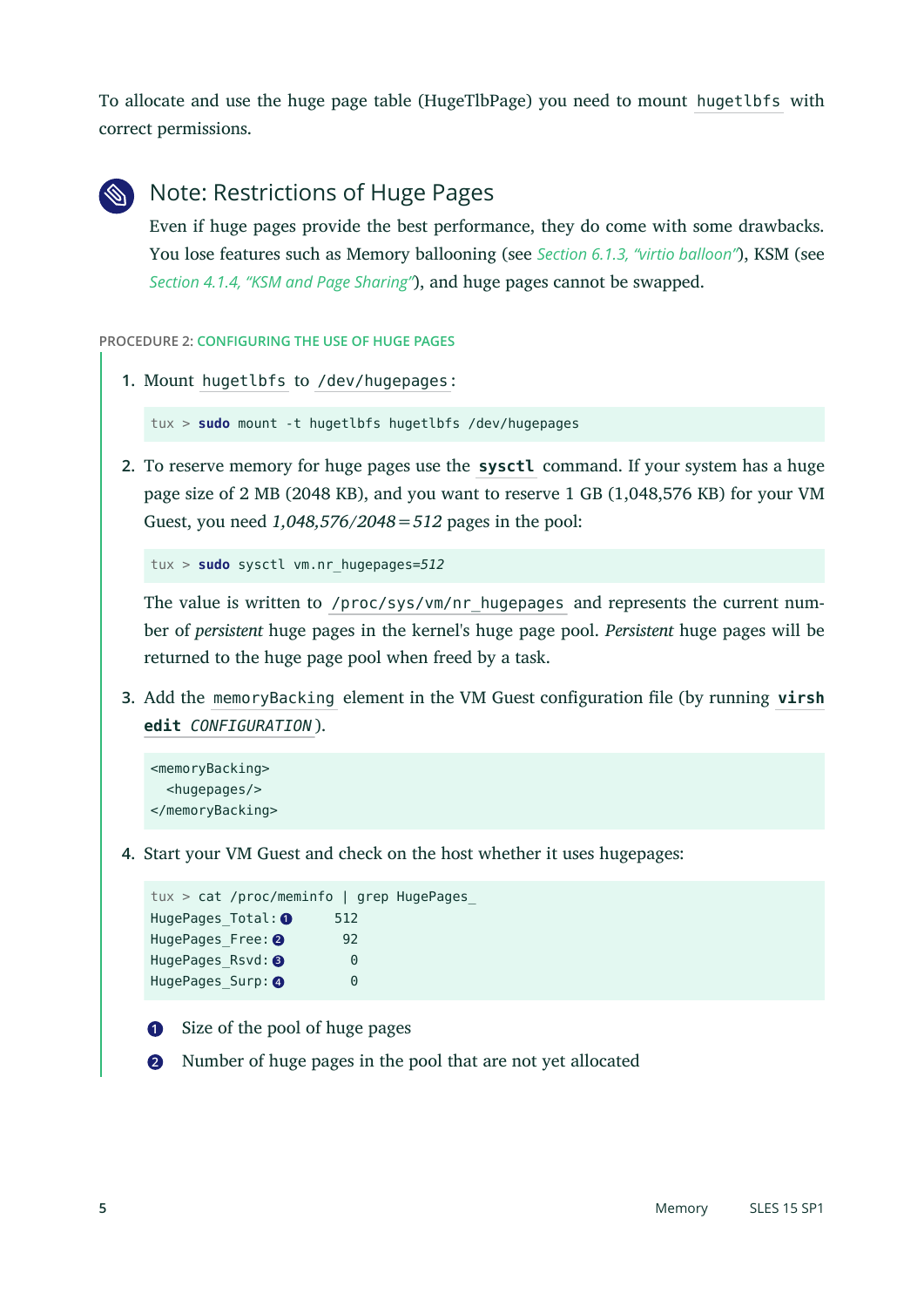To allocate and use the huge page table (HugeTlbPage) you need to mount `hugetlbfs` with correct permissions.

> **Note: Restrictions of Huge Pages**
>
> Even if huge pages provide the best performance, they do come with some drawbacks. You lose features such as Memory ballooning (see *Section 6.1.3, "virtio balloon"*), KSM (see *Section 4.1.4, "KSM and Page Sharing"*), and huge pages cannot be swapped.

**PROCEDURE 2: CONFIGURING THE USE OF HUGE PAGES**

1. Mount `hugetlbfs` to `/dev/hugepages`:

```
tux > sudo mount -t hugetlbfs hugetlbfs /dev/hugepages
```

2. To reserve memory for huge pages use the **`sysctl`** command. If your system has a huge page size of 2 MB (2048 KB), and you want to reserve 1 GB (1,048,576 KB) for your VM Guest, you need *1,048,576/2048=512* pages in the pool:

```
tux > sudo sysctl vm.nr_hugepages=512
```

   The value is written to `/proc/sys/vm/nr_hugepages` and represents the current number of *persistent* huge pages in the kernel's huge page pool. *Persistent* huge pages will be returned to the huge page pool when freed by a task.

3. Add the `memoryBacking` element in the VM Guest configuration file (by running **`virsh edit`** *`CONFIGURATION`*).

```
<memoryBacking>
  <hugepages/>
</memoryBacking>
```

4. Start your VM Guest and check on the host whether it uses hugepages:

```
tux > cat /proc/meminfo | grep HugePages_
HugePages_Total: (1)     512
HugePages_Free: (2)       92
HugePages_Rsvd: (3)        0
HugePages_Surp: (4)        0
```

   (1) Size of the pool of huge pages

   (2) Number of huge pages in the pool that are not yet allocated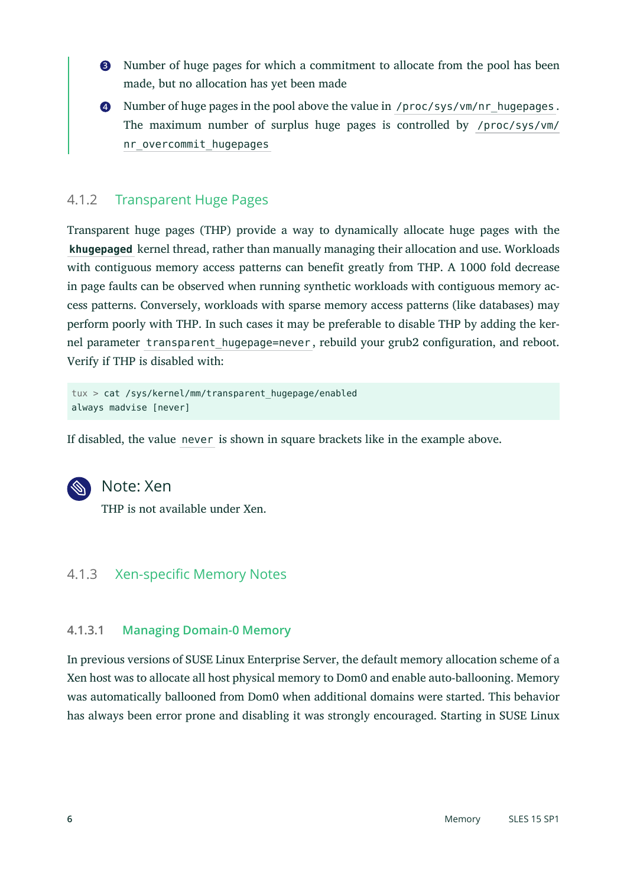3. Number of huge pages for which a commitment to allocate from the pool has been made, but no allocation has yet been made

4. Number of huge pages in the pool above the value in `/proc/sys/vm/nr_hugepages`. The maximum number of surplus huge pages is controlled by `/proc/sys/vm/nr_overcommit_hugepages`

### 4.1.2 Transparent Huge Pages

Transparent huge pages (THP) provide a way to dynamically allocate huge pages with the **`khugepaged`** kernel thread, rather than manually managing their allocation and use. Workloads with contiguous memory access patterns can benefit greatly from THP. A 1000 fold decrease in page faults can be observed when running synthetic workloads with contiguous memory access patterns. Conversely, workloads with sparse memory access patterns (like databases) may perform poorly with THP. In such cases it may be preferable to disable THP by adding the kernel parameter `transparent_hugepage=never`, rebuild your grub2 configuration, and reboot. Verify if THP is disabled with:

```
tux > cat /sys/kernel/mm/transparent_hugepage/enabled
always madvise [never]
```

If disabled, the value `never` is shown in square brackets like in the example above.

> **Note: Xen**
>
> THP is not available under Xen.

### 4.1.3 Xen-specific Memory Notes

#### 4.1.3.1 Managing Domain-0 Memory

In previous versions of SUSE Linux Enterprise Server, the default memory allocation scheme of a Xen host was to allocate all host physical memory to Dom0 and enable auto-ballooning. Memory was automatically ballooned from Dom0 when additional domains were started. This behavior has always been error prone and disabling it was strongly encouraged. Starting in SUSE Linux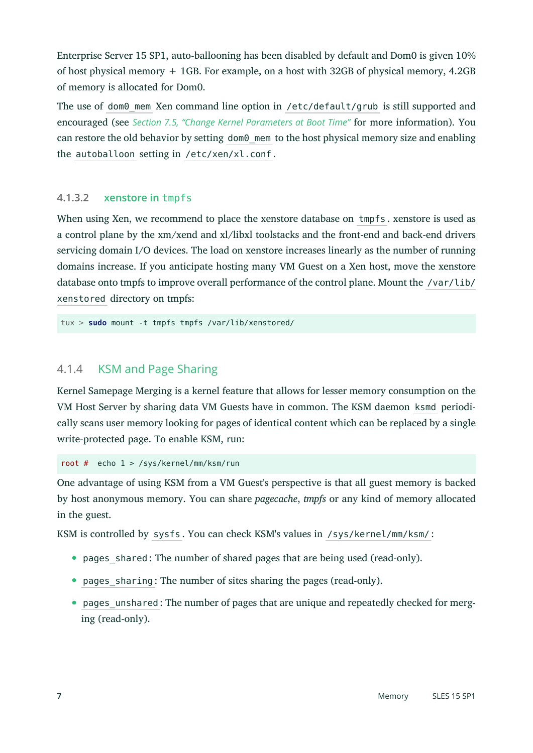Enterprise Server 15 SP1, auto-ballooning has been disabled by default and Dom0 is given 10% of host physical memory + 1GB. For example, on a host with 32GB of physical memory, 4.2GB of memory is allocated for Dom0.

The use of `dom0_mem` Xen command line option in `/etc/default/grub` is still supported and encouraged (see *Section 7.5, "Change Kernel Parameters at Boot Time"* for more information). You can restore the old behavior by setting `dom0_mem` to the host physical memory size and enabling the `autoballoon` setting in `/etc/xen/xl.conf`.

#### 4.1.3.2 xenstore in `tmpfs`

When using Xen, we recommend to place the xenstore database on `tmpfs`. xenstore is used as a control plane by the xm/xend and xl/libxl toolstacks and the front-end and back-end drivers servicing domain I/O devices. The load on xenstore increases linearly as the number of running domains increase. If you anticipate hosting many VM Guest on a Xen host, move the xenstore database onto tmpfs to improve overall performance of the control plane. Mount the `/var/lib/xenstored` directory on tmpfs:

```
tux > sudo mount -t tmpfs tmpfs /var/lib/xenstored/
```

### 4.1.4 KSM and Page Sharing

Kernel Samepage Merging is a kernel feature that allows for lesser memory consumption on the VM Host Server by sharing data VM Guests have in common. The KSM daemon `ksmd` periodically scans user memory looking for pages of identical content which can be replaced by a single write-protected page. To enable KSM, run:

```
root #  echo 1 > /sys/kernel/mm/ksm/run
```

One advantage of using KSM from a VM Guest's perspective is that all guest memory is backed by host anonymous memory. You can share *pagecache*, *tmpfs* or any kind of memory allocated in the guest.

KSM is controlled by `sysfs`. You can check KSM's values in `/sys/kernel/mm/ksm/`:

- `pages_shared`: The number of shared pages that are being used (read-only).
- `pages_sharing`: The number of sites sharing the pages (read-only).
- `pages_unshared`: The number of pages that are unique and repeatedly checked for merging (read-only).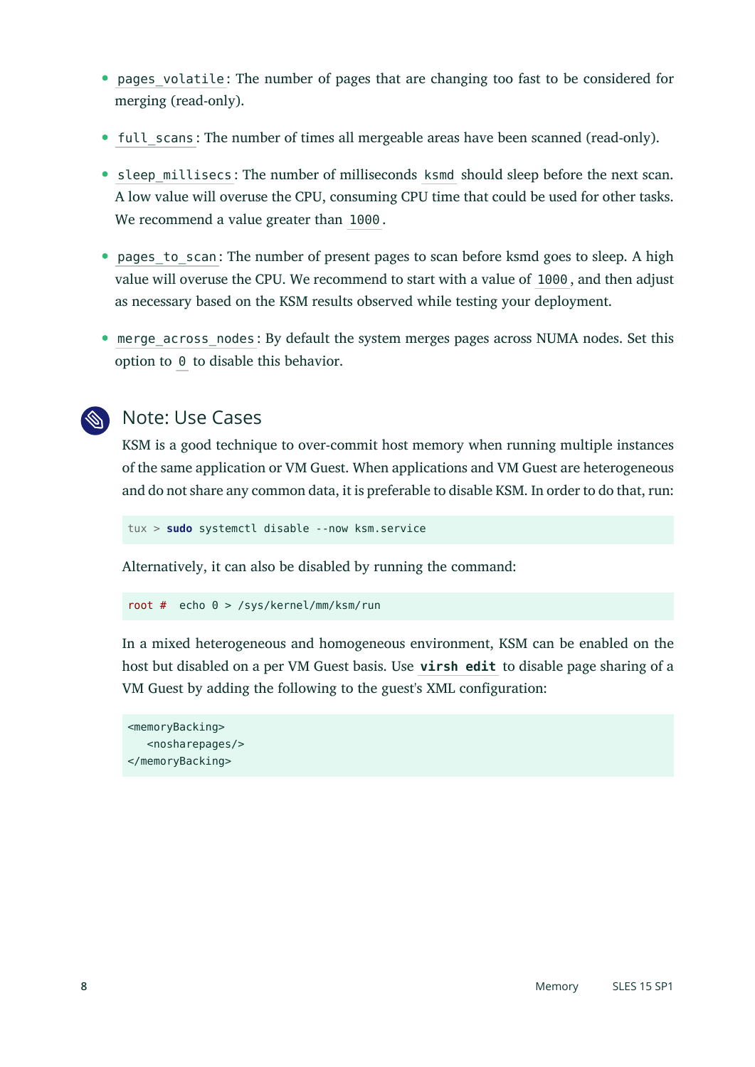- `pages_volatile`: The number of pages that are changing too fast to be considered for merging (read-only).
- `full_scans`: The number of times all mergeable areas have been scanned (read-only).
- `sleep_millisecs`: The number of milliseconds `ksmd` should sleep before the next scan. A low value will overuse the CPU, consuming CPU time that could be used for other tasks. We recommend a value greater than `1000`.
- `pages_to_scan`: The number of present pages to scan before ksmd goes to sleep. A high value will overuse the CPU. We recommend to start with a value of `1000`, and then adjust as necessary based on the KSM results observed while testing your deployment.
- `merge_across_nodes`: By default the system merges pages across NUMA nodes. Set this option to `0` to disable this behavior.

## Note: Use Cases

KSM is a good technique to over-commit host memory when running multiple instances of the same application or VM Guest. When applications and VM Guest are heterogeneous and do not share any common data, it is preferable to disable KSM. In order to do that, run:

```
tux > sudo systemctl disable --now ksm.service
```

Alternatively, it can also be disabled by running the command:

```
root #  echo 0 > /sys/kernel/mm/ksm/run
```

In a mixed heterogeneous and homogeneous environment, KSM can be enabled on the host but disabled on a per VM Guest basis. Use **`virsh edit`** to disable page sharing of a VM Guest by adding the following to the guest's XML configuration:

```
<memoryBacking>
   <nosharepages/>
</memoryBacking>
```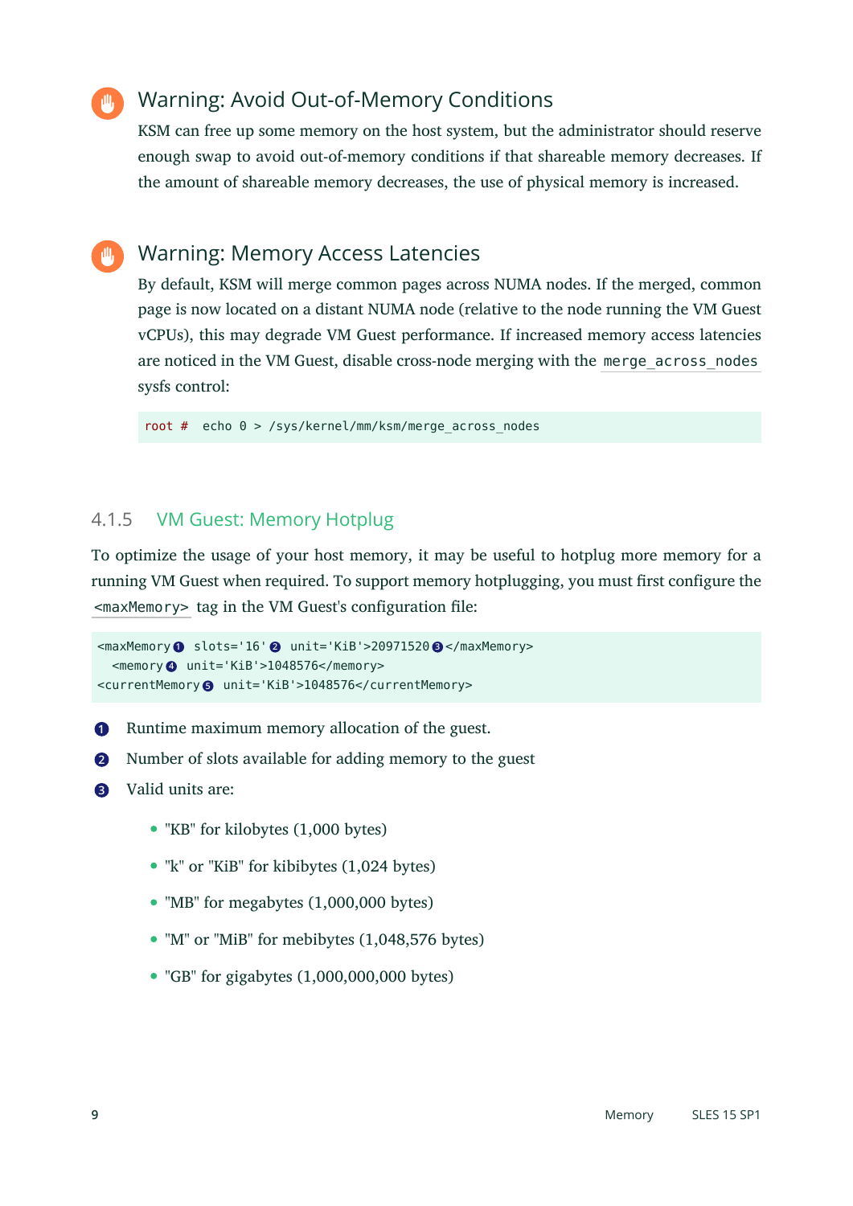**Warning: Avoid Out-of-Memory Conditions**

KSM can free up some memory on the host system, but the administrator should reserve enough swap to avoid out-of-memory conditions if that shareable memory decreases. If the amount of shareable memory decreases, the use of physical memory is increased.

**Warning: Memory Access Latencies**

By default, KSM will merge common pages across NUMA nodes. If the merged, common page is now located on a distant NUMA node (relative to the node running the VM Guest vCPUs), this may degrade VM Guest performance. If increased memory access latencies are noticed in the VM Guest, disable cross-node merging with the `merge_across_nodes` sysfs control:

```
root #  echo 0 > /sys/kernel/mm/ksm/merge_across_nodes
```

### 4.1.5 VM Guest: Memory Hotplug

To optimize the usage of your host memory, it may be useful to hotplug more memory for a running VM Guest when required. To support memory hotplugging, you must first configure the `<maxMemory>` tag in the VM Guest's configuration file:

```
<maxMemory❶ slots='16'❷ unit='KiB'>20971520❸</maxMemory>
  <memory❹ unit='KiB'>1048576</memory>
<currentMemory❺ unit='KiB'>1048576</currentMemory>
```

❶ Runtime maximum memory allocation of the guest.

❷ Number of slots available for adding memory to the guest

❸ Valid units are:

- "KB" for kilobytes (1,000 bytes)
- "k" or "KiB" for kibibytes (1,024 bytes)
- "MB" for megabytes (1,000,000 bytes)
- "M" or "MiB" for mebibytes (1,048,576 bytes)
- "GB" for gigabytes (1,000,000,000 bytes)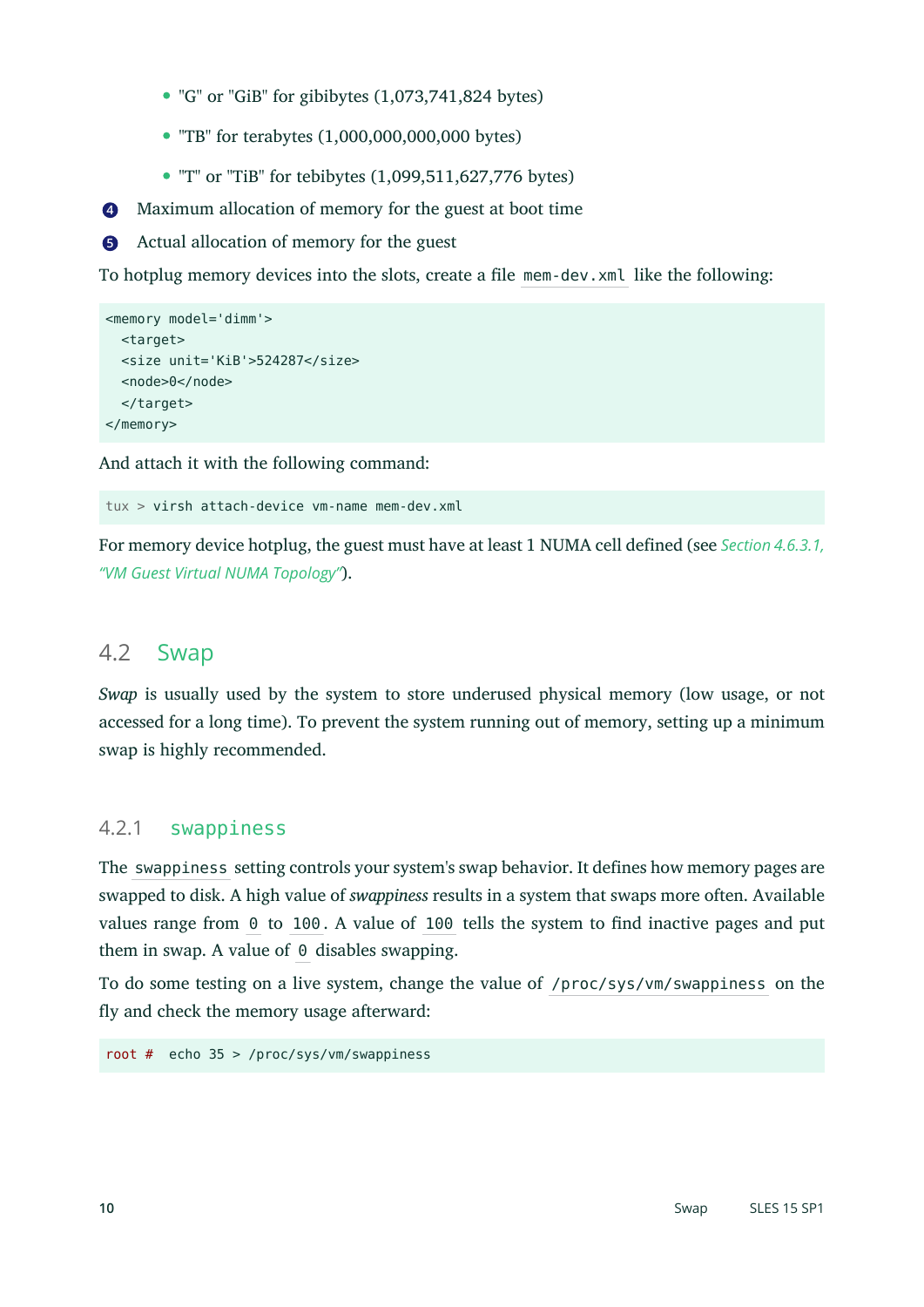- "G" or "GiB" for gibibytes (1,073,741,824 bytes)
- "TB" for terabytes (1,000,000,000,000 bytes)
- "T" or "TiB" for tebibytes (1,099,511,627,776 bytes)

4 Maximum allocation of memory for the guest at boot time

5 Actual allocation of memory for the guest

To hotplug memory devices into the slots, create a file `mem-dev.xml` like the following:

```
<memory model='dimm'>
  <target>
  <size unit='KiB'>524287</size>
  <node>0</node>
  </target>
</memory>
```

And attach it with the following command:

```
tux > virsh attach-device vm-name mem-dev.xml
```

For memory device hotplug, the guest must have at least 1 NUMA cell defined (see *Section 4.6.3.1, "VM Guest Virtual NUMA Topology"*).

## 4.2 Swap

*Swap* is usually used by the system to store underused physical memory (low usage, or not accessed for a long time). To prevent the system running out of memory, setting up a minimum swap is highly recommended.

### 4.2.1 swappiness

The `swappiness` setting controls your system's swap behavior. It defines how memory pages are swapped to disk. A high value of *swappiness* results in a system that swaps more often. Available values range from `0` to `100`. A value of `100` tells the system to find inactive pages and put them in swap. A value of `0` disables swapping.

To do some testing on a live system, change the value of `/proc/sys/vm/swappiness` on the fly and check the memory usage afterward:

```
root #  echo 35 > /proc/sys/vm/swappiness
```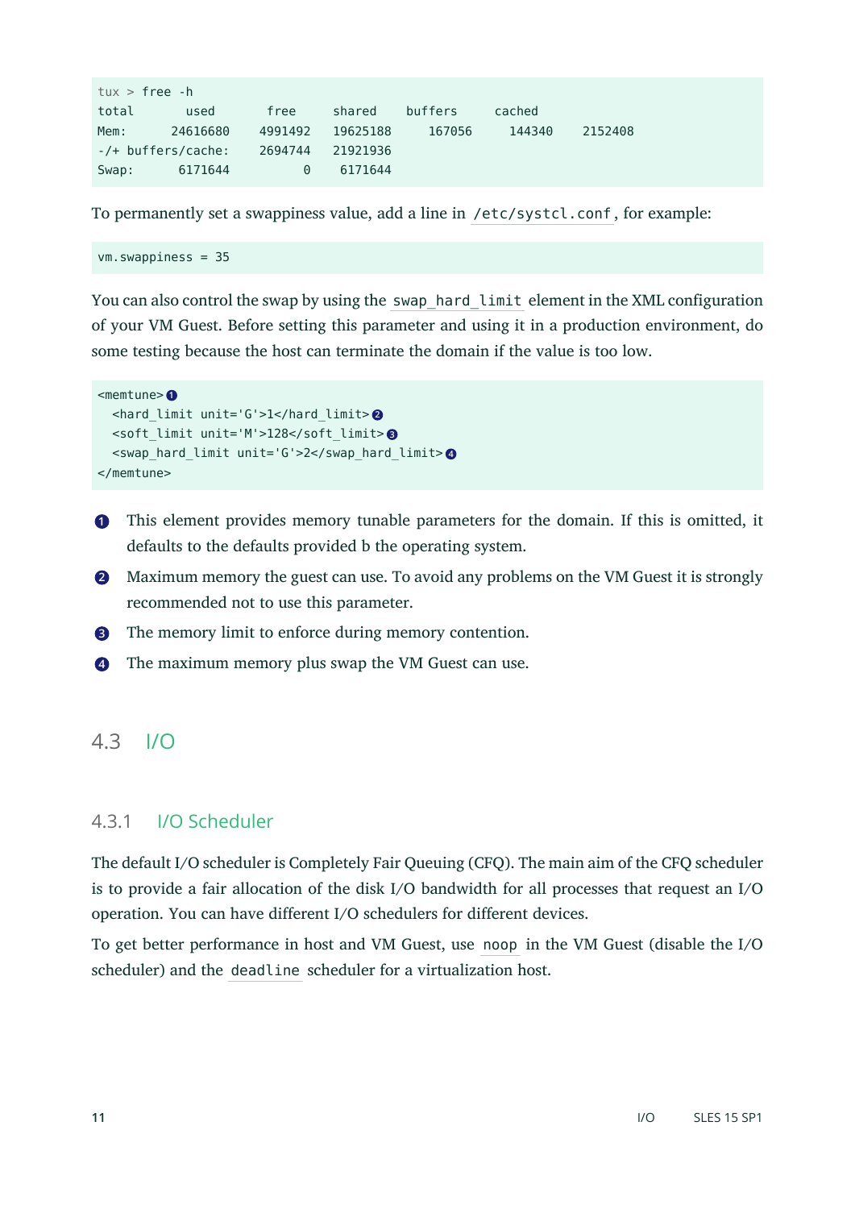```
tux > free -h
total       used        free      shared     buffers      cached
Mem:      24616680     4991492    19625188     167056      144340     2152408
-/+ buffers/cache:     2694744    21921936
Swap:      6171644           0     6171644
```

To permanently set a swappiness value, add a line in `/etc/systcl.conf`, for example:

```
vm.swappiness = 35
```

You can also control the swap by using the `swap_hard_limit` element in the XML configuration of your VM Guest. Before setting this parameter and using it in a production environment, do some testing because the host can terminate the domain if the value is too low.

```
<memtune> 1
  <hard_limit unit='G'>1</hard_limit> 2
  <soft_limit unit='M'>128</soft_limit> 3
  <swap_hard_limit unit='G'>2</swap_hard_limit> 4
</memtune>
```

1. This element provides memory tunable parameters for the domain. If this is omitted, it defaults to the defaults provided b the operating system.
2. Maximum memory the guest can use. To avoid any problems on the VM Guest it is strongly recommended not to use this parameter.
3. The memory limit to enforce during memory contention.
4. The maximum memory plus swap the VM Guest can use.

## 4.3 I/O

### 4.3.1 I/O Scheduler

The default I/O scheduler is Completely Fair Queuing (CFQ). The main aim of the CFQ scheduler is to provide a fair allocation of the disk I/O bandwidth for all processes that request an I/O operation. You can have different I/O schedulers for different devices.

To get better performance in host and VM Guest, use `noop` in the VM Guest (disable the I/O scheduler) and the `deadline` scheduler for a virtualization host.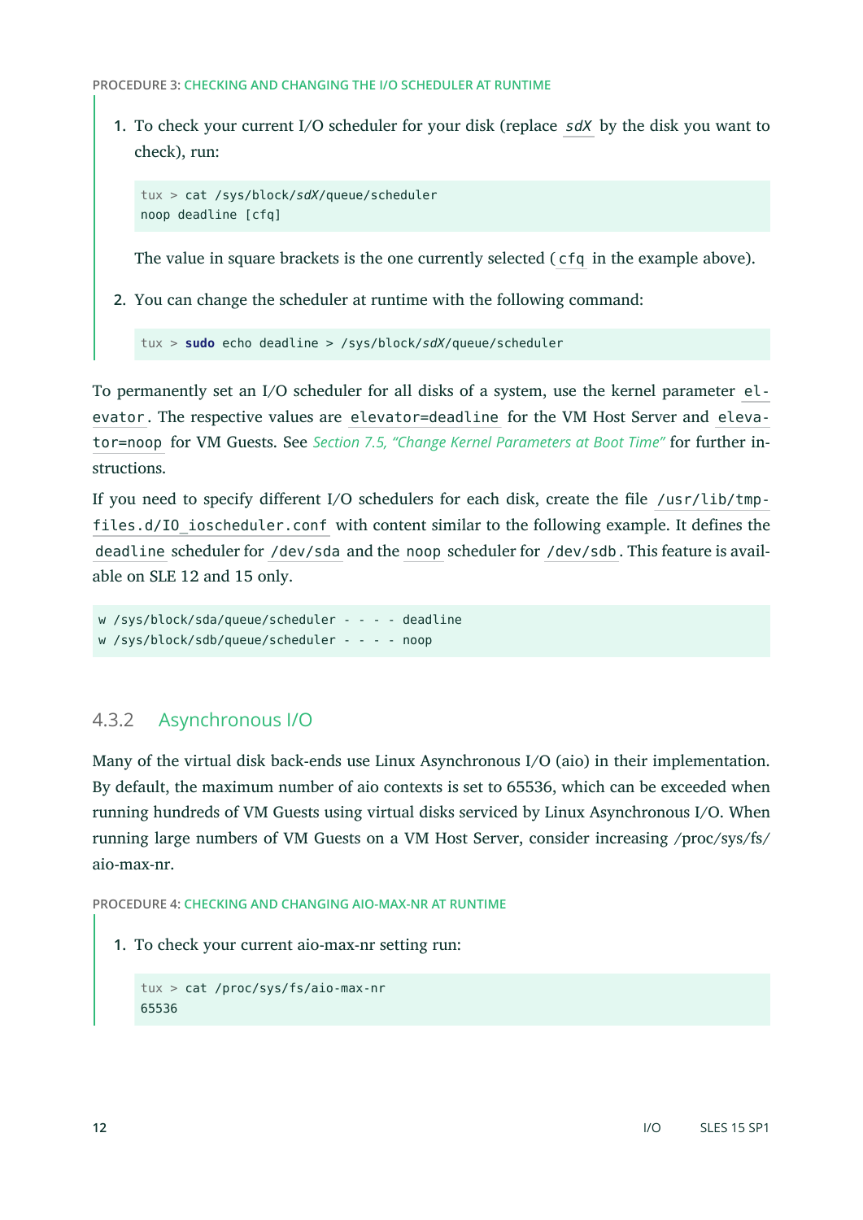PROCEDURE 3: CHECKING AND CHANGING THE I/O SCHEDULER AT RUNTIME

1. To check your current I/O scheduler for your disk (replace `sdX` by the disk you want to check), run:

   ```
   tux > cat /sys/block/sdX/queue/scheduler
   noop deadline [cfq]
   ```

   The value in square brackets is the one currently selected (`cfq` in the example above).

2. You can change the scheduler at runtime with the following command:

   ```
   tux > sudo echo deadline > /sys/block/sdX/queue/scheduler
   ```

To permanently set an I/O scheduler for all disks of a system, use the kernel parameter `elevator`. The respective values are `elevator=deadline` for the VM Host Server and `elevator=noop` for VM Guests. See *Section 7.5, “Change Kernel Parameters at Boot Time”* for further instructions.

If you need to specify different I/O schedulers for each disk, create the file `/usr/lib/tmpfiles.d/IO_ioscheduler.conf` with content similar to the following example. It defines the `deadline` scheduler for `/dev/sda` and the `noop` scheduler for `/dev/sdb`. This feature is available on SLE 12 and 15 only.

```
w /sys/block/sda/queue/scheduler - - - - deadline
w /sys/block/sdb/queue/scheduler - - - - noop
```

### 4.3.2 Asynchronous I/O

Many of the virtual disk back-ends use Linux Asynchronous I/O (aio) in their implementation. By default, the maximum number of aio contexts is set to 65536, which can be exceeded when running hundreds of VM Guests using virtual disks serviced by Linux Asynchronous I/O. When running large numbers of VM Guests on a VM Host Server, consider increasing /proc/sys/fs/aio-max-nr.

PROCEDURE 4: CHECKING AND CHANGING AIO-MAX-NR AT RUNTIME

1. To check your current aio-max-nr setting run:

   ```
   tux > cat /proc/sys/fs/aio-max-nr
   65536
   ```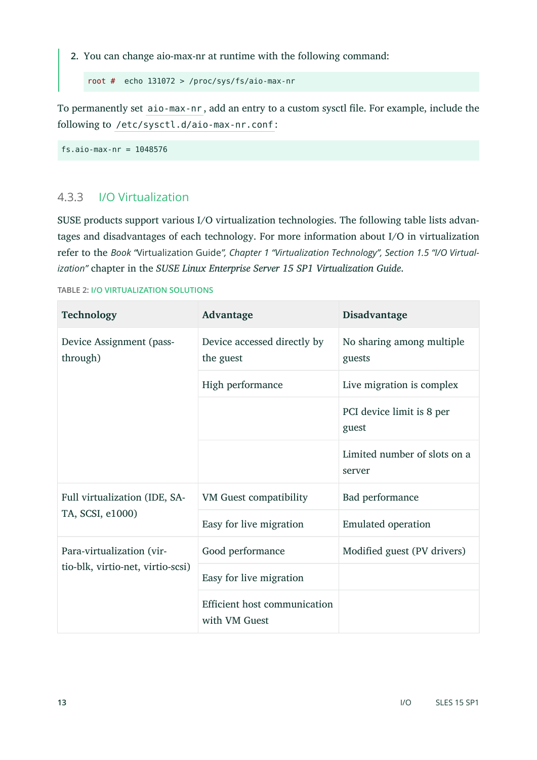2. You can change aio-max-nr at runtime with the following command:

```
root #  echo 131072 > /proc/sys/fs/aio-max-nr
```

To permanently set `aio-max-nr`, add an entry to a custom sysctl file. For example, include the following to `/etc/sysctl.d/aio-max-nr.conf`:

```
fs.aio-max-nr = 1048576
```

### 4.3.3 I/O Virtualization

SUSE products support various I/O virtualization technologies. The following table lists advantages and disadvantages of each technology. For more information about I/O in virtualization refer to the *Book "Virtualization Guide", Chapter 1 "Virtualization Technology", Section 1.5 "I/O Virtualization"* chapter in the *SUSE Linux Enterprise Server 15 SP1 Virtualization Guide*.

TABLE 2: I/O VIRTUALIZATION SOLUTIONS

| Technology | Advantage | Disadvantage |
|---|---|---|
| Device Assignment (pass-through) | Device accessed directly by the guest | No sharing among multiple guests |
| | High performance | Live migration is complex |
| | | PCI device limit is 8 per guest |
| | | Limited number of slots on a server |
| Full virtualization (IDE, SATA, SCSI, e1000) | VM Guest compatibility | Bad performance |
| | Easy for live migration | Emulated operation |
| Para-virtualization (virtio-blk, virtio-net, virtio-scsi) | Good performance | Modified guest (PV drivers) |
| | Easy for live migration | |
| | Efficient host communication with VM Guest | |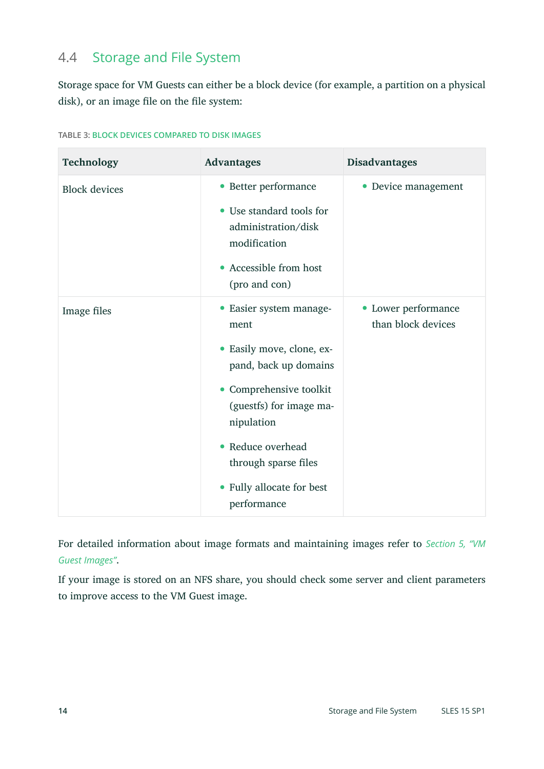## 4.4 Storage and File System

Storage space for VM Guests can either be a block device (for example, a partition on a physical disk), or an image file on the file system:

TABLE 3: BLOCK DEVICES COMPARED TO DISK IMAGES

| Technology | Advantages | Disadvantages |
| --- | --- | --- |
| Block devices | • Better performance<br>• Use standard tools for administration/disk modification<br>• Accessible from host (pro and con) | • Device management |
| Image files | • Easier system management<br>• Easily move, clone, expand, back up domains<br>• Comprehensive toolkit (guestfs) for image manipulation<br>• Reduce overhead through sparse files<br>• Fully allocate for best performance | • Lower performance than block devices |

For detailed information about image formats and maintaining images refer to *Section 5, "VM Guest Images"*.

If your image is stored on an NFS share, you should check some server and client parameters to improve access to the VM Guest image.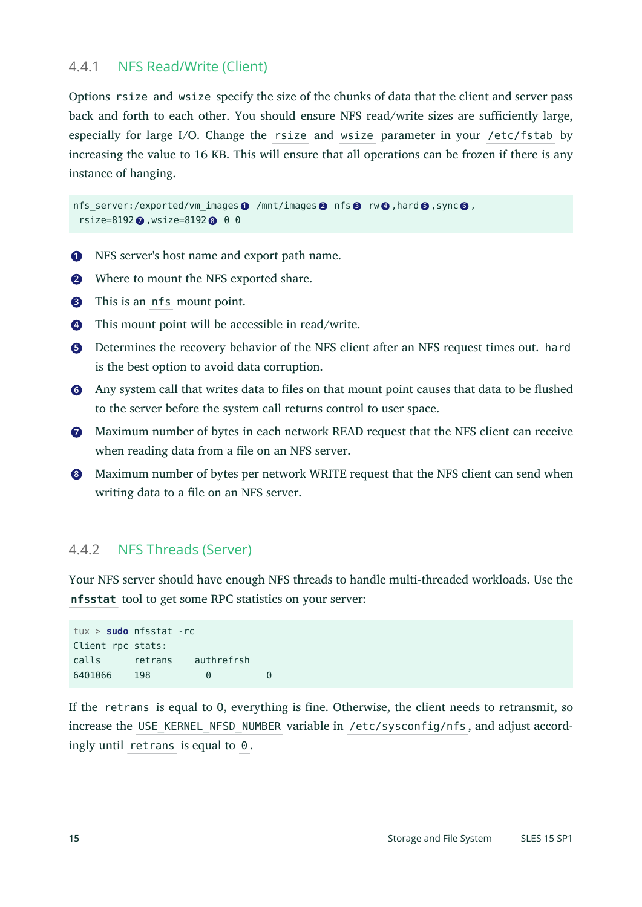### 4.4.1 NFS Read/Write (Client)

Options `rsize` and `wsize` specify the size of the chunks of data that the client and server pass back and forth to each other. You should ensure NFS read/write sizes are sufficiently large, especially for large I/O. Change the `rsize` and `wsize` parameter in your `/etc/fstab` by increasing the value to 16 KB. This will ensure that all operations can be frozen if there is any instance of hanging.

```
nfs_server:/exported/vm_images❶ /mnt/images❷ nfs❸ rw❹,hard❺,sync❻,
 rsize=8192❼,wsize=8192❽ 0 0
```

❶ NFS server's host name and export path name.

❷ Where to mount the NFS exported share.

❸ This is an `nfs` mount point.

❹ This mount point will be accessible in read/write.

❺ Determines the recovery behavior of the NFS client after an NFS request times out. `hard` is the best option to avoid data corruption.

❻ Any system call that writes data to files on that mount point causes that data to be flushed to the server before the system call returns control to user space.

❼ Maximum number of bytes in each network READ request that the NFS client can receive when reading data from a file on an NFS server.

❽ Maximum number of bytes per network WRITE request that the NFS client can send when writing data to a file on an NFS server.

### 4.4.2 NFS Threads (Server)

Your NFS server should have enough NFS threads to handle multi-threaded workloads. Use the **`nfsstat`** tool to get some RPC statistics on your server:

```
tux > sudo nfsstat -rc
Client rpc stats:
calls      retrans    authrefrsh
6401066    198          0          0
```

If the `retrans` is equal to 0, everything is fine. Otherwise, the client needs to retransmit, so increase the `USE_KERNEL_NFSD_NUMBER` variable in `/etc/sysconfig/nfs`, and adjust accordingly until `retrans` is equal to `0`.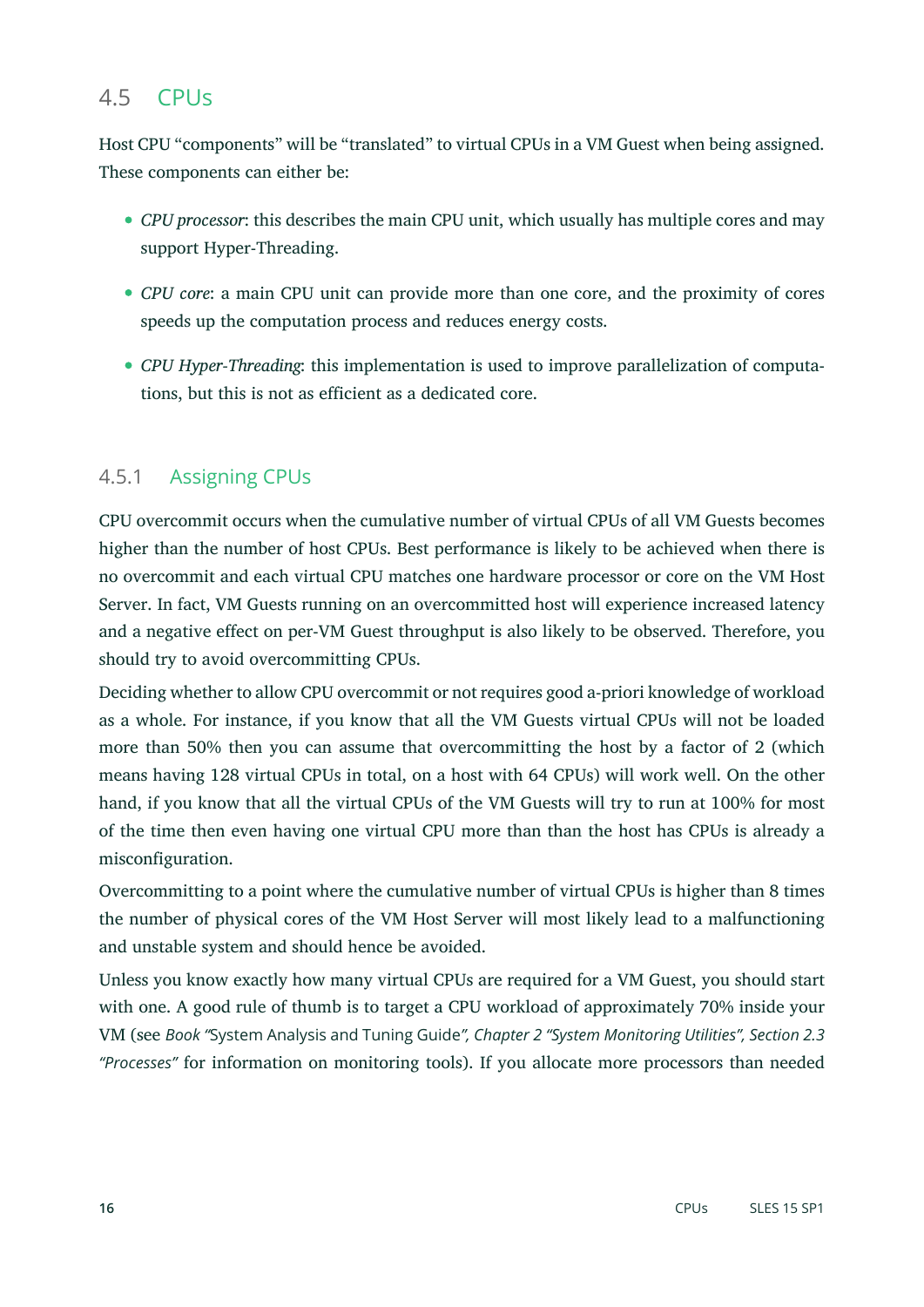## 4.5 CPUs

Host CPU "components" will be "translated" to virtual CPUs in a VM Guest when being assigned. These components can either be:

- *CPU processor*: this describes the main CPU unit, which usually has multiple cores and may support Hyper-Threading.
- *CPU core*: a main CPU unit can provide more than one core, and the proximity of cores speeds up the computation process and reduces energy costs.
- *CPU Hyper-Threading*: this implementation is used to improve parallelization of computations, but this is not as efficient as a dedicated core.

### 4.5.1 Assigning CPUs

CPU overcommit occurs when the cumulative number of virtual CPUs of all VM Guests becomes higher than the number of host CPUs. Best performance is likely to be achieved when there is no overcommit and each virtual CPU matches one hardware processor or core on the VM Host Server. In fact, VM Guests running on an overcommitted host will experience increased latency and a negative effect on per-VM Guest throughput is also likely to be observed. Therefore, you should try to avoid overcommitting CPUs.

Deciding whether to allow CPU overcommit or not requires good a-priori knowledge of workload as a whole. For instance, if you know that all the VM Guests virtual CPUs will not be loaded more than 50% then you can assume that overcommitting the host by a factor of 2 (which means having 128 virtual CPUs in total, on a host with 64 CPUs) will work well. On the other hand, if you know that all the virtual CPUs of the VM Guests will try to run at 100% for most of the time then even having one virtual CPU more than than the host has CPUs is already a misconfiguration.

Overcommitting to a point where the cumulative number of virtual CPUs is higher than 8 times the number of physical cores of the VM Host Server will most likely lead to a malfunctioning and unstable system and should hence be avoided.

Unless you know exactly how many virtual CPUs are required for a VM Guest, you should start with one. A good rule of thumb is to target a CPU workload of approximately 70% inside your VM (see *Book "*System Analysis and Tuning Guide*", Chapter 2 "System Monitoring Utilities", Section 2.3 "Processes"* for information on monitoring tools). If you allocate more processors than needed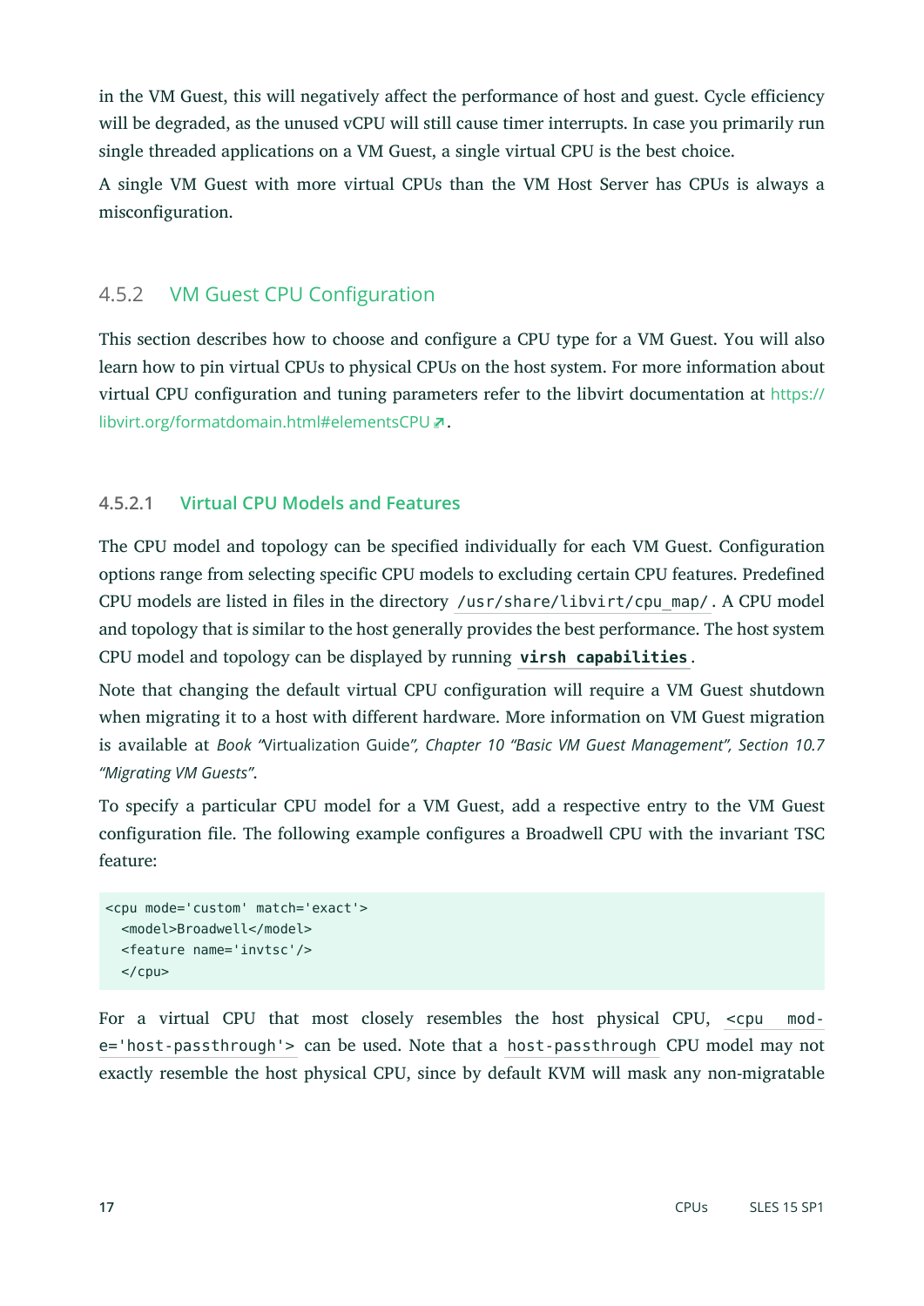in the VM Guest, this will negatively affect the performance of host and guest. Cycle efficiency will be degraded, as the unused vCPU will still cause timer interrupts. In case you primarily run single threaded applications on a VM Guest, a single virtual CPU is the best choice.

A single VM Guest with more virtual CPUs than the VM Host Server has CPUs is always a misconfiguration.

### 4.5.2 VM Guest CPU Configuration

This section describes how to choose and configure a CPU type for a VM Guest. You will also learn how to pin virtual CPUs to physical CPUs on the host system. For more information about virtual CPU configuration and tuning parameters refer to the libvirt documentation at https://libvirt.org/formatdomain.html#elementsCPU.

#### 4.5.2.1 Virtual CPU Models and Features

The CPU model and topology can be specified individually for each VM Guest. Configuration options range from selecting specific CPU models to excluding certain CPU features. Predefined CPU models are listed in files in the directory `/usr/share/libvirt/cpu_map/`. A CPU model and topology that is similar to the host generally provides the best performance. The host system CPU model and topology can be displayed by running **`virsh capabilities`**.

Note that changing the default virtual CPU configuration will require a VM Guest shutdown when migrating it to a host with different hardware. More information on VM Guest migration is available at *Book* "Virtualization Guide", *Chapter 10 "Basic VM Guest Management", Section 10.7 "Migrating VM Guests"*.

To specify a particular CPU model for a VM Guest, add a respective entry to the VM Guest configuration file. The following example configures a Broadwell CPU with the invariant TSC feature:

```
<cpu mode='custom' match='exact'>
  <model>Broadwell</model>
  <feature name='invtsc'/>
  </cpu>
```

For a virtual CPU that most closely resembles the host physical CPU, `<cpu mode='host-passthrough'>` can be used. Note that a `host-passthrough` CPU model may not exactly resemble the host physical CPU, since by default KVM will mask any non-migratable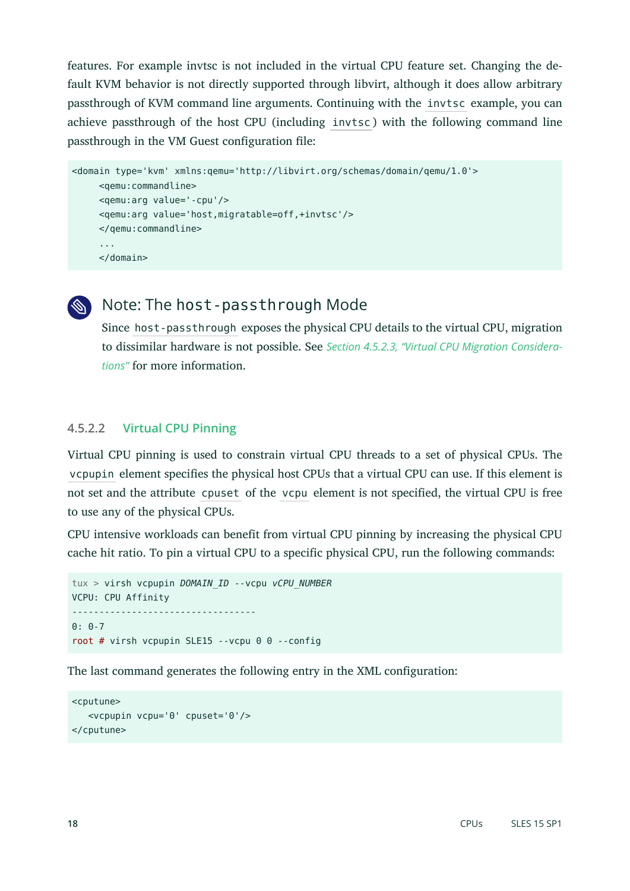features. For example invtsc is not included in the virtual CPU feature set. Changing the default KVM behavior is not directly supported through libvirt, although it does allow arbitrary passthrough of KVM command line arguments. Continuing with the `invtsc` example, you can achieve passthrough of the host CPU (including `invtsc`) with the following command line passthrough in the VM Guest configuration file:

```
<domain type='kvm' xmlns:qemu='http://libvirt.org/schemas/domain/qemu/1.0'>
     <qemu:commandline>
     <qemu:arg value='-cpu'/>
     <qemu:arg value='host,migratable=off,+invtsc'/>
     </qemu:commandline>
     ...
     </domain>
```

> **Note: The `host-passthrough` Mode**
>
> Since `host-passthrough` exposes the physical CPU details to the virtual CPU, migration to dissimilar hardware is not possible. See *Section 4.5.2.3, "Virtual CPU Migration Considerations"* for more information.

#### 4.5.2.2 Virtual CPU Pinning

Virtual CPU pinning is used to constrain virtual CPU threads to a set of physical CPUs. The `vcpupin` element specifies the physical host CPUs that a virtual CPU can use. If this element is not set and the attribute `cpuset` of the `vcpu` element is not specified, the virtual CPU is free to use any of the physical CPUs.

CPU intensive workloads can benefit from virtual CPU pinning by increasing the physical CPU cache hit ratio. To pin a virtual CPU to a specific physical CPU, run the following commands:

```
tux > virsh vcpupin DOMAIN_ID --vcpu vCPU_NUMBER
VCPU: CPU Affinity
----------------------------------
0: 0-7
root # virsh vcpupin SLE15 --vcpu 0 0 --config
```

The last command generates the following entry in the XML configuration:

```
<cputune>
   <vcpupin vcpu='0' cpuset='0'/>
</cputune>
```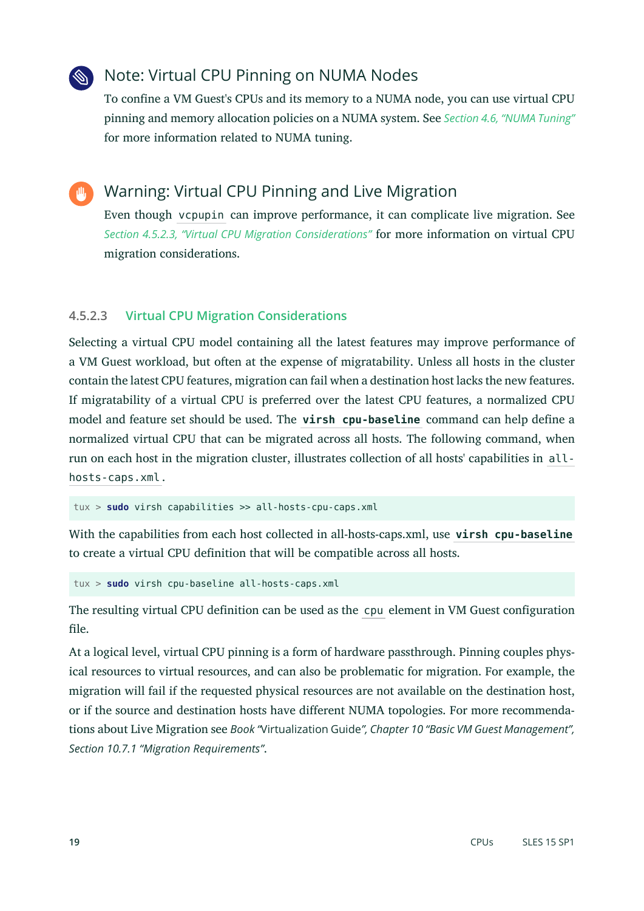## Note: Virtual CPU Pinning on NUMA Nodes

To confine a VM Guest's CPUs and its memory to a NUMA node, you can use virtual CPU pinning and memory allocation policies on a NUMA system. See *Section 4.6, “NUMA Tuning”* for more information related to NUMA tuning.

## Warning: Virtual CPU Pinning and Live Migration

Even though `vcpupin` can improve performance, it can complicate live migration. See *Section 4.5.2.3, “Virtual CPU Migration Considerations”* for more information on virtual CPU migration considerations.

### 4.5.2.3 Virtual CPU Migration Considerations

Selecting a virtual CPU model containing all the latest features may improve performance of a VM Guest workload, but often at the expense of migratability. Unless all hosts in the cluster contain the latest CPU features, migration can fail when a destination host lacks the new features. If migratability of a virtual CPU is preferred over the latest CPU features, a normalized CPU model and feature set should be used. The **`virsh cpu-baseline`** command can help define a normalized virtual CPU that can be migrated across all hosts. The following command, when run on each host in the migration cluster, illustrates collection of all hosts' capabilities in `all-hosts-caps.xml`.

```
tux > sudo virsh capabilities >> all-hosts-cpu-caps.xml
```

With the capabilities from each host collected in all-hosts-caps.xml, use **`virsh cpu-baseline`** to create a virtual CPU definition that will be compatible across all hosts.

```
tux > sudo virsh cpu-baseline all-hosts-caps.xml
```

The resulting virtual CPU definition can be used as the `cpu` element in VM Guest configuration file.

At a logical level, virtual CPU pinning is a form of hardware passthrough. Pinning couples physical resources to virtual resources, and can also be problematic for migration. For example, the migration will fail if the requested physical resources are not available on the destination host, or if the source and destination hosts have different NUMA topologies. For more recommendations about Live Migration see *Book “Virtualization Guide”, Chapter 10 “Basic VM Guest Management”, Section 10.7.1 “Migration Requirements”*.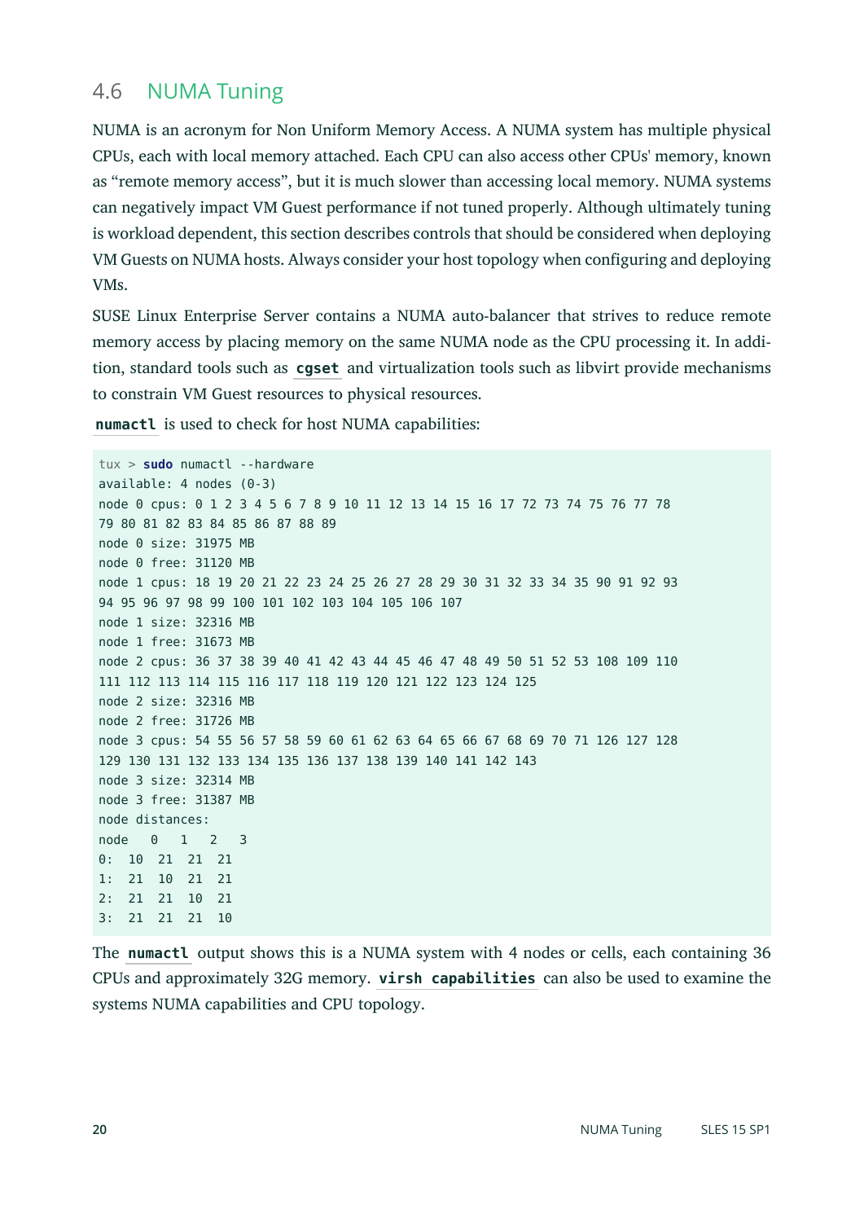## 4.6 NUMA Tuning

NUMA is an acronym for Non Uniform Memory Access. A NUMA system has multiple physical CPUs, each with local memory attached. Each CPU can also access other CPUs' memory, known as "remote memory access", but it is much slower than accessing local memory. NUMA systems can negatively impact VM Guest performance if not tuned properly. Although ultimately tuning is workload dependent, this section describes controls that should be considered when deploying VM Guests on NUMA hosts. Always consider your host topology when configuring and deploying VMs.

SUSE Linux Enterprise Server contains a NUMA auto-balancer that strives to reduce remote memory access by placing memory on the same NUMA node as the CPU processing it. In addition, standard tools such as `cgset` and virtualization tools such as libvirt provide mechanisms to constrain VM Guest resources to physical resources.

`numactl` is used to check for host NUMA capabilities:

```
tux > sudo numactl --hardware
available: 4 nodes (0-3)
node 0 cpus: 0 1 2 3 4 5 6 7 8 9 10 11 12 13 14 15 16 17 72 73 74 75 76 77 78
79 80 81 82 83 84 85 86 87 88 89
node 0 size: 31975 MB
node 0 free: 31120 MB
node 1 cpus: 18 19 20 21 22 23 24 25 26 27 28 29 30 31 32 33 34 35 90 91 92 93
94 95 96 97 98 99 100 101 102 103 104 105 106 107
node 1 size: 32316 MB
node 1 free: 31673 MB
node 2 cpus: 36 37 38 39 40 41 42 43 44 45 46 47 48 49 50 51 52 53 108 109 110
111 112 113 114 115 116 117 118 119 120 121 122 123 124 125
node 2 size: 32316 MB
node 2 free: 31726 MB
node 3 cpus: 54 55 56 57 58 59 60 61 62 63 64 65 66 67 68 69 70 71 126 127 128
129 130 131 132 133 134 135 136 137 138 139 140 141 142 143
node 3 size: 32314 MB
node 3 free: 31387 MB
node distances:
node   0   1   2   3
0:   10  21  21  21
1:   21  10  21  21
2:   21  21  10  21
3:   21  21  21  10
```

The `numactl` output shows this is a NUMA system with 4 nodes or cells, each containing 36 CPUs and approximately 32G memory. `virsh capabilities` can also be used to examine the systems NUMA capabilities and CPU topology.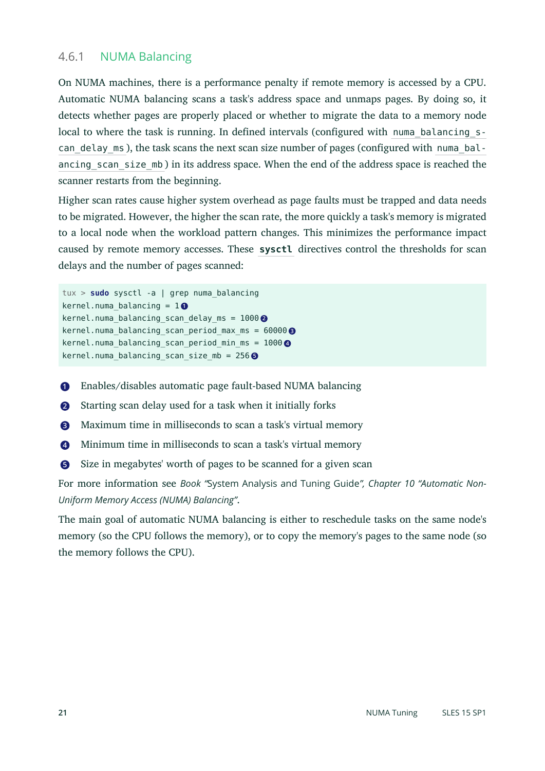### 4.6.1 NUMA Balancing

On NUMA machines, there is a performance penalty if remote memory is accessed by a CPU. Automatic NUMA balancing scans a task's address space and unmaps pages. By doing so, it detects whether pages are properly placed or whether to migrate the data to a memory node local to where the task is running. In defined intervals (configured with `numa_balancing_scan_delay_ms`), the task scans the next scan size number of pages (configured with `numa_balancing_scan_size_mb`) in its address space. When the end of the address space is reached the scanner restarts from the beginning.

Higher scan rates cause higher system overhead as page faults must be trapped and data needs to be migrated. However, the higher the scan rate, the more quickly a task's memory is migrated to a local node when the workload pattern changes. This minimizes the performance impact caused by remote memory accesses. These **`sysctl`** directives control the thresholds for scan delays and the number of pages scanned:

```
tux > sudo sysctl -a | grep numa_balancing
kernel.numa_balancing = 1 ❶
kernel.numa_balancing_scan_delay_ms = 1000 ❷
kernel.numa_balancing_scan_period_max_ms = 60000 ❸
kernel.numa_balancing_scan_period_min_ms = 1000 ❹
kernel.numa_balancing_scan_size_mb = 256 ❺
```

❶ Enables/disables automatic page fault-based NUMA balancing

❷ Starting scan delay used for a task when it initially forks

❸ Maximum time in milliseconds to scan a task's virtual memory

❹ Minimum time in milliseconds to scan a task's virtual memory

❺ Size in megabytes' worth of pages to be scanned for a given scan

For more information see *Book "System Analysis and Tuning Guide", Chapter 10 "Automatic Non-Uniform Memory Access (NUMA) Balancing"*.

The main goal of automatic NUMA balancing is either to reschedule tasks on the same node's memory (so the CPU follows the memory), or to copy the memory's pages to the same node (so the memory follows the CPU).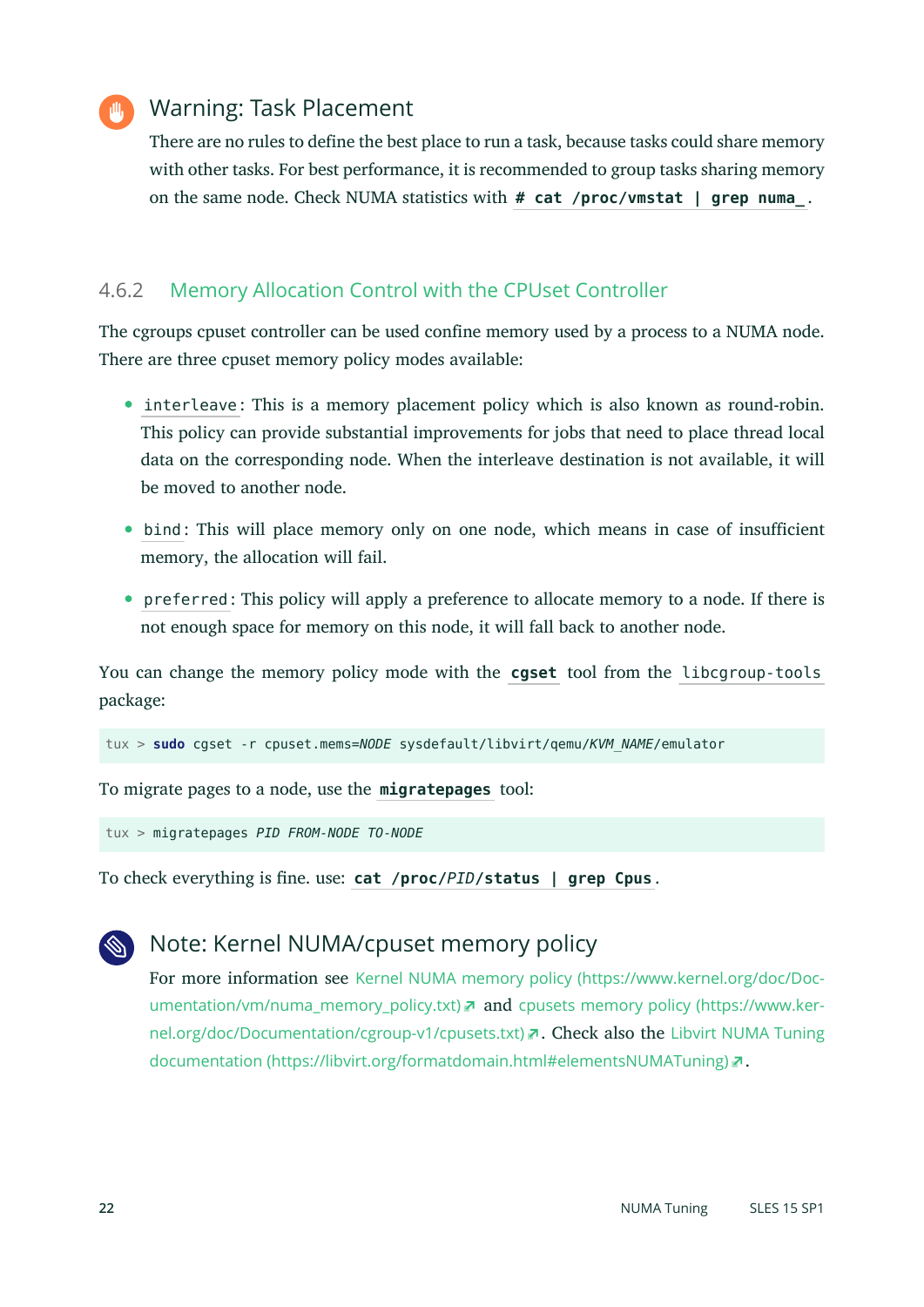> **Warning: Task Placement**
>
> There are no rules to define the best place to run a task, because tasks could share memory with other tasks. For best performance, it is recommended to group tasks sharing memory on the same node. Check NUMA statistics with `# cat /proc/vmstat | grep numa_`.

### 4.6.2 Memory Allocation Control with the CPUset Controller

The cgroups cpuset controller can be used confine memory used by a process to a NUMA node. There are three cpuset memory policy modes available:

- `interleave`: This is a memory placement policy which is also known as round-robin. This policy can provide substantial improvements for jobs that need to place thread local data on the corresponding node. When the interleave destination is not available, it will be moved to another node.
- `bind`: This will place memory only on one node, which means in case of insufficient memory, the allocation will fail.
- `preferred`: This policy will apply a preference to allocate memory to a node. If there is not enough space for memory on this node, it will fall back to another node.

You can change the memory policy mode with the **`cgset`** tool from the `libcgroup-tools` package:

```
tux > sudo cgset -r cpuset.mems=NODE sysdefault/libvirt/qemu/KVM_NAME/emulator
```

To migrate pages to a node, use the **`migratepages`** tool:

```
tux > migratepages PID FROM-NODE TO-NODE
```

To check everything is fine. use: `cat /proc/PID/status | grep Cpus`.

> **Note: Kernel NUMA/cpuset memory policy**
>
> For more information see Kernel NUMA memory policy (https://www.kernel.org/doc/Documentation/vm/numa_memory_policy.txt) and cpusets memory policy (https://www.kernel.org/doc/Documentation/cgroup-v1/cpusets.txt). Check also the Libvirt NUMA Tuning documentation (https://libvirt.org/formatdomain.html#elementsNUMATuning).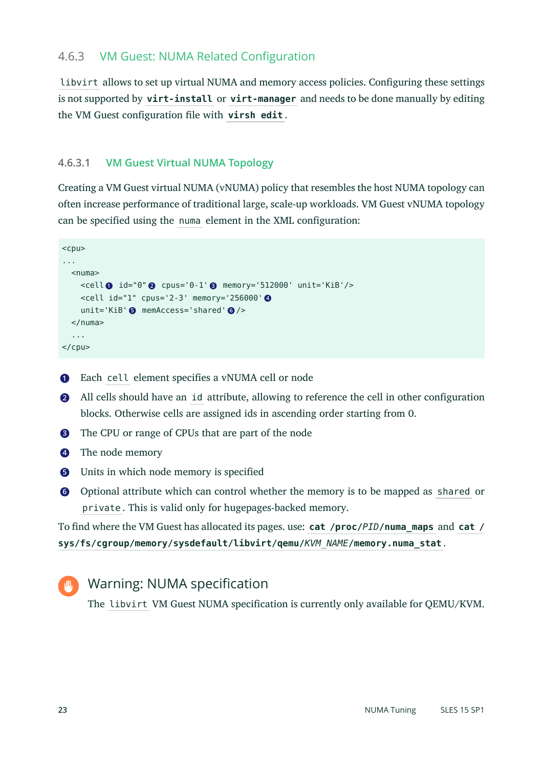### 4.6.3 VM Guest: NUMA Related Configuration

`libvirt` allows to set up virtual NUMA and memory access policies. Configuring these settings is not supported by **`virt-install`** or **`virt-manager`** and needs to be done manually by editing the VM Guest configuration file with **`virsh edit`**.

#### 4.6.3.1 VM Guest Virtual NUMA Topology

Creating a VM Guest virtual NUMA (vNUMA) policy that resembles the host NUMA topology can often increase performance of traditional large, scale-up workloads. VM Guest vNUMA topology can be specified using the `numa` element in the XML configuration:

```
<cpu>
...
  <numa>
    <cell❶ id="0"❷ cpus='0-1'❸ memory='512000' unit='KiB'/>
    <cell id="1" cpus='2-3' memory='256000'❹
    unit='KiB'❺ memAccess='shared'❻/>
  </numa>
  ...
</cpu>
```

❶ Each `cell` element specifies a vNUMA cell or node

❷ All cells should have an `id` attribute, allowing to reference the cell in other configuration blocks. Otherwise cells are assigned ids in ascending order starting from 0.

❸ The CPU or range of CPUs that are part of the node

❹ The node memory

❺ Units in which node memory is specified

❻ Optional attribute which can control whether the memory is to be mapped as `shared` or `private`. This is valid only for hugepages-backed memory.

To find where the VM Guest has allocated its pages. use: **`cat /proc/`*`PID`*`/numa_maps`** and **`cat /sys/fs/cgroup/memory/sysdefault/libvirt/qemu/`*`KVM_NAME`*`/memory.numa_stat`**.

> **Warning: NUMA specification**
>
> The `libvirt` VM Guest NUMA specification is currently only available for QEMU/KVM.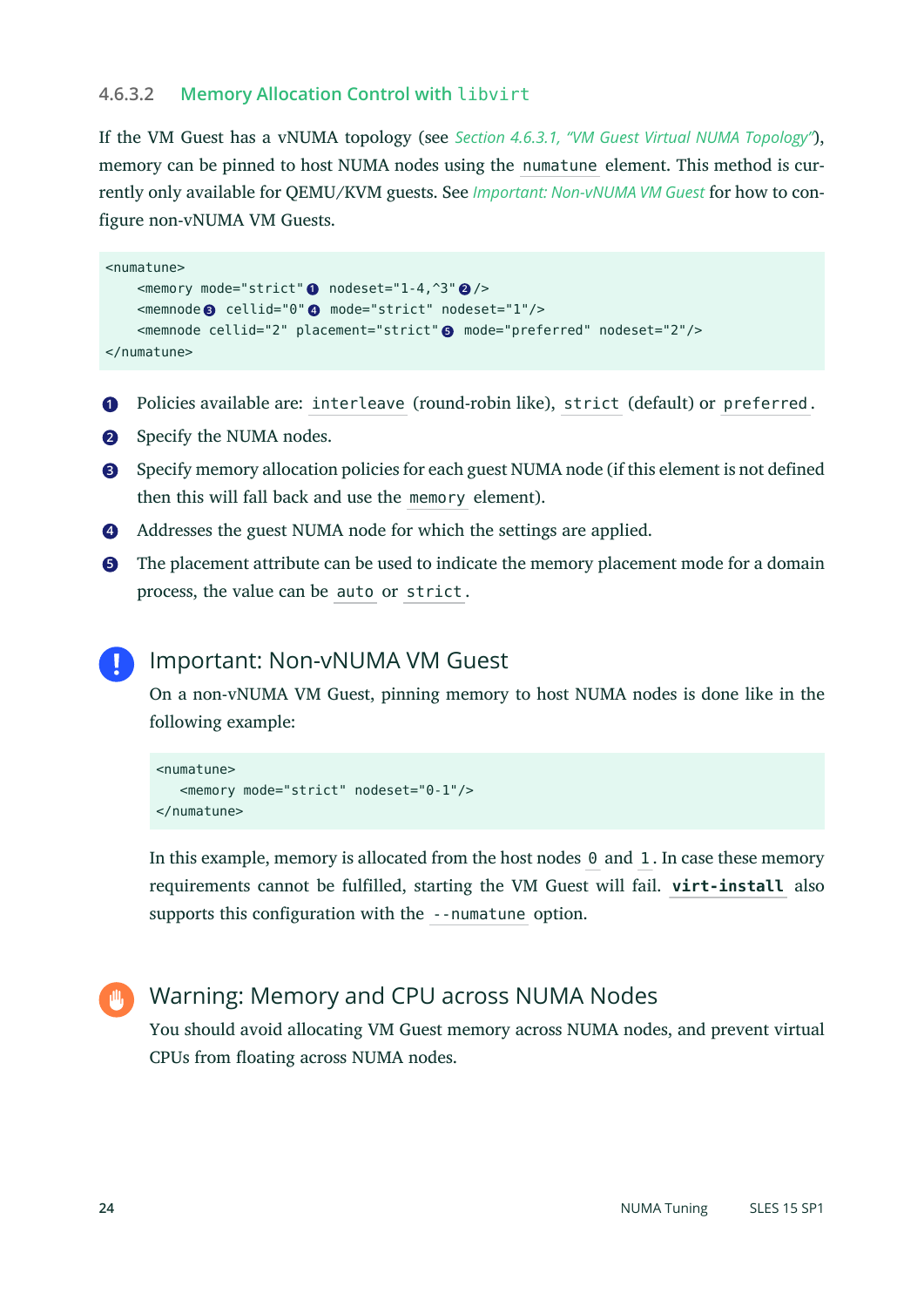#### 4.6.3.2 Memory Allocation Control with `libvirt`

If the VM Guest has a vNUMA topology (see *Section 4.6.3.1, "VM Guest Virtual NUMA Topology"*), memory can be pinned to host NUMA nodes using the `numatune` element. This method is currently only available for QEMU/KVM guests. See *Important: Non-vNUMA VM Guest* for how to configure non-vNUMA VM Guests.

```
<numatune>
    <memory mode="strict"❶ nodeset="1-4,^3"❷/>
    <memnode❸ cellid="0"❹ mode="strict" nodeset="1"/>
    <memnode cellid="2" placement="strict"❺ mode="preferred" nodeset="2"/>
</numatune>
```

❶ Policies available are: `interleave` (round-robin like), `strict` (default) or `preferred`.

❷ Specify the NUMA nodes.

❸ Specify memory allocation policies for each guest NUMA node (if this element is not defined then this will fall back and use the `memory` element).

❹ Addresses the guest NUMA node for which the settings are applied.

❺ The placement attribute can be used to indicate the memory placement mode for a domain process, the value can be `auto` or `strict`.

**Important: Non-vNUMA VM Guest**

On a non-vNUMA VM Guest, pinning memory to host NUMA nodes is done like in the following example:

```
<numatune>
   <memory mode="strict" nodeset="0-1"/>
</numatune>
```

In this example, memory is allocated from the host nodes `0` and `1`. In case these memory requirements cannot be fulfilled, starting the VM Guest will fail. **`virt-install`** also supports this configuration with the `--numatune` option.

**Warning: Memory and CPU across NUMA Nodes**

You should avoid allocating VM Guest memory across NUMA nodes, and prevent virtual CPUs from floating across NUMA nodes.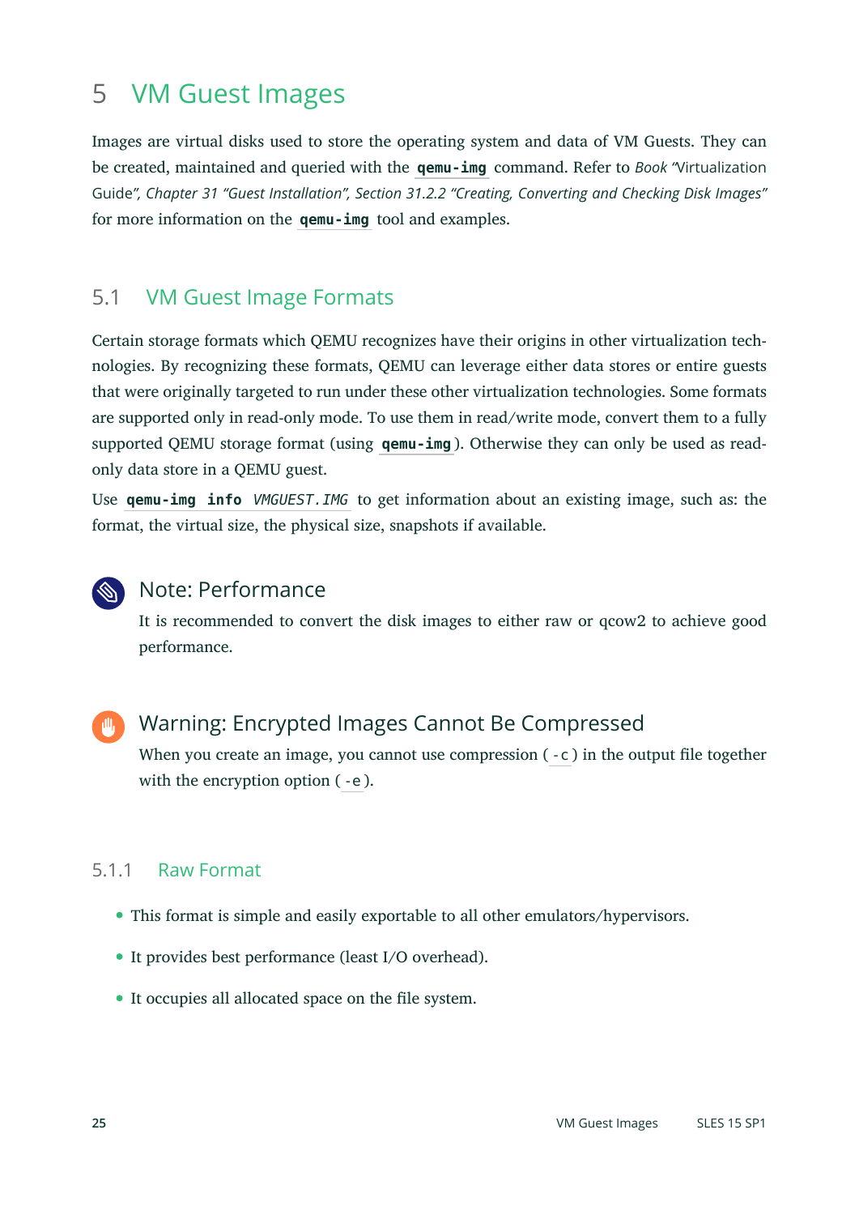# 5 VM Guest Images

Images are virtual disks used to store the operating system and data of VM Guests. They can be created, maintained and queried with the `qemu-img` command. Refer to *Book "Virtualization Guide", Chapter 31 "Guest Installation", Section 31.2.2 "Creating, Converting and Checking Disk Images"* for more information on the `qemu-img` tool and examples.

## 5.1 VM Guest Image Formats

Certain storage formats which QEMU recognizes have their origins in other virtualization technologies. By recognizing these formats, QEMU can leverage either data stores or entire guests that were originally targeted to run under these other virtualization technologies. Some formats are supported only in read-only mode. To use them in read/write mode, convert them to a fully supported QEMU storage format (using `qemu-img`). Otherwise they can only be used as read-only data store in a QEMU guest.

Use `qemu-img info VMGUEST.IMG` to get information about an existing image, such as: the format, the virtual size, the physical size, snapshots if available.

> **Note: Performance**
>
> It is recommended to convert the disk images to either raw or qcow2 to achieve good performance.

> **Warning: Encrypted Images Cannot Be Compressed**
>
> When you create an image, you cannot use compression (`-c`) in the output file together with the encryption option (`-e`).

### 5.1.1 Raw Format

- This format is simple and easily exportable to all other emulators/hypervisors.
- It provides best performance (least I/O overhead).
- It occupies all allocated space on the file system.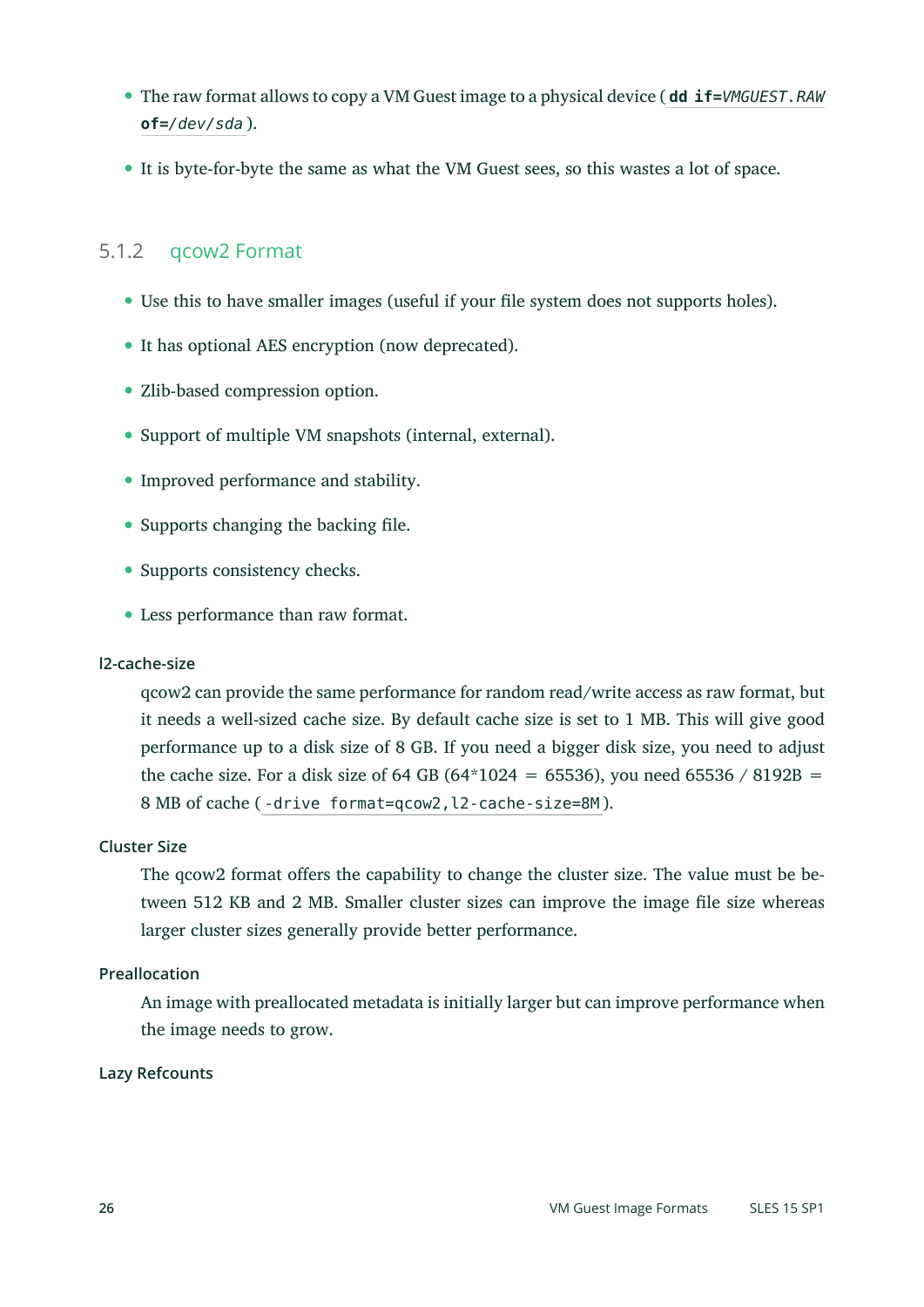- The raw format allows to copy a VM Guest image to a physical device ( `dd if=VMGUEST.RAW of=/dev/sda` ).
- It is byte-for-byte the same as what the VM Guest sees, so this wastes a lot of space.

### 5.1.2 qcow2 Format

- Use this to have smaller images (useful if your file system does not supports holes).
- It has optional AES encryption (now deprecated).
- Zlib-based compression option.
- Support of multiple VM snapshots (internal, external).
- Improved performance and stability.
- Supports changing the backing file.
- Supports consistency checks.
- Less performance than raw format.

**l2-cache-size**

qcow2 can provide the same performance for random read/write access as raw format, but it needs a well-sized cache size. By default cache size is set to 1 MB. This will give good performance up to a disk size of 8 GB. If you need a bigger disk size, you need to adjust the cache size. For a disk size of 64 GB (64*1024 = 65536), you need 65536 / 8192B = 8 MB of cache ( `-drive format=qcow2,l2-cache-size=8M` ).

**Cluster Size**

The qcow2 format offers the capability to change the cluster size. The value must be between 512 KB and 2 MB. Smaller cluster sizes can improve the image file size whereas larger cluster sizes generally provide better performance.

**Preallocation**

An image with preallocated metadata is initially larger but can improve performance when the image needs to grow.

**Lazy Refcounts**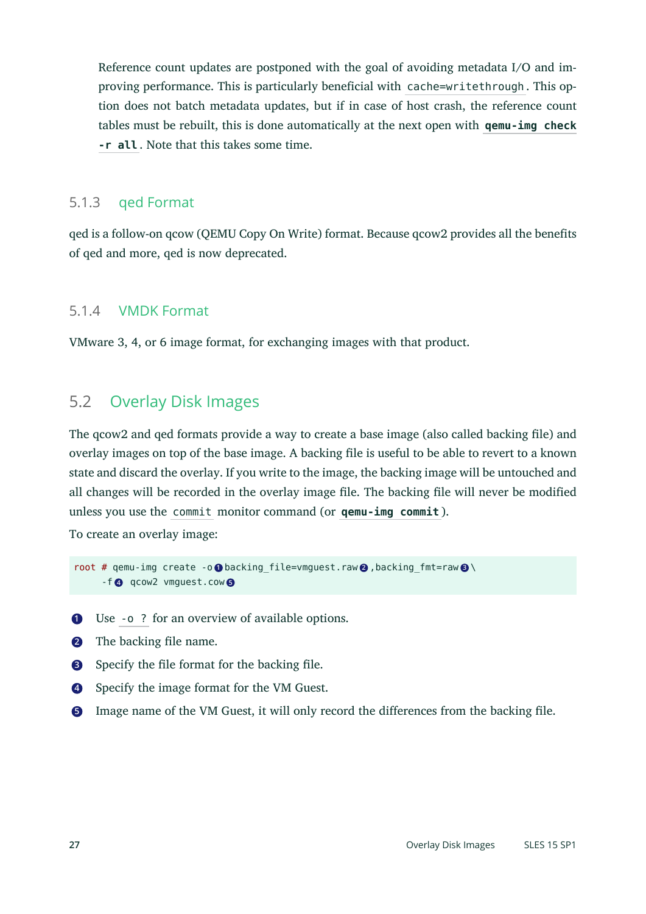Reference count updates are postponed with the goal of avoiding metadata I/O and improving performance. This is particularly beneficial with `cache=writethrough`. This option does not batch metadata updates, but if in case of host crash, the reference count tables must be rebuilt, this is done automatically at the next open with **`qemu-img check -r all`**. Note that this takes some time.

### 5.1.3 qed Format

qed is a follow-on qcow (QEMU Copy On Write) format. Because qcow2 provides all the benefits of qed and more, qed is now deprecated.

### 5.1.4 VMDK Format

VMware 3, 4, or 6 image format, for exchanging images with that product.

## 5.2 Overlay Disk Images

The qcow2 and qed formats provide a way to create a base image (also called backing file) and overlay images on top of the base image. A backing file is useful to be able to revert to a known state and discard the overlay. If you write to the image, the backing image will be untouched and all changes will be recorded in the overlay image file. The backing file will never be modified unless you use the `commit` monitor command (or **`qemu-img commit`**).

To create an overlay image:

```
root # qemu-img create -o❶backing_file=vmguest.raw❷,backing_fmt=raw❸\
     -f❹ qcow2 vmguest.cow❺
```

❶ Use `-o ?` for an overview of available options.

❷ The backing file name.

❸ Specify the file format for the backing file.

❹ Specify the image format for the VM Guest.

❺ Image name of the VM Guest, it will only record the differences from the backing file.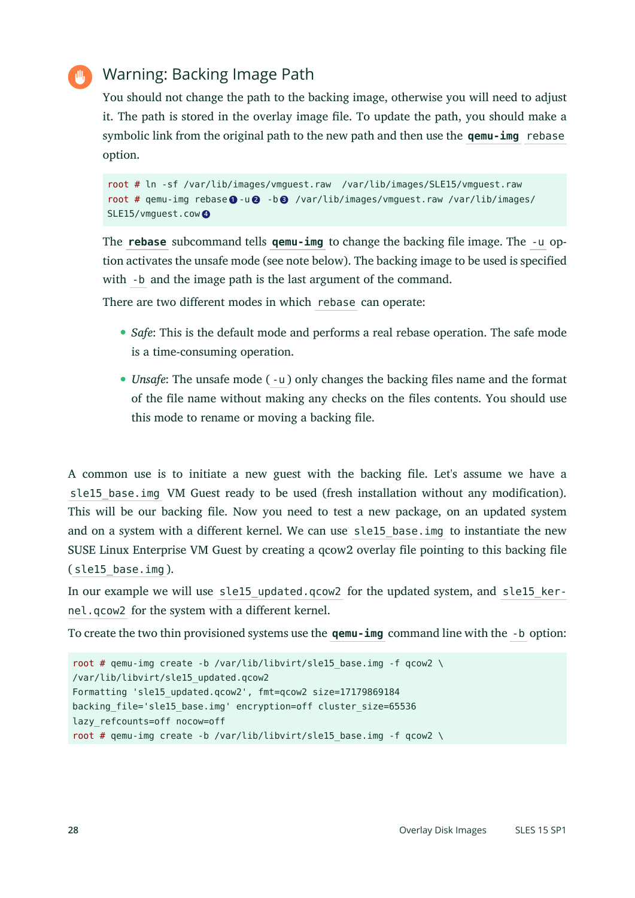### Warning: Backing Image Path

You should not change the path to the backing image, otherwise you will need to adjust it. The path is stored in the overlay image file. To update the path, you should make a symbolic link from the original path to the new path and then use the `qemu-img rebase` option.

```
root # ln -sf /var/lib/images/vmguest.raw  /var/lib/images/SLE15/vmguest.raw
root # qemu-img rebase❶ -u❷  -b❸ /var/lib/images/vmguest.raw /var/lib/images/
SLE15/vmguest.cow❹
```

The **`rebase`** subcommand tells **`qemu-img`** to change the backing file image. The `-u` option activates the unsafe mode (see note below). The backing image to be used is specified with `-b` and the image path is the last argument of the command.

There are two different modes in which `rebase` can operate:

- *Safe*: This is the default mode and performs a real rebase operation. The safe mode is a time-consuming operation.
- *Unsafe*: The unsafe mode (`-u`) only changes the backing files name and the format of the file name without making any checks on the files contents. You should use this mode to rename or moving a backing file.

A common use is to initiate a new guest with the backing file. Let's assume we have a `sle15_base.img` VM Guest ready to be used (fresh installation without any modification). This will be our backing file. Now you need to test a new package, on an updated system and on a system with a different kernel. We can use `sle15_base.img` to instantiate the new SUSE Linux Enterprise VM Guest by creating a qcow2 overlay file pointing to this backing file (`sle15_base.img`).

In our example we will use `sle15_updated.qcow2` for the updated system, and `sle15_kernel.qcow2` for the system with a different kernel.

To create the two thin provisioned systems use the **`qemu-img`** command line with the `-b` option:

```
root # qemu-img create -b /var/lib/libvirt/sle15_base.img -f qcow2 \
/var/lib/libvirt/sle15_updated.qcow2
Formatting 'sle15_updated.qcow2', fmt=qcow2 size=17179869184
backing_file='sle15_base.img' encryption=off cluster_size=65536
lazy_refcounts=off nocow=off
root # qemu-img create -b /var/lib/libvirt/sle15_base.img -f qcow2 \
```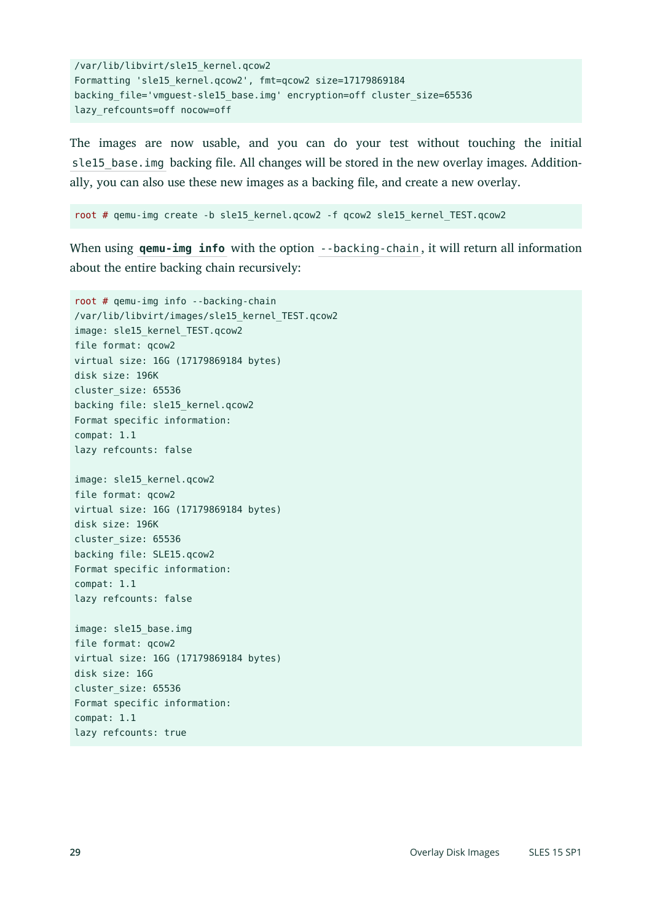```
/var/lib/libvirt/sle15_kernel.qcow2
Formatting 'sle15_kernel.qcow2', fmt=qcow2 size=17179869184
backing_file='vmguest-sle15_base.img' encryption=off cluster_size=65536
lazy_refcounts=off nocow=off
```

The images are now usable, and you can do your test without touching the initial `sle15_base.img` backing file. All changes will be stored in the new overlay images. Additionally, you can also use these new images as a backing file, and create a new overlay.

```
root # qemu-img create -b sle15_kernel.qcow2 -f qcow2 sle15_kernel_TEST.qcow2
```

When using **`qemu-img info`** with the option `--backing-chain`, it will return all information about the entire backing chain recursively:

```
root # qemu-img info --backing-chain
/var/lib/libvirt/images/sle15_kernel_TEST.qcow2
image: sle15_kernel_TEST.qcow2
file format: qcow2
virtual size: 16G (17179869184 bytes)
disk size: 196K
cluster_size: 65536
backing file: sle15_kernel.qcow2
Format specific information:
compat: 1.1
lazy refcounts: false

image: sle15_kernel.qcow2
file format: qcow2
virtual size: 16G (17179869184 bytes)
disk size: 196K
cluster_size: 65536
backing file: SLE15.qcow2
Format specific information:
compat: 1.1
lazy refcounts: false

image: sle15_base.img
file format: qcow2
virtual size: 16G (17179869184 bytes)
disk size: 16G
cluster_size: 65536
Format specific information:
compat: 1.1
lazy refcounts: true
```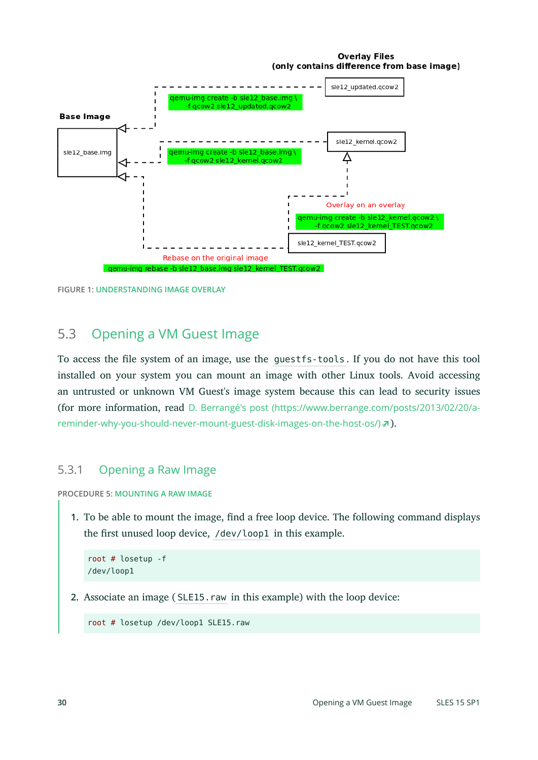Overlay Files
(only contains difference from base image)

sle12_updated.qcow2

qemu-img create -b sle12_base.img \
-f qcow2 sle12_updated.qcow2

Base Image

sle12_base.img

qemu-img create -b sle12_base.img \
-f qcow2 sle12_kernel.qcow2

sle12_kernel.qcow2

Overlay on an overlay

qemu-img create -b sle12_kernel.qcow2 \
-f qcow2 sle12_kernel_TEST.qcow2

sle12_kernel_TEST.qcow2

Rebase on the original image

qemu-img rebase -b sle12_base.img sle12_kernel_TEST.qcow2

FIGURE 1: UNDERSTANDING IMAGE OVERLAY

## 5.3 Opening a VM Guest Image

To access the file system of an image, use the `guestfs-tools`. If you do not have this tool installed on your system you can mount an image with other Linux tools. Avoid accessing an untrusted or unknown VM Guest's image system because this can lead to security issues (for more information, read D. Berrangé's post (https://www.berrange.com/posts/2013/02/20/a-reminder-why-you-should-never-mount-guest-disk-images-on-the-host-os/)).

### 5.3.1 Opening a Raw Image

PROCEDURE 5: MOUNTING A RAW IMAGE

1. To be able to mount the image, find a free loop device. The following command displays the first unused loop device, `/dev/loop1` in this example.

```
root # losetup -f
/dev/loop1
```

2. Associate an image (`SLE15.raw` in this example) with the loop device:

```
root # losetup /dev/loop1 SLE15.raw
```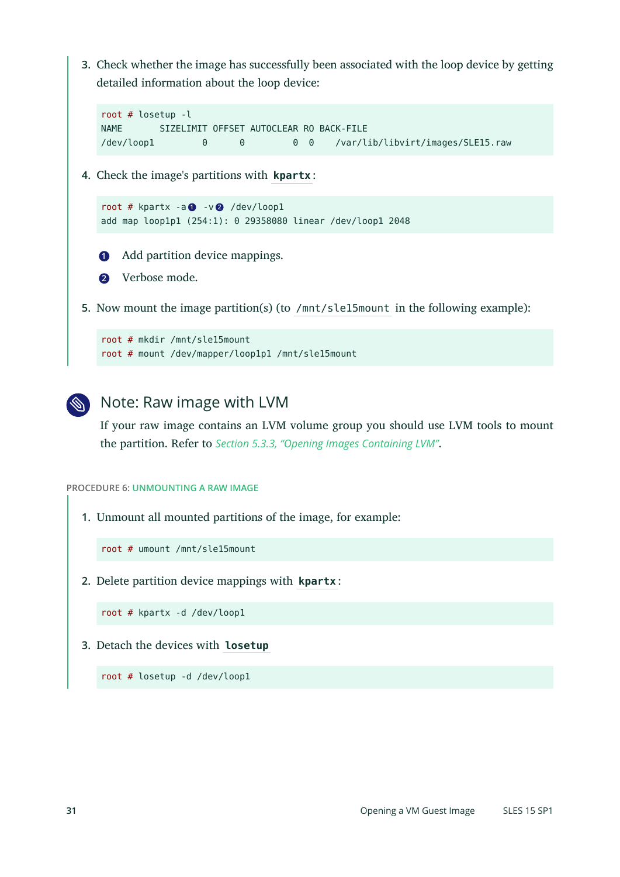3. Check whether the image has successfully been associated with the loop device by getting detailed information about the loop device:

```
root # losetup -l
NAME       SIZELIMIT OFFSET AUTOCLEAR RO BACK-FILE
/dev/loop1         0      0         0  0    /var/lib/libvirt/images/SLE15.raw
```

4. Check the image's partitions with `kpartx`:

```
root # kpartx -a❶ -v❷ /dev/loop1
add map loop1p1 (254:1): 0 29358080 linear /dev/loop1 2048
```

❶ Add partition device mappings.

❷ Verbose mode.

5. Now mount the image partition(s) (to `/mnt/sle15mount` in the following example):

```
root # mkdir /mnt/sle15mount
root # mount /dev/mapper/loop1p1 /mnt/sle15mount
```

## Note: Raw image with LVM

If your raw image contains an LVM volume group you should use LVM tools to mount the partition. Refer to *Section 5.3.3, “Opening Images Containing LVM”*.

PROCEDURE 6: UNMOUNTING A RAW IMAGE

1. Unmount all mounted partitions of the image, for example:

```
root # umount /mnt/sle15mount
```

2. Delete partition device mappings with `kpartx`:

```
root # kpartx -d /dev/loop1
```

3. Detach the devices with `losetup`

```
root # losetup -d /dev/loop1
```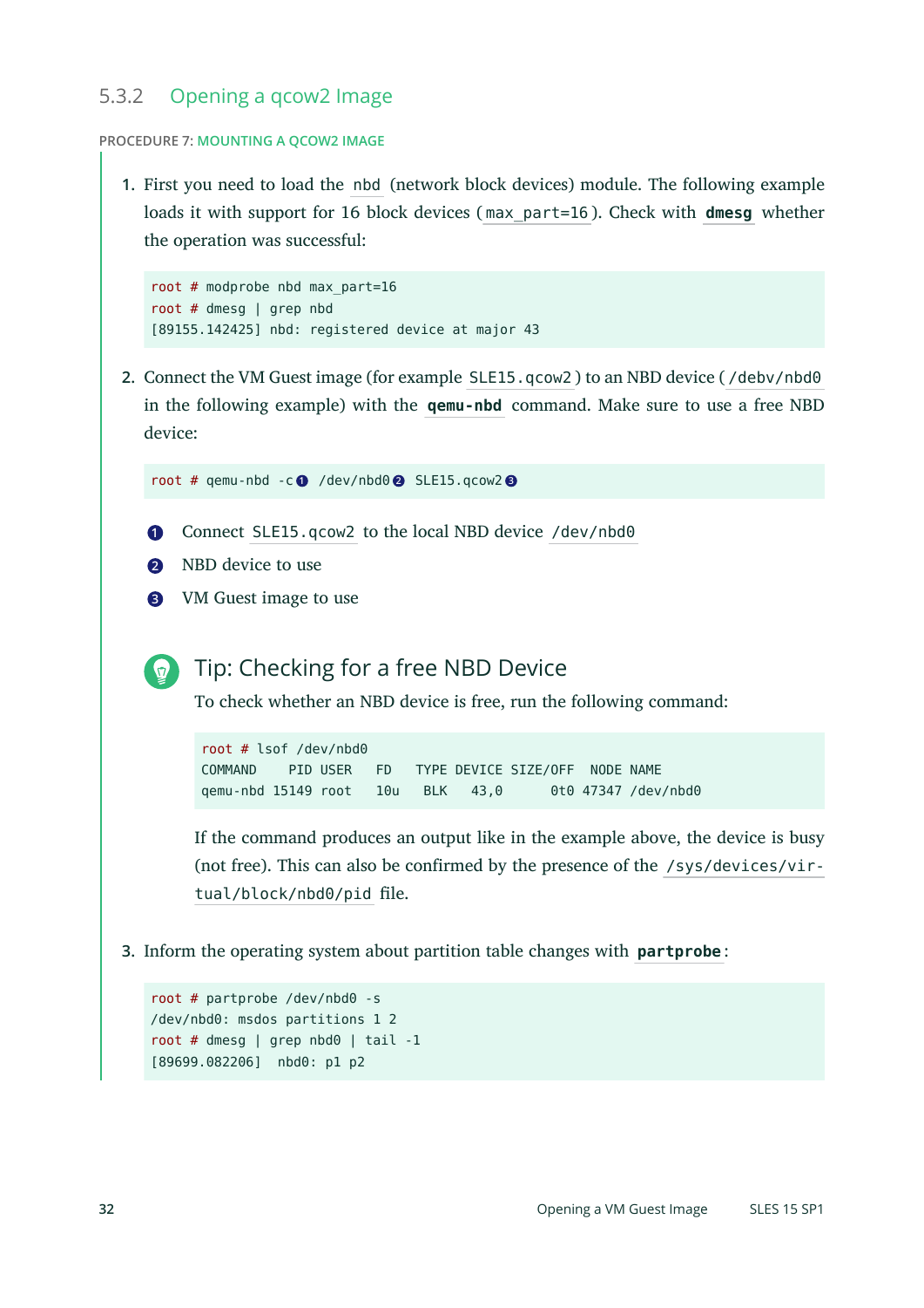### 5.3.2 Opening a qcow2 Image

PROCEDURE 7: MOUNTING A QCOW2 IMAGE

1. First you need to load the `nbd` (network block devices) module. The following example loads it with support for 16 block devices (`max_part=16`). Check with **`dmesg`** whether the operation was successful:

```
root # modprobe nbd max_part=16
root # dmesg | grep nbd
[89155.142425] nbd: registered device at major 43
```

2. Connect the VM Guest image (for example `SLE15.qcow2`) to an NBD device (`/debv/nbd0` in the following example) with the **`qemu-nbd`** command. Make sure to use a free NBD device:

```
root # qemu-nbd -c❶ /dev/nbd0❷ SLE15.qcow2❸
```

❶ Connect `SLE15.qcow2` to the local NBD device `/dev/nbd0`

❷ NBD device to use

❸ VM Guest image to use

#### Tip: Checking for a free NBD Device

To check whether an NBD device is free, run the following command:

```
root # lsof /dev/nbd0
COMMAND    PID USER   FD   TYPE DEVICE SIZE/OFF  NODE NAME
qemu-nbd 15149 root   10u   BLK   43,0      0t0 47347 /dev/nbd0
```

If the command produces an output like in the example above, the device is busy (not free). This can also be confirmed by the presence of the `/sys/devices/virtual/block/nbd0/pid` file.

3. Inform the operating system about partition table changes with **`partprobe`**:

```
root # partprobe /dev/nbd0 -s
/dev/nbd0: msdos partitions 1 2
root # dmesg | grep nbd0 | tail -1
[89699.082206]  nbd0: p1 p2
```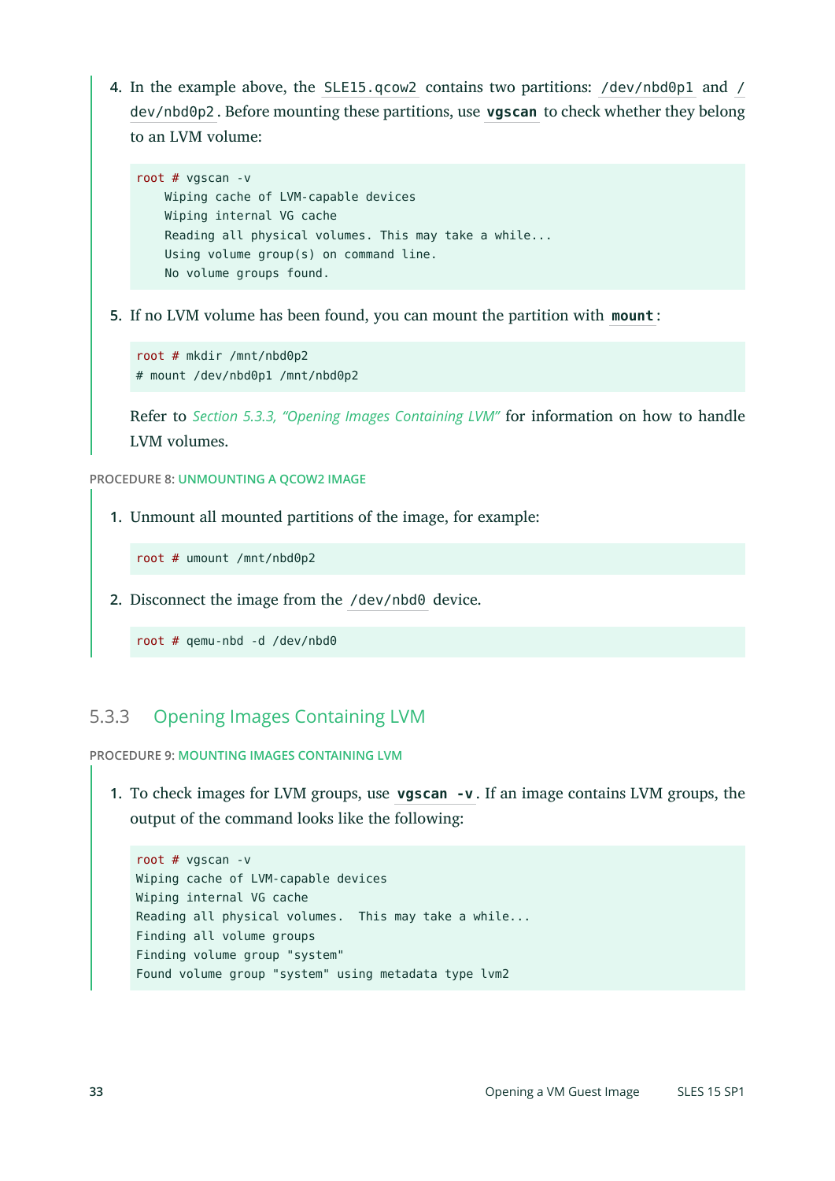4. In the example above, the `SLE15.qcow2` contains two partitions: `/dev/nbd0p1` and `/dev/nbd0p2`. Before mounting these partitions, use **`vgscan`** to check whether they belong to an LVM volume:

```
root # vgscan -v
    Wiping cache of LVM-capable devices
    Wiping internal VG cache
    Reading all physical volumes. This may take a while...
    Using volume group(s) on command line.
    No volume groups found.
```

5. If no LVM volume has been found, you can mount the partition with **`mount`**:

```
root # mkdir /mnt/nbd0p2
# mount /dev/nbd0p1 /mnt/nbd0p2
```

Refer to *Section 5.3.3, "Opening Images Containing LVM"* for information on how to handle LVM volumes.

PROCEDURE 8: UNMOUNTING A QCOW2 IMAGE

1. Unmount all mounted partitions of the image, for example:

```
root # umount /mnt/nbd0p2
```

2. Disconnect the image from the `/dev/nbd0` device.

```
root # qemu-nbd -d /dev/nbd0
```

### 5.3.3 Opening Images Containing LVM

PROCEDURE 9: MOUNTING IMAGES CONTAINING LVM

1. To check images for LVM groups, use **`vgscan -v`**. If an image contains LVM groups, the output of the command looks like the following:

```
root # vgscan -v
Wiping cache of LVM-capable devices
Wiping internal VG cache
Reading all physical volumes.  This may take a while...
Finding all volume groups
Finding volume group "system"
Found volume group "system" using metadata type lvm2
```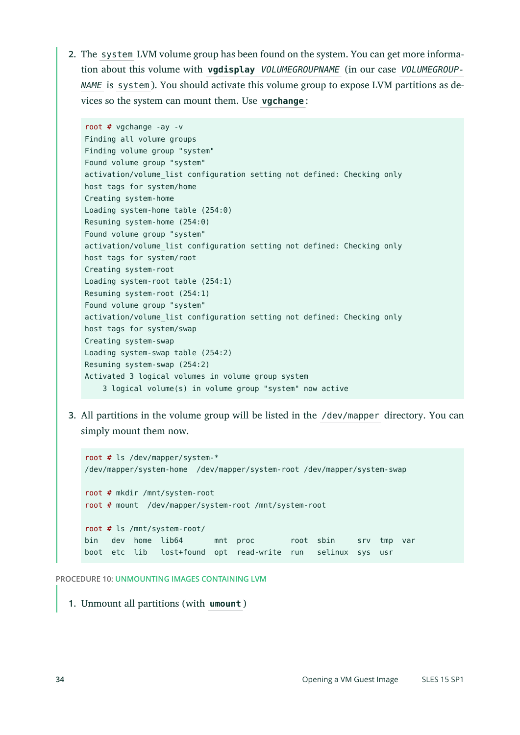2. The `system` LVM volume group has been found on the system. You can get more information about this volume with **`vgdisplay`** *`VOLUMEGROUPNAME`* (in our case *`VOLUMEGROUPNAME`* is `system`). You should activate this volume group to expose LVM partitions as devices so the system can mount them. Use **`vgchange`**:

```
root # vgchange -ay -v
Finding all volume groups
Finding volume group "system"
Found volume group "system"
activation/volume_list configuration setting not defined: Checking only
host tags for system/home
Creating system-home
Loading system-home table (254:0)
Resuming system-home (254:0)
Found volume group "system"
activation/volume_list configuration setting not defined: Checking only
host tags for system/root
Creating system-root
Loading system-root table (254:1)
Resuming system-root (254:1)
Found volume group "system"
activation/volume_list configuration setting not defined: Checking only
host tags for system/swap
Creating system-swap
Loading system-swap table (254:2)
Resuming system-swap (254:2)
Activated 3 logical volumes in volume group system
    3 logical volume(s) in volume group "system" now active
```

3. All partitions in the volume group will be listed in the `/dev/mapper` directory. You can simply mount them now.

```
root # ls /dev/mapper/system-*
/dev/mapper/system-home  /dev/mapper/system-root /dev/mapper/system-swap

root # mkdir /mnt/system-root
root # mount  /dev/mapper/system-root /mnt/system-root

root # ls /mnt/system-root/
bin   dev  home  lib64       mnt  proc        root  sbin     srv  tmp  var
boot  etc  lib   lost+found  opt  read-write  run   selinux  sys  usr
```

PROCEDURE 10: UNMOUNTING IMAGES CONTAINING LVM

1. Unmount all partitions (with **`umount`**)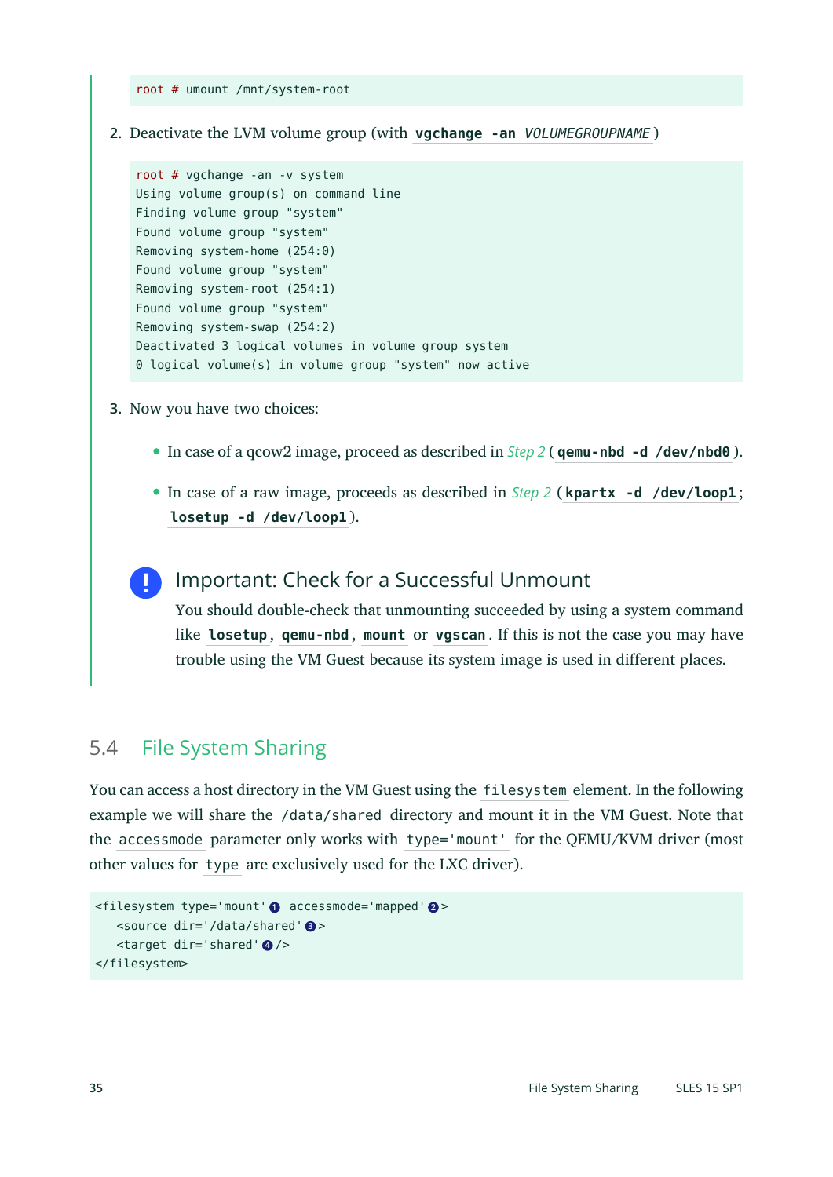```
root # umount /mnt/system-root
```

2. Deactivate the LVM volume group (with **`vgchange -an`** *`VOLUMEGROUPNAME`*)

```
root # vgchange -an -v system
Using volume group(s) on command line
Finding volume group "system"
Found volume group "system"
Removing system-home (254:0)
Found volume group "system"
Removing system-root (254:1)
Found volume group "system"
Removing system-swap (254:2)
Deactivated 3 logical volumes in volume group system
0 logical volume(s) in volume group "system" now active
```

3. Now you have two choices:

   - In case of a qcow2 image, proceed as described in *Step 2* (**`qemu-nbd -d /dev/nbd0`**).
   - In case of a raw image, proceeds as described in *Step 2* (**`kpartx -d /dev/loop1`**; **`losetup -d /dev/loop1`**).

> **Important: Check for a Successful Unmount**
>
> You should double-check that unmounting succeeded by using a system command like **`losetup`**, **`qemu-nbd`**, **`mount`** or **`vgscan`**. If this is not the case you may have trouble using the VM Guest because its system image is used in different places.

## 5.4 File System Sharing

You can access a host directory in the VM Guest using the `filesystem` element. In the following example we will share the `/data/shared` directory and mount it in the VM Guest. Note that the `accessmode` parameter only works with `type='mount'` for the QEMU/KVM driver (most other values for `type` are exclusively used for the LXC driver).

```
<filesystem type='mount' (1) accessmode='mapped' (2)>
   <source dir='/data/shared' (3)>
   <target dir='shared' (4)/>
</filesystem>
```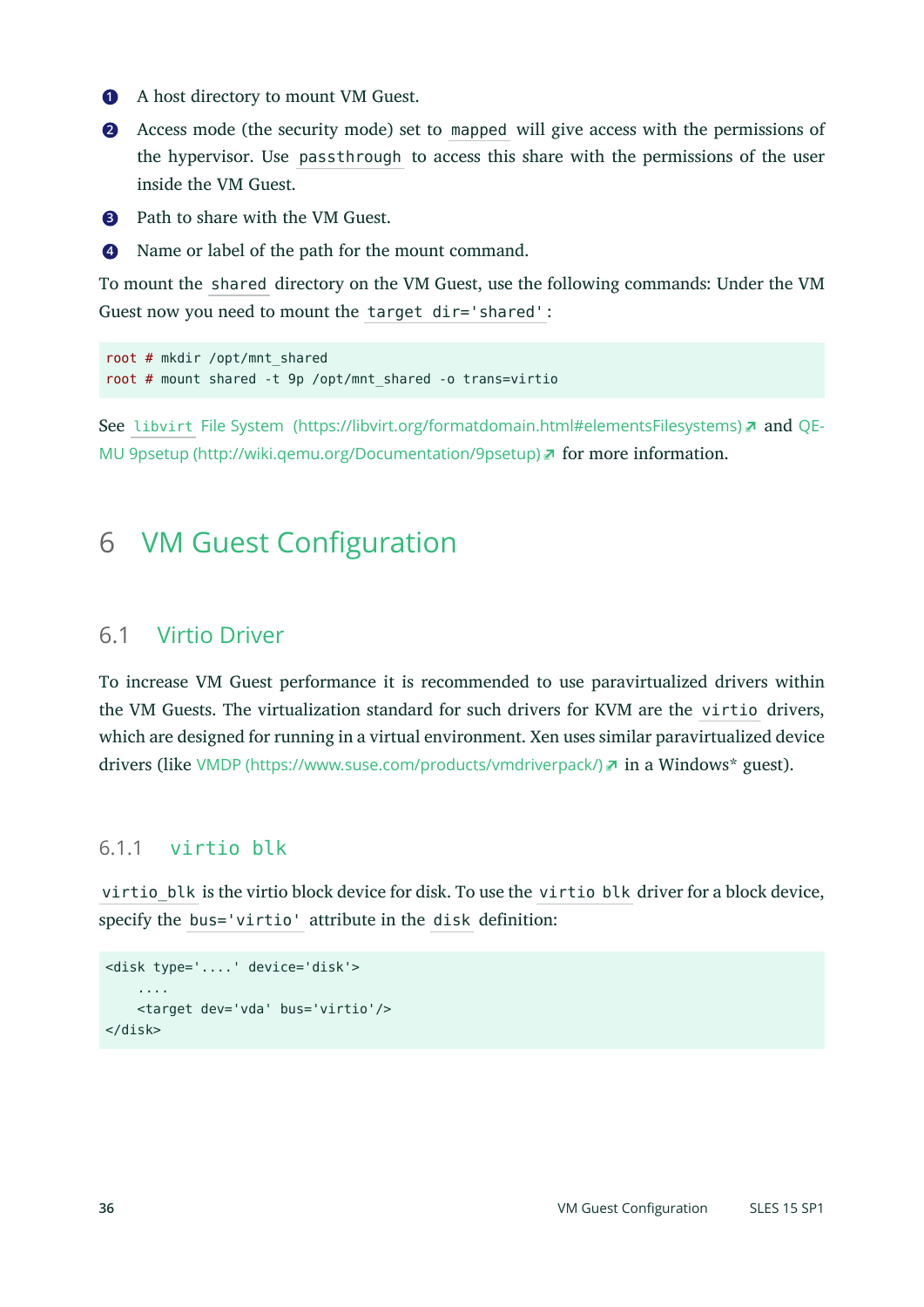1. A host directory to mount VM Guest.
2. Access mode (the security mode) set to `mapped` will give access with the permissions of the hypervisor. Use `passthrough` to access this share with the permissions of the user inside the VM Guest.
3. Path to share with the VM Guest.
4. Name or label of the path for the mount command.

To mount the `shared` directory on the VM Guest, use the following commands: Under the VM Guest now you need to mount the `target dir='shared'`:

```
root # mkdir /opt/mnt_shared
root # mount shared -t 9p /opt/mnt_shared -o trans=virtio
```

See `libvirt` File System (https://libvirt.org/formatdomain.html#elementsFilesystems) and QEMU 9psetup (http://wiki.qemu.org/Documentation/9psetup) for more information.

# 6 VM Guest Configuration

## 6.1 Virtio Driver

To increase VM Guest performance it is recommended to use paravirtualized drivers within the VM Guests. The virtualization standard for such drivers for KVM are the `virtio` drivers, which are designed for running in a virtual environment. Xen uses similar paravirtualized device drivers (like VMDP (https://www.suse.com/products/vmdriverpack/) in a Windows* guest).

### 6.1.1 `virtio blk`

`virtio_blk` is the virtio block device for disk. To use the `virtio blk` driver for a block device, specify the `bus='virtio'` attribute in the `disk` definition:

```
<disk type='....' device='disk'>
    ....
    <target dev='vda' bus='virtio'/>
</disk>
```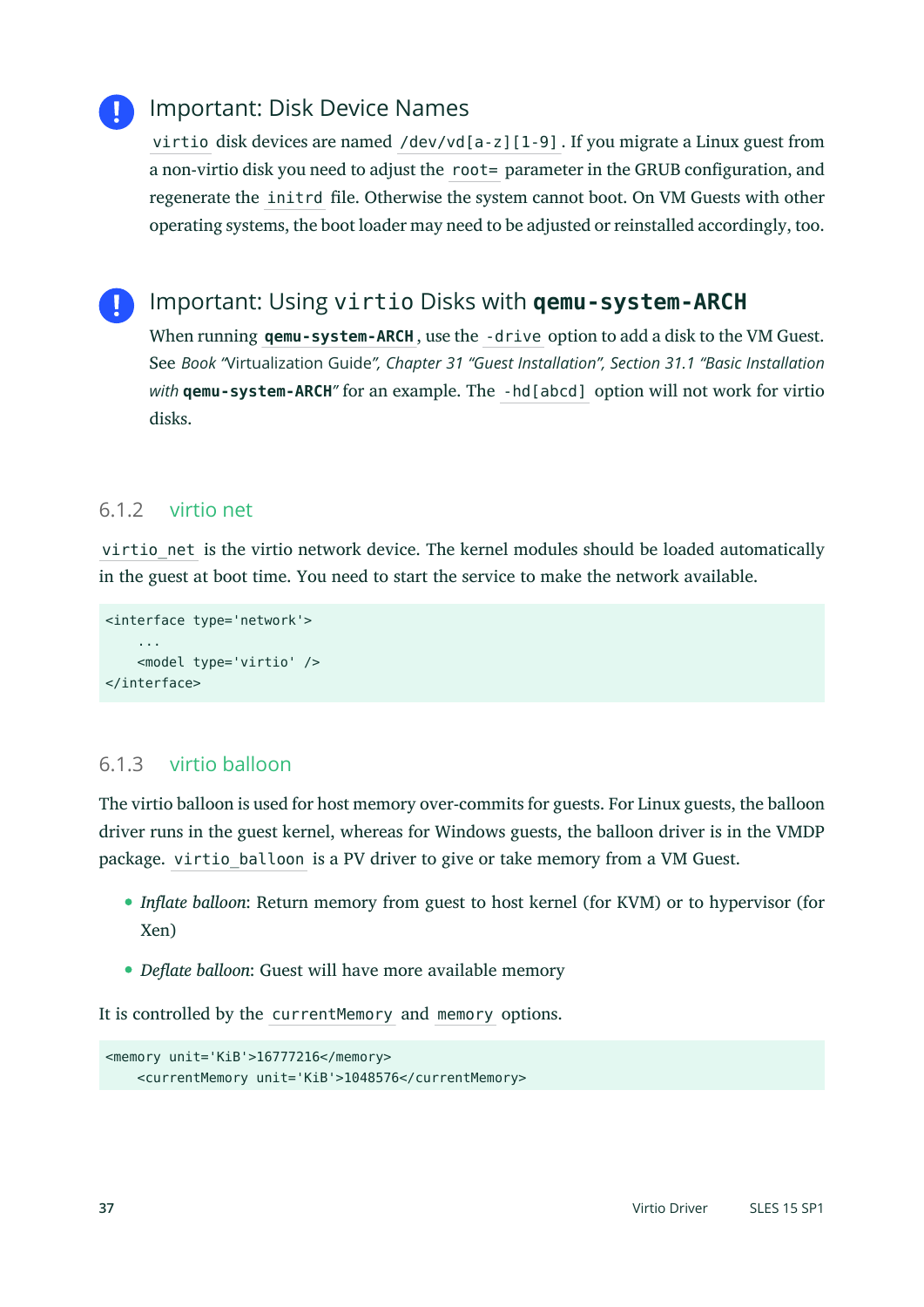> **Important: Disk Device Names**
>
> `virtio` disk devices are named `/dev/vd[a-z][1-9]`. If you migrate a Linux guest from a non-virtio disk you need to adjust the `root=` parameter in the GRUB configuration, and regenerate the `initrd` file. Otherwise the system cannot boot. On VM Guests with other operating systems, the boot loader may need to be adjusted or reinstalled accordingly, too.

> **Important: Using `virtio` Disks with `qemu-system-ARCH`**
>
> When running **`qemu-system-ARCH`**, use the `-drive` option to add a disk to the VM Guest. See *Book "Virtualization Guide", Chapter 31 "Guest Installation", Section 31.1 "Basic Installation with* **`qemu-system-ARCH`***"* for an example. The `-hd[abcd]` option will not work for virtio disks.

### 6.1.2 virtio net

`virtio_net` is the virtio network device. The kernel modules should be loaded automatically in the guest at boot time. You need to start the service to make the network available.

```
<interface type='network'>
    ...
    <model type='virtio' />
</interface>
```

### 6.1.3 virtio balloon

The virtio balloon is used for host memory over-commits for guests. For Linux guests, the balloon driver runs in the guest kernel, whereas for Windows guests, the balloon driver is in the VMDP package. `virtio_balloon` is a PV driver to give or take memory from a VM Guest.

- *Inflate balloon*: Return memory from guest to host kernel (for KVM) or to hypervisor (for Xen)
- *Deflate balloon*: Guest will have more available memory

It is controlled by the `currentMemory` and `memory` options.

```
<memory unit='KiB'>16777216</memory>
    <currentMemory unit='KiB'>1048576</currentMemory>
```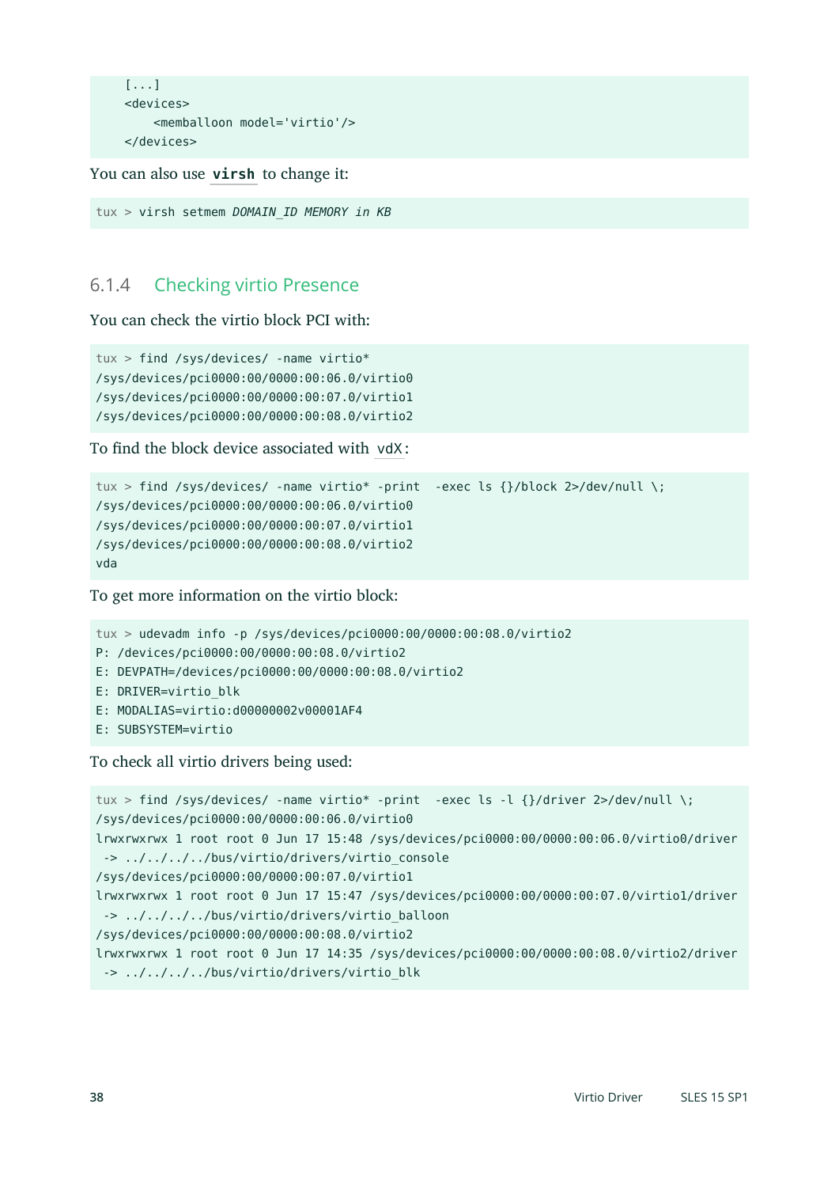```
[...]
<devices>
    <memballoon model='virtio'/>
</devices>
```

You can also use **virsh** to change it:

```
tux > virsh setmem DOMAIN_ID MEMORY in KB
```

### 6.1.4 Checking virtio Presence

You can check the virtio block PCI with:

```
tux > find /sys/devices/ -name virtio*
/sys/devices/pci0000:00/0000:00:06.0/virtio0
/sys/devices/pci0000:00/0000:00:07.0/virtio1
/sys/devices/pci0000:00/0000:00:08.0/virtio2
```

To find the block device associated with `vdX`:

```
tux > find /sys/devices/ -name virtio* -print  -exec ls {}/block 2>/dev/null \;
/sys/devices/pci0000:00/0000:00:06.0/virtio0
/sys/devices/pci0000:00/0000:00:07.0/virtio1
/sys/devices/pci0000:00/0000:00:08.0/virtio2
vda
```

To get more information on the virtio block:

```
tux > udevadm info -p /sys/devices/pci0000:00/0000:00:08.0/virtio2
P: /devices/pci0000:00/0000:00:08.0/virtio2
E: DEVPATH=/devices/pci0000:00/0000:00:08.0/virtio2
E: DRIVER=virtio_blk
E: MODALIAS=virtio:d00000002v00001AF4
E: SUBSYSTEM=virtio
```

To check all virtio drivers being used:

```
tux > find /sys/devices/ -name virtio* -print  -exec ls -l {}/driver 2>/dev/null \;
/sys/devices/pci0000:00/0000:00:06.0/virtio0
lrwxrwxrwx 1 root root 0 Jun 17 15:48 /sys/devices/pci0000:00/0000:00:06.0/virtio0/driver
 -> ../../../../bus/virtio/drivers/virtio_console
/sys/devices/pci0000:00/0000:00:07.0/virtio1
lrwxrwxrwx 1 root root 0 Jun 17 15:47 /sys/devices/pci0000:00/0000:00:07.0/virtio1/driver
 -> ../../../../bus/virtio/drivers/virtio_balloon
/sys/devices/pci0000:00/0000:00:08.0/virtio2
lrwxrwxrwx 1 root root 0 Jun 17 14:35 /sys/devices/pci0000:00/0000:00:08.0/virtio2/driver
 -> ../../../../bus/virtio/drivers/virtio_blk
```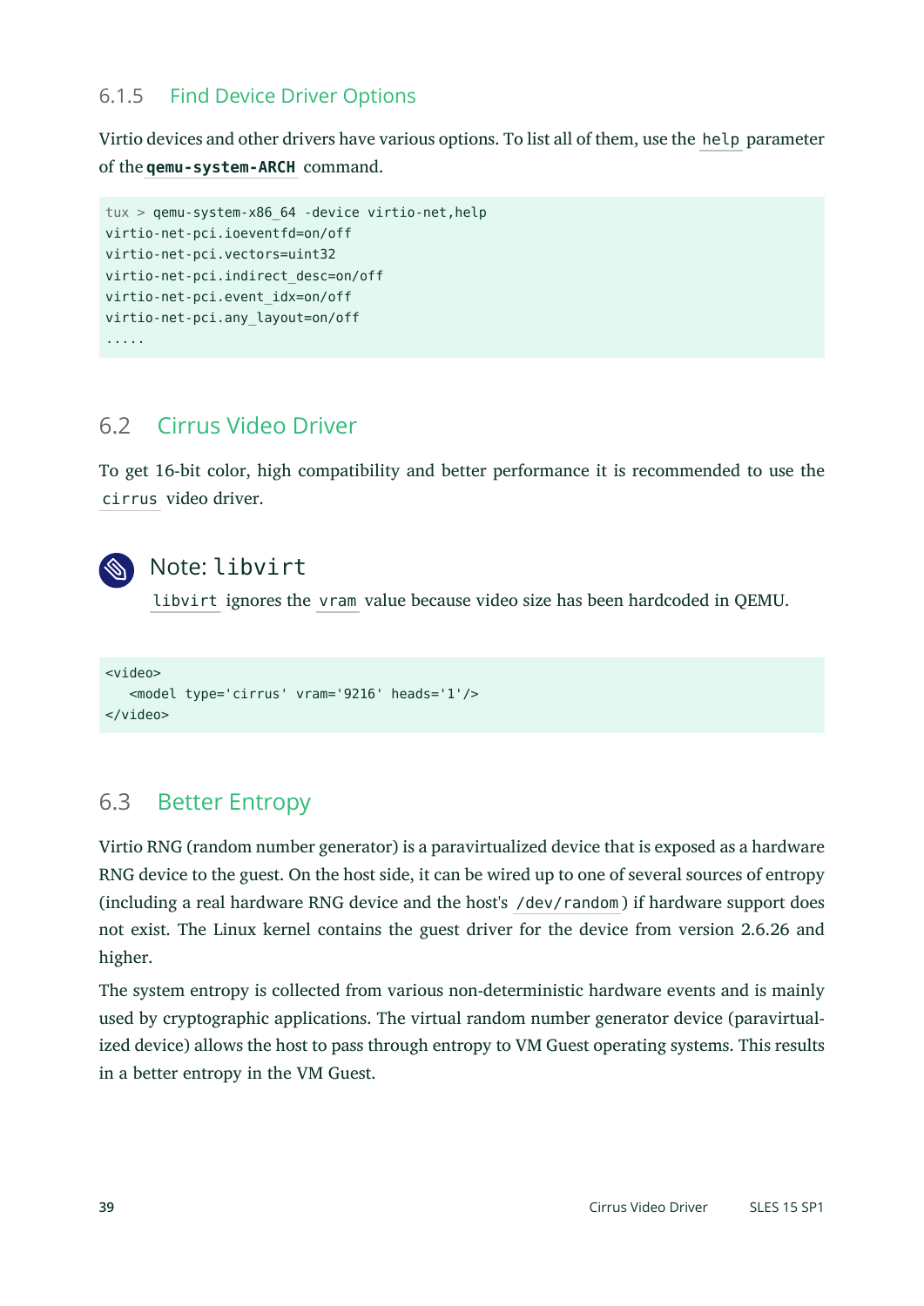### 6.1.5 Find Device Driver Options

Virtio devices and other drivers have various options. To list all of them, use the `help` parameter of the **`qemu-system-ARCH`** command.

```
tux > qemu-system-x86_64 -device virtio-net,help
virtio-net-pci.ioeventfd=on/off
virtio-net-pci.vectors=uint32
virtio-net-pci.indirect_desc=on/off
virtio-net-pci.event_idx=on/off
virtio-net-pci.any_layout=on/off
.....
```

## 6.2 Cirrus Video Driver

To get 16-bit color, high compatibility and better performance it is recommended to use the `cirrus` video driver.

> **Note: `libvirt`**
>
> `libvirt` ignores the `vram` value because video size has been hardcoded in QEMU.

```
<video>
   <model type='cirrus' vram='9216' heads='1'/>
</video>
```

## 6.3 Better Entropy

Virtio RNG (random number generator) is a paravirtualized device that is exposed as a hardware RNG device to the guest. On the host side, it can be wired up to one of several sources of entropy (including a real hardware RNG device and the host's `/dev/random`) if hardware support does not exist. The Linux kernel contains the guest driver for the device from version 2.6.26 and higher.

The system entropy is collected from various non-deterministic hardware events and is mainly used by cryptographic applications. The virtual random number generator device (paravirtualized device) allows the host to pass through entropy to VM Guest operating systems. This results in a better entropy in the VM Guest.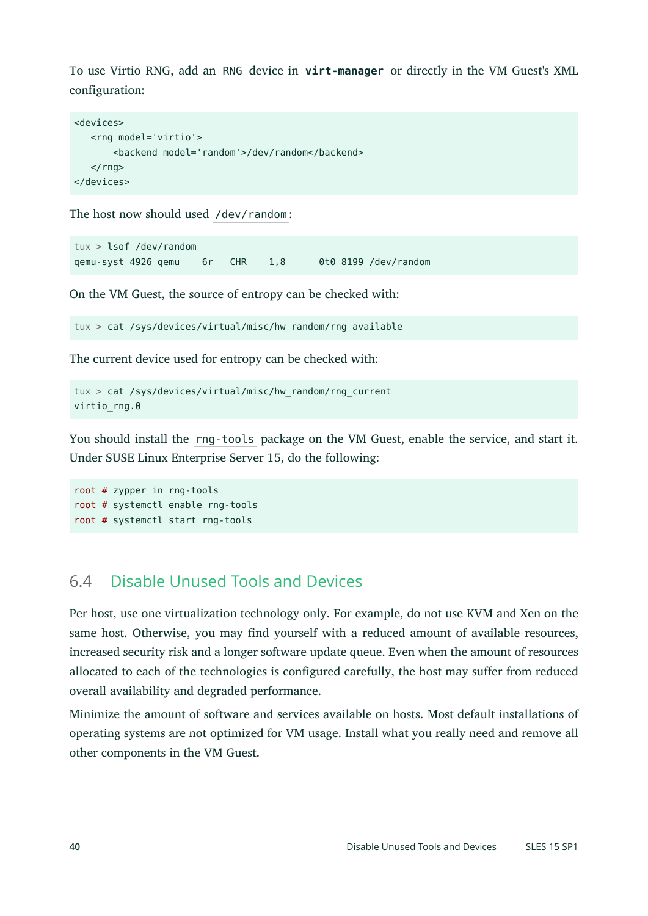To use Virtio RNG, add an `RNG` device in **`virt-manager`** or directly in the VM Guest's XML configuration:

```
<devices>
   <rng model='virtio'>
       <backend model='random'>/dev/random</backend>
   </rng>
</devices>
```

The host now should used `/dev/random`:

```
tux > lsof /dev/random
qemu-syst 4926 qemu    6r   CHR    1,8      0t0 8199 /dev/random
```

On the VM Guest, the source of entropy can be checked with:

```
tux > cat /sys/devices/virtual/misc/hw_random/rng_available
```

The current device used for entropy can be checked with:

```
tux > cat /sys/devices/virtual/misc/hw_random/rng_current
virtio_rng.0
```

You should install the `rng-tools` package on the VM Guest, enable the service, and start it. Under SUSE Linux Enterprise Server 15, do the following:

```
root # zypper in rng-tools
root # systemctl enable rng-tools
root # systemctl start rng-tools
```

## 6.4 Disable Unused Tools and Devices

Per host, use one virtualization technology only. For example, do not use KVM and Xen on the same host. Otherwise, you may find yourself with a reduced amount of available resources, increased security risk and a longer software update queue. Even when the amount of resources allocated to each of the technologies is configured carefully, the host may suffer from reduced overall availability and degraded performance.

Minimize the amount of software and services available on hosts. Most default installations of operating systems are not optimized for VM usage. Install what you really need and remove all other components in the VM Guest.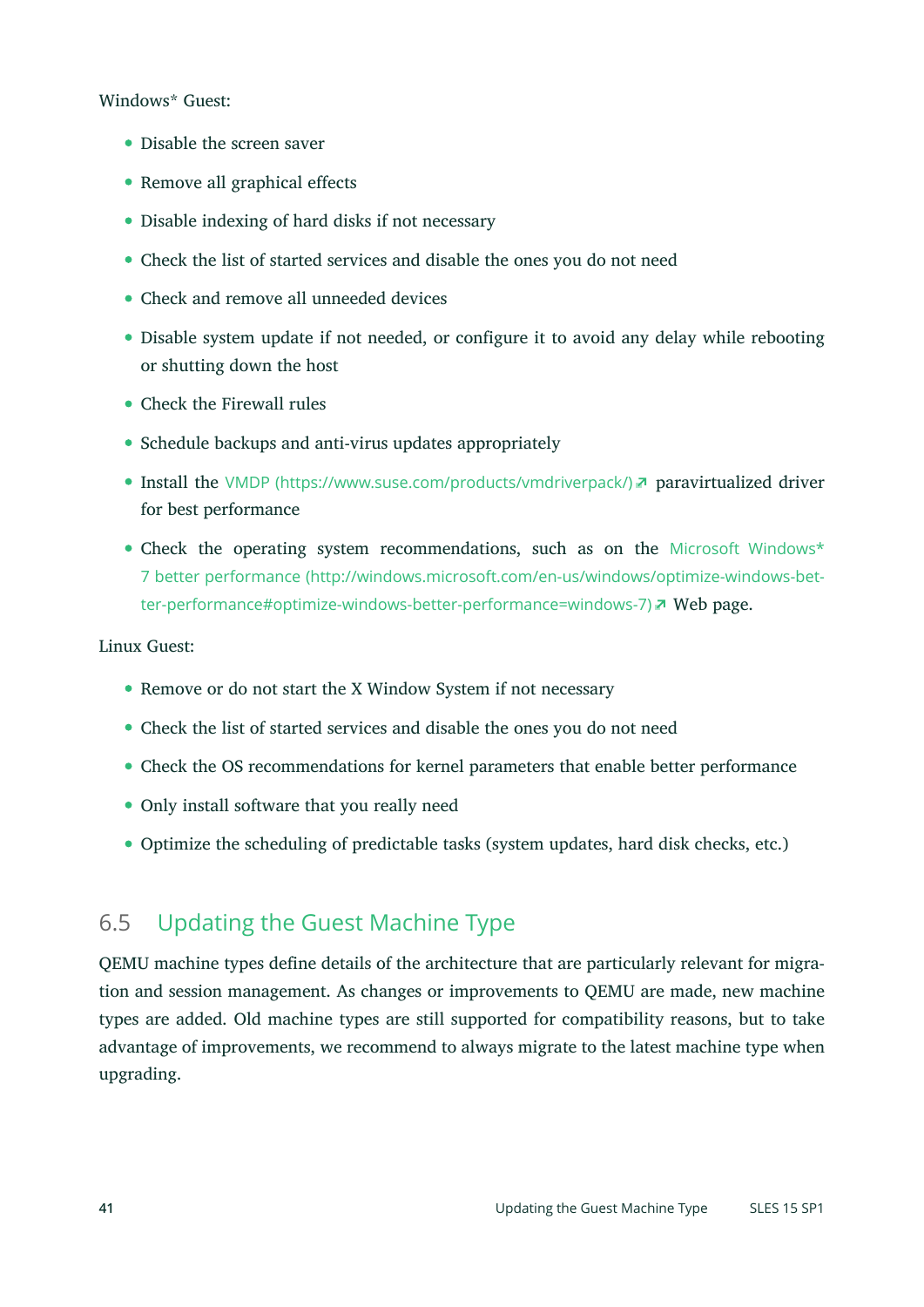Windows* Guest:

- Disable the screen saver
- Remove all graphical effects
- Disable indexing of hard disks if not necessary
- Check the list of started services and disable the ones you do not need
- Check and remove all unneeded devices
- Disable system update if not needed, or configure it to avoid any delay while rebooting or shutting down the host
- Check the Firewall rules
- Schedule backups and anti-virus updates appropriately
- Install the VMDP (https://www.suse.com/products/vmdriverpack/) paravirtualized driver for best performance
- Check the operating system recommendations, such as on the Microsoft Windows* 7 better performance (http://windows.microsoft.com/en-us/windows/optimize-windows-better-performance#optimize-windows-better-performance=windows-7) Web page.

Linux Guest:

- Remove or do not start the X Window System if not necessary
- Check the list of started services and disable the ones you do not need
- Check the OS recommendations for kernel parameters that enable better performance
- Only install software that you really need
- Optimize the scheduling of predictable tasks (system updates, hard disk checks, etc.)

## 6.5 Updating the Guest Machine Type

QEMU machine types define details of the architecture that are particularly relevant for migration and session management. As changes or improvements to QEMU are made, new machine types are added. Old machine types are still supported for compatibility reasons, but to take advantage of improvements, we recommend to always migrate to the latest machine type when upgrading.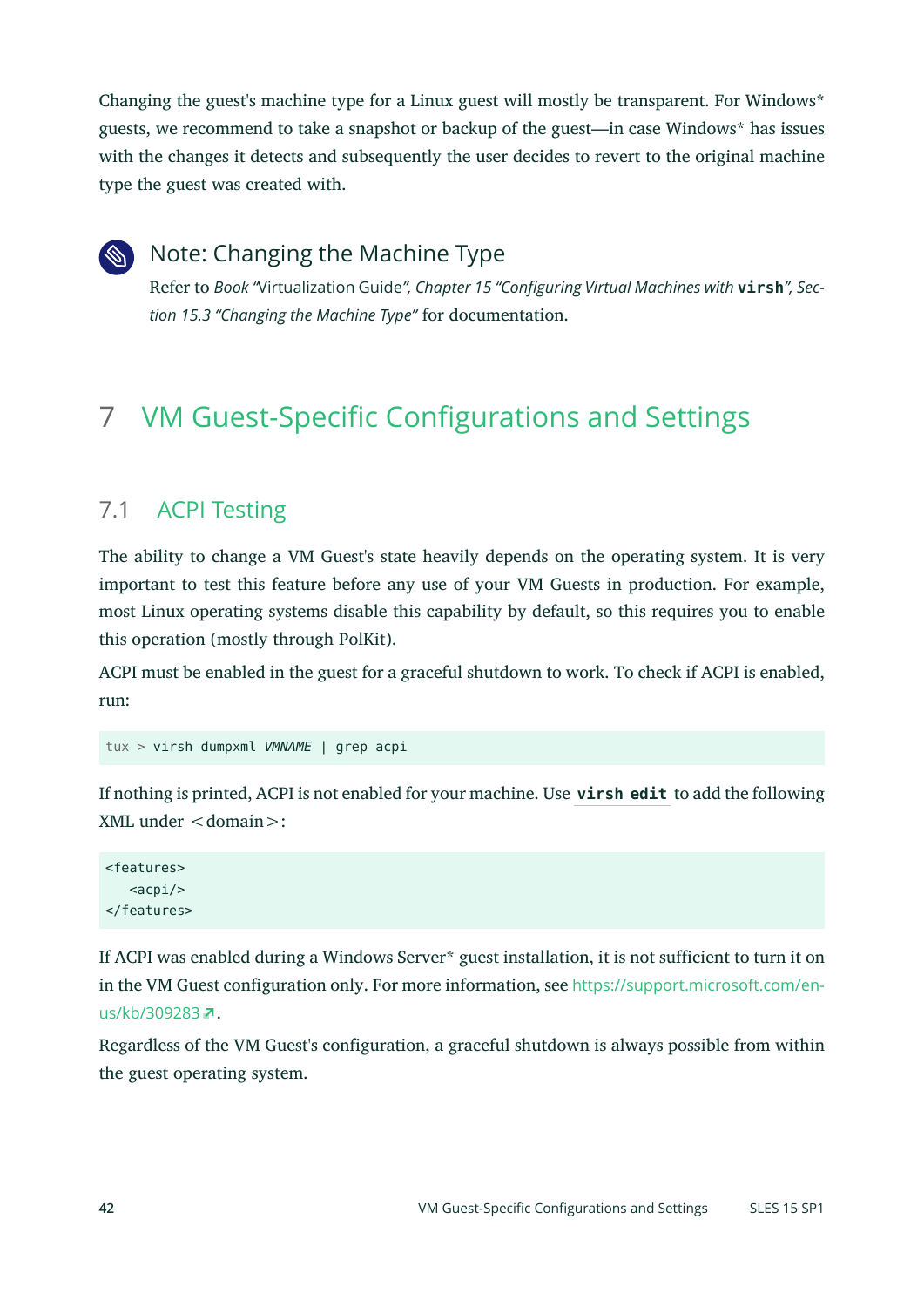Changing the guest's machine type for a Linux guest will mostly be transparent. For Windows* guests, we recommend to take a snapshot or backup of the guest—in case Windows* has issues with the changes it detects and subsequently the user decides to revert to the original machine type the guest was created with.

> **Note: Changing the Machine Type**
>
> Refer to *Book "Virtualization Guide", Chapter 15 "Configuring Virtual Machines with* **virsh**", *Section 15.3 "Changing the Machine Type"* for documentation.

# 7 VM Guest-Specific Configurations and Settings

## 7.1 ACPI Testing

The ability to change a VM Guest's state heavily depends on the operating system. It is very important to test this feature before any use of your VM Guests in production. For example, most Linux operating systems disable this capability by default, so this requires you to enable this operation (mostly through PolKit).

ACPI must be enabled in the guest for a graceful shutdown to work. To check if ACPI is enabled, run:

```
tux > virsh dumpxml VMNAME | grep acpi
```

If nothing is printed, ACPI is not enabled for your machine. Use **virsh edit** to add the following XML under <domain>:

```
<features>
   <acpi/>
</features>
```

If ACPI was enabled during a Windows Server* guest installation, it is not sufficient to turn it on in the VM Guest configuration only. For more information, see https://support.microsoft.com/en-us/kb/309283.

Regardless of the VM Guest's configuration, a graceful shutdown is always possible from within the guest operating system.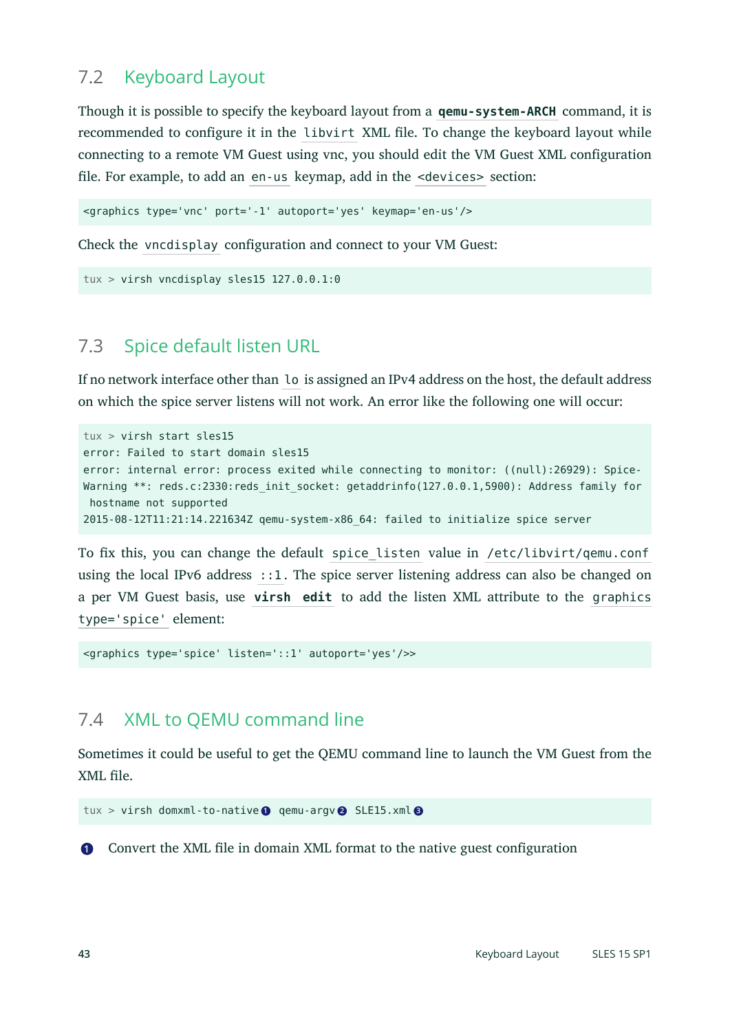## 7.2 Keyboard Layout

Though it is possible to specify the keyboard layout from a **`qemu-system-ARCH`** command, it is recommended to configure it in the `libvirt` XML file. To change the keyboard layout while connecting to a remote VM Guest using vnc, you should edit the VM Guest XML configuration file. For example, to add an `en-us` keymap, add in the `<devices>` section:

```
<graphics type='vnc' port='-1' autoport='yes' keymap='en-us'/>
```

Check the `vncdisplay` configuration and connect to your VM Guest:

```
tux > virsh vncdisplay sles15 127.0.0.1:0
```

## 7.3 Spice default listen URL

If no network interface other than `lo` is assigned an IPv4 address on the host, the default address on which the spice server listens will not work. An error like the following one will occur:

```
tux > virsh start sles15
error: Failed to start domain sles15
error: internal error: process exited while connecting to monitor: ((null):26929): Spice-
Warning **: reds.c:2330:reds_init_socket: getaddrinfo(127.0.0.1,5900): Address family for
 hostname not supported
2015-08-12T11:21:14.221634Z qemu-system-x86_64: failed to initialize spice server
```

To fix this, you can change the default `spice_listen` value in `/etc/libvirt/qemu.conf` using the local IPv6 address `::1`. The spice server listening address can also be changed on a per VM Guest basis, use **`virsh edit`** to add the listen XML attribute to the `graphics type='spice'` element:

```
<graphics type='spice' listen='::1' autoport='yes'/>>
```

## 7.4 XML to QEMU command line

Sometimes it could be useful to get the QEMU command line to launch the VM Guest from the XML file.

```
tux > virsh domxml-to-native❶ qemu-argv❷ SLE15.xml❸
```

❶ Convert the XML file in domain XML format to the native guest configuration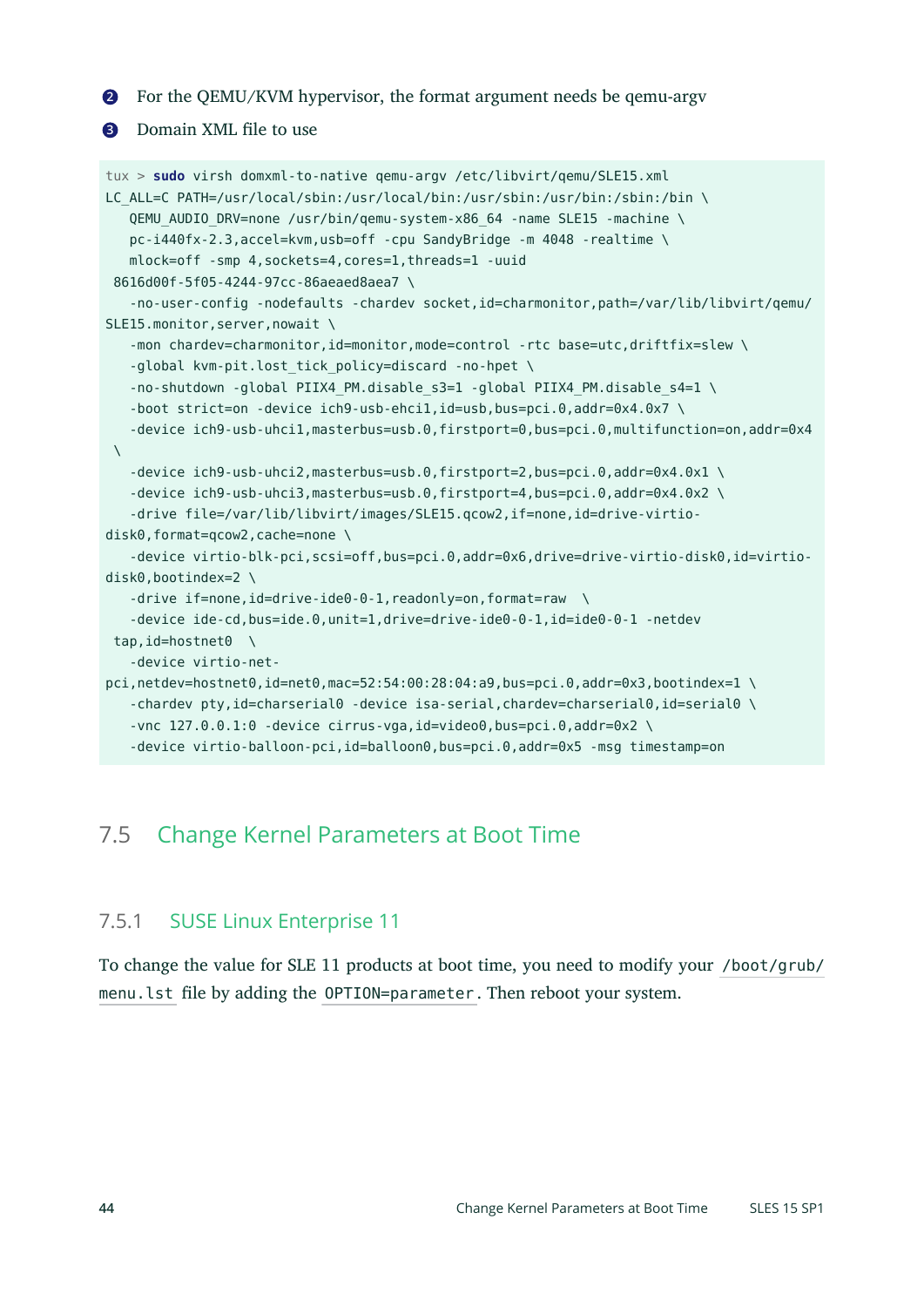2. For the QEMU/KVM hypervisor, the format argument needs be qemu-argv
3. Domain XML file to use

```
tux > sudo virsh domxml-to-native qemu-argv /etc/libvirt/qemu/SLE15.xml
LC_ALL=C PATH=/usr/local/sbin:/usr/local/bin:/usr/sbin:/usr/bin:/sbin:/bin \
   QEMU_AUDIO_DRV=none /usr/bin/qemu-system-x86_64 -name SLE15 -machine \
   pc-i440fx-2.3,accel=kvm,usb=off -cpu SandyBridge -m 4048 -realtime \
   mlock=off -smp 4,sockets=4,cores=1,threads=1 -uuid
 8616d00f-5f05-4244-97cc-86aeaed8aea7 \
   -no-user-config -nodefaults -chardev socket,id=charmonitor,path=/var/lib/libvirt/qemu/
SLE15.monitor,server,nowait \
   -mon chardev=charmonitor,id=monitor,mode=control -rtc base=utc,driftfix=slew \
   -global kvm-pit.lost_tick_policy=discard -no-hpet \
   -no-shutdown -global PIIX4_PM.disable_s3=1 -global PIIX4_PM.disable_s4=1 \
   -boot strict=on -device ich9-usb-ehci1,id=usb,bus=pci.0,addr=0x4.0x7 \
   -device ich9-usb-uhci1,masterbus=usb.0,firstport=0,bus=pci.0,multifunction=on,addr=0x4
 \
   -device ich9-usb-uhci2,masterbus=usb.0,firstport=2,bus=pci.0,addr=0x4.0x1 \
   -device ich9-usb-uhci3,masterbus=usb.0,firstport=4,bus=pci.0,addr=0x4.0x2 \
   -drive file=/var/lib/libvirt/images/SLE15.qcow2,if=none,id=drive-virtio-
disk0,format=qcow2,cache=none \
   -device virtio-blk-pci,scsi=off,bus=pci.0,addr=0x6,drive=drive-virtio-disk0,id=virtio-
disk0,bootindex=2 \
   -drive if=none,id=drive-ide0-0-1,readonly=on,format=raw  \
   -device ide-cd,bus=ide.0,unit=1,drive=drive-ide0-0-1,id=ide0-0-1 -netdev
 tap,id=hostnet0  \
   -device virtio-net-
pci,netdev=hostnet0,id=net0,mac=52:54:00:28:04:a9,bus=pci.0,addr=0x3,bootindex=1 \
   -chardev pty,id=charserial0 -device isa-serial,chardev=charserial0,id=serial0 \
   -vnc 127.0.0.1:0 -device cirrus-vga,id=video0,bus=pci.0,addr=0x2 \
   -device virtio-balloon-pci,id=balloon0,bus=pci.0,addr=0x5 -msg timestamp=on
```

## 7.5 Change Kernel Parameters at Boot Time

### 7.5.1 SUSE Linux Enterprise 11

To change the value for SLE 11 products at boot time, you need to modify your `/boot/grub/menu.lst` file by adding the `OPTION=parameter`. Then reboot your system.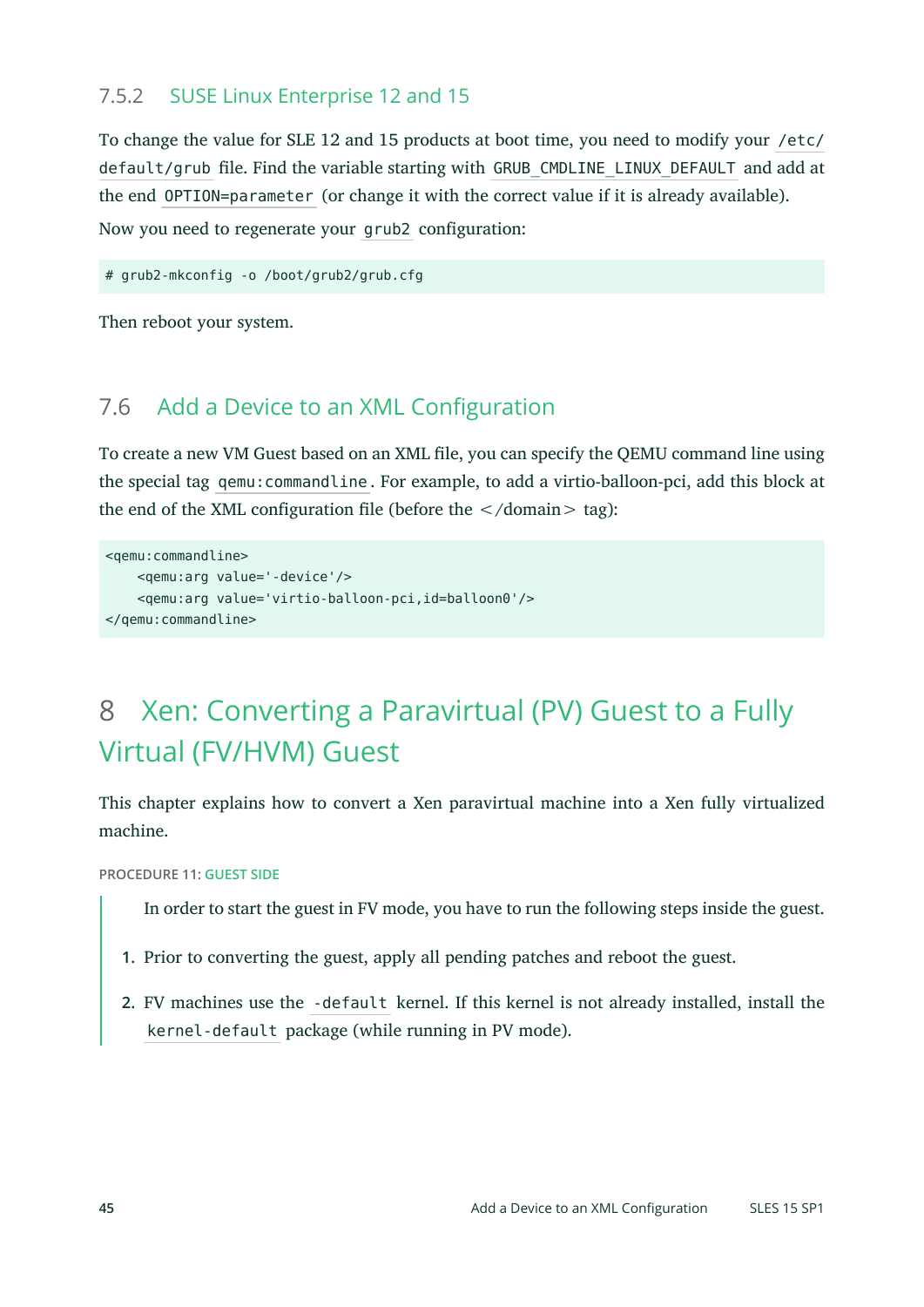### 7.5.2 SUSE Linux Enterprise 12 and 15

To change the value for SLE 12 and 15 products at boot time, you need to modify your `/etc/default/grub` file. Find the variable starting with `GRUB_CMDLINE_LINUX_DEFAULT` and add at the end `OPTION=parameter` (or change it with the correct value if it is already available).

Now you need to regenerate your `grub2` configuration:

```
# grub2-mkconfig -o /boot/grub2/grub.cfg
```

Then reboot your system.

## 7.6 Add a Device to an XML Configuration

To create a new VM Guest based on an XML file, you can specify the QEMU command line using the special tag `qemu:commandline`. For example, to add a virtio-balloon-pci, add this block at the end of the XML configuration file (before the </domain> tag):

```
<qemu:commandline>
    <qemu:arg value='-device'/>
    <qemu:arg value='virtio-balloon-pci,id=balloon0'/>
</qemu:commandline>
```

# 8 Xen: Converting a Paravirtual (PV) Guest to a Fully Virtual (FV/HVM) Guest

This chapter explains how to convert a Xen paravirtual machine into a Xen fully virtualized machine.

PROCEDURE 11: GUEST SIDE

In order to start the guest in FV mode, you have to run the following steps inside the guest.

1. Prior to converting the guest, apply all pending patches and reboot the guest.
2. FV machines use the `-default` kernel. If this kernel is not already installed, install the `kernel-default` package (while running in PV mode).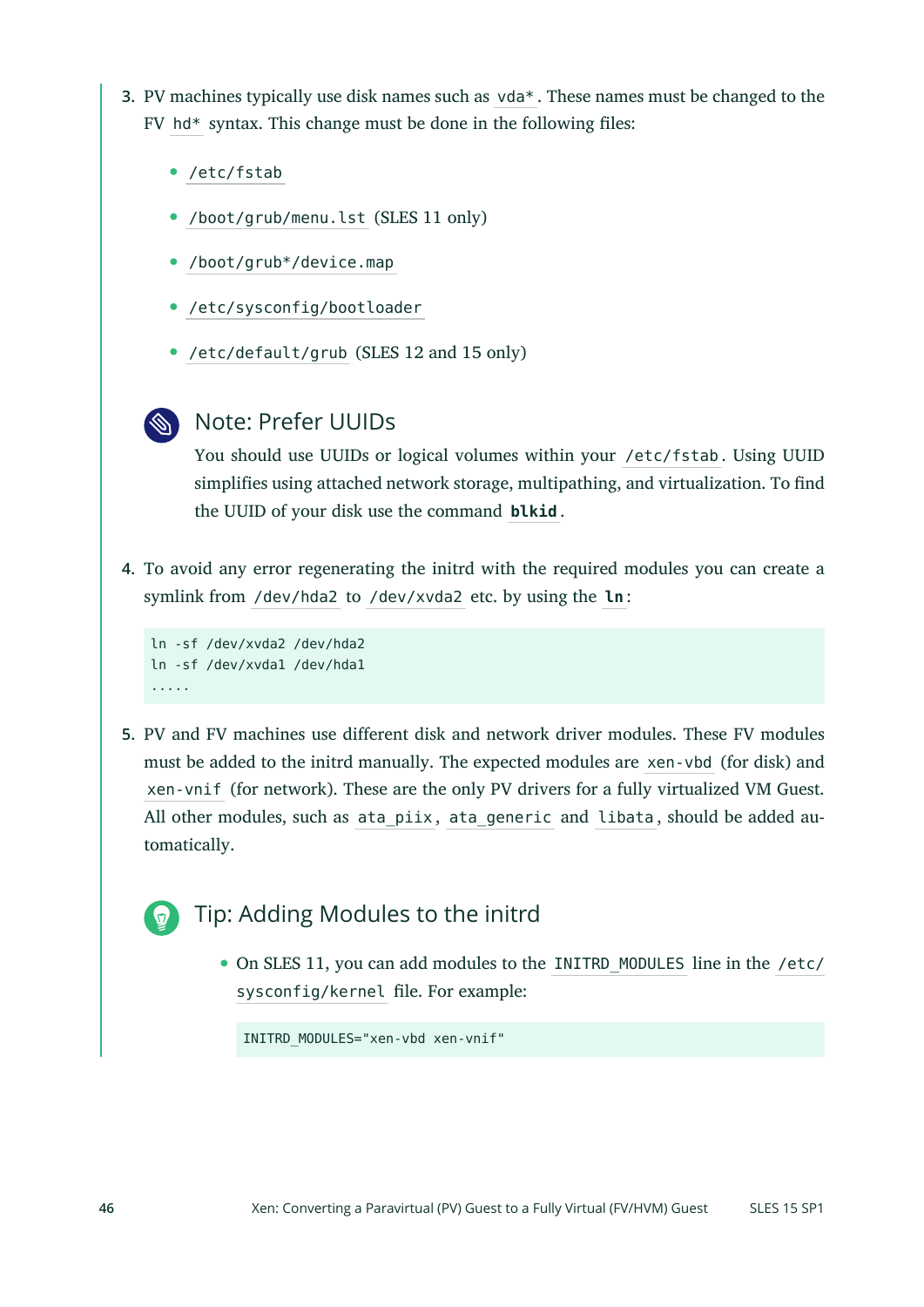3. PV machines typically use disk names such as `vda*`. These names must be changed to the FV `hd*` syntax. This change must be done in the following files:

   - `/etc/fstab`
   - `/boot/grub/menu.lst` (SLES 11 only)
   - `/boot/grub*/device.map`
   - `/etc/sysconfig/bootloader`
   - `/etc/default/grub` (SLES 12 and 15 only)

   > **Note: Prefer UUIDs**
   >
   > You should use UUIDs or logical volumes within your `/etc/fstab`. Using UUID simplifies using attached network storage, multipathing, and virtualization. To find the UUID of your disk use the command **`blkid`**.

4. To avoid any error regenerating the initrd with the required modules you can create a symlink from `/dev/hda2` to `/dev/xvda2` etc. by using the **`ln`**:

   ```
   ln -sf /dev/xvda2 /dev/hda2
   ln -sf /dev/xvda1 /dev/hda1
   .....
   ```

5. PV and FV machines use different disk and network driver modules. These FV modules must be added to the initrd manually. The expected modules are `xen-vbd` (for disk) and `xen-vnif` (for network). These are the only PV drivers for a fully virtualized VM Guest. All other modules, such as `ata_piix`, `ata_generic` and `libata`, should be added automatically.

   > **Tip: Adding Modules to the initrd**
   >
   > - On SLES 11, you can add modules to the `INITRD_MODULES` line in the `/etc/sysconfig/kernel` file. For example:
   >
   > ```
   > INITRD_MODULES="xen-vbd xen-vnif"
   > ```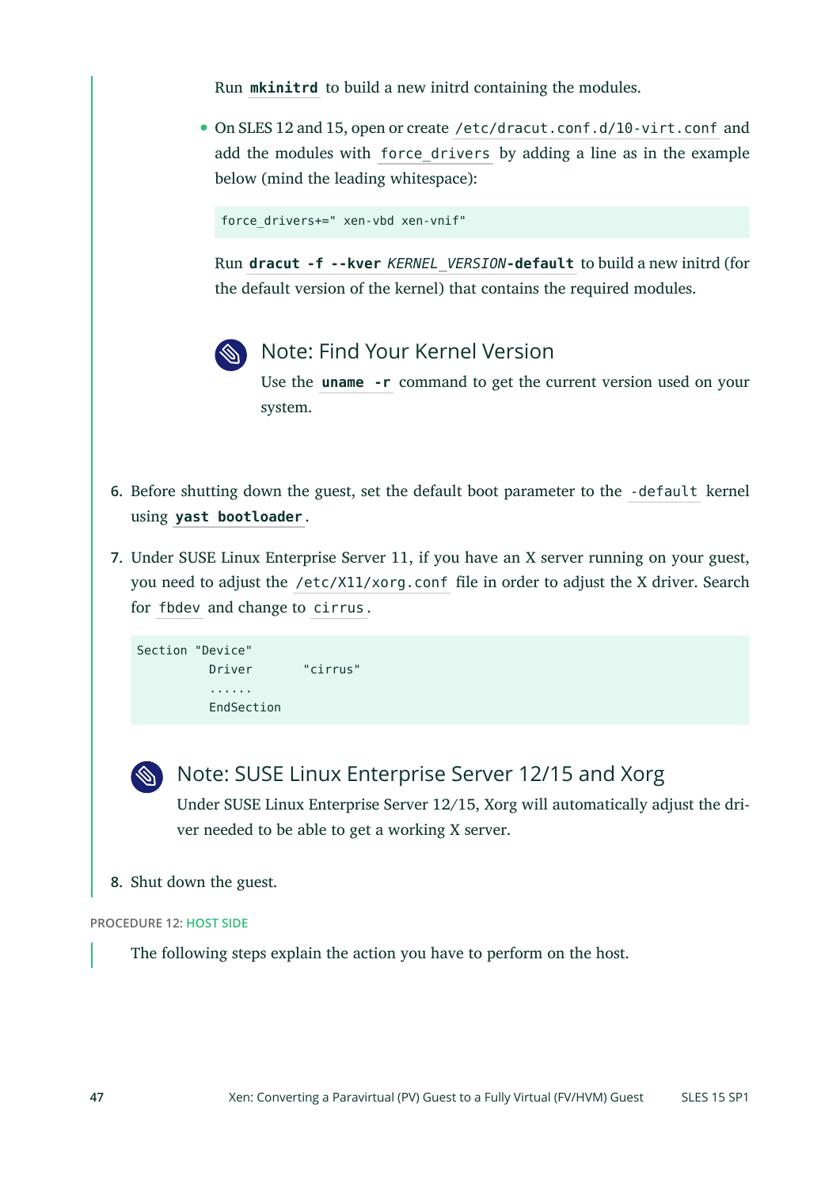Run **mkinitrd** to build a new initrd containing the modules.

- On SLES 12 and 15, open or create `/etc/dracut.conf.d/10-virt.conf` and add the modules with `force_drivers` by adding a line as in the example below (mind the leading whitespace):

  ```
  force_drivers+=" xen-vbd xen-vnif"
  ```

  Run **dracut -f --kver** *KERNEL_VERSION*-**default** to build a new initrd (for the default version of the kernel) that contains the required modules.

  > **Note: Find Your Kernel Version**
  >
  > Use the **uname -r** command to get the current version used on your system.

6. Before shutting down the guest, set the default boot parameter to the `-default` kernel using **yast bootloader**.

7. Under SUSE Linux Enterprise Server 11, if you have an X server running on your guest, you need to adjust the `/etc/X11/xorg.conf` file in order to adjust the X driver. Search for `fbdev` and change to `cirrus`.

   ```
   Section "Device"
             Driver       "cirrus"
             ......
             EndSection
   ```

   > **Note: SUSE Linux Enterprise Server 12/15 and Xorg**
   >
   > Under SUSE Linux Enterprise Server 12/15, Xorg will automatically adjust the driver needed to be able to get a working X server.

8. Shut down the guest.

PROCEDURE 12: HOST SIDE

The following steps explain the action you have to perform on the host.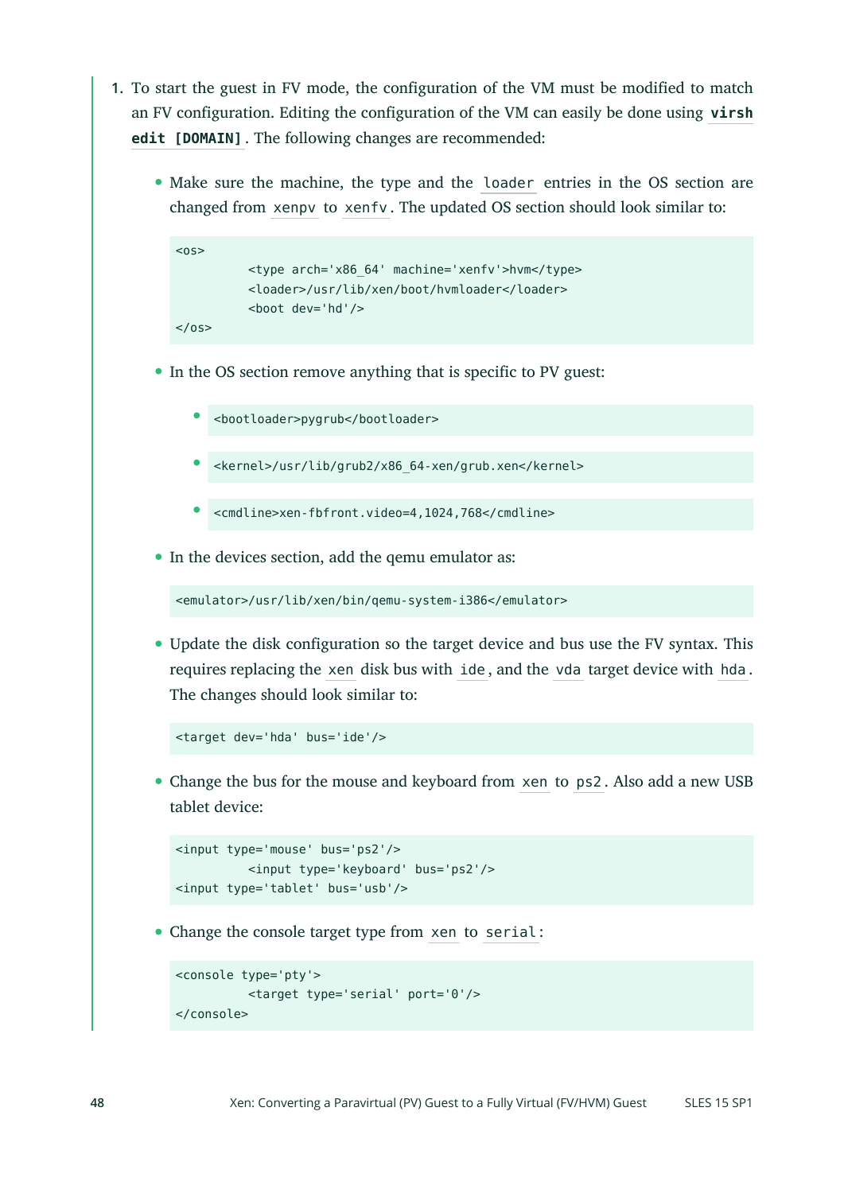1. To start the guest in FV mode, the configuration of the VM must be modified to match an FV configuration. Editing the configuration of the VM can easily be done using **`virsh edit [DOMAIN]`**. The following changes are recommended:

   - Make sure the machine, the type and the `loader` entries in the OS section are changed from `xenpv` to `xenfv`. The updated OS section should look similar to:

     ```
     <os>
             <type arch='x86_64' machine='xenfv'>hvm</type>
             <loader>/usr/lib/xen/boot/hvmloader</loader>
             <boot dev='hd'/>
     </os>
     ```

   - In the OS section remove anything that is specific to PV guest:

     - `<bootloader>pygrub</bootloader>`
     - `<kernel>/usr/lib/grub2/x86_64-xen/grub.xen</kernel>`
     - `<cmdline>xen-fbfront.video=4,1024,768</cmdline>`

   - In the devices section, add the qemu emulator as:

     ```
     <emulator>/usr/lib/xen/bin/qemu-system-i386</emulator>
     ```

   - Update the disk configuration so the target device and bus use the FV syntax. This requires replacing the `xen` disk bus with `ide`, and the `vda` target device with `hda`. The changes should look similar to:

     ```
     <target dev='hda' bus='ide'/>
     ```

   - Change the bus for the mouse and keyboard from `xen` to `ps2`. Also add a new USB tablet device:

     ```
     <input type='mouse' bus='ps2'/>
             <input type='keyboard' bus='ps2'/>
     <input type='tablet' bus='usb'/>
     ```

   - Change the console target type from `xen` to `serial`:

     ```
     <console type='pty'>
             <target type='serial' port='0'/>
     </console>
     ```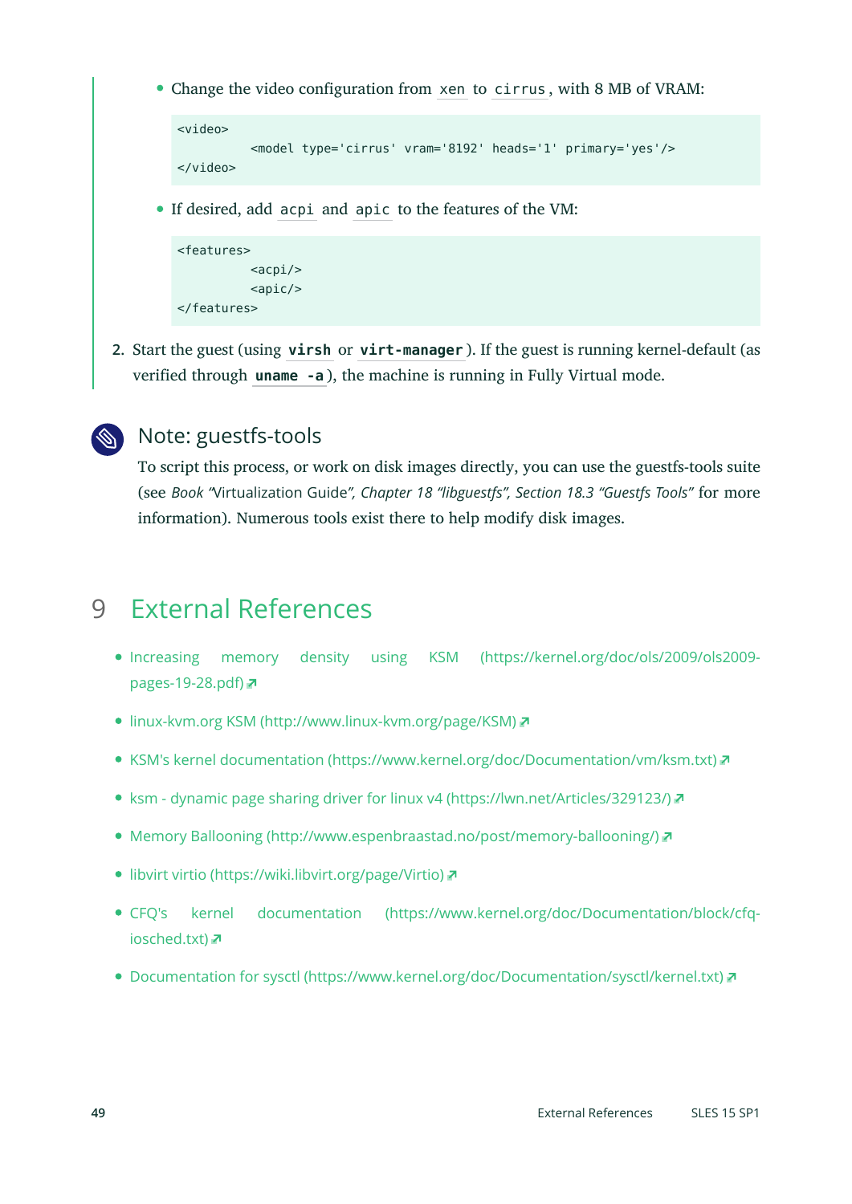- Change the video configuration from `xen` to `cirrus`, with 8 MB of VRAM:

```
<video>
         <model type='cirrus' vram='8192' heads='1' primary='yes'/>
</video>
```

- If desired, add `acpi` and `apic` to the features of the VM:

```
<features>
         <acpi/>
         <apic/>
</features>
```

2. Start the guest (using **`virsh`** or **`virt-manager`**). If the guest is running kernel-default (as verified through **`uname -a`**), the machine is running in Fully Virtual mode.

> **Note: guestfs-tools**
>
> To script this process, or work on disk images directly, you can use the guestfs-tools suite (see *Book "Virtualization Guide", Chapter 18 "libguestfs", Section 18.3 "Guestfs Tools"* for more information). Numerous tools exist there to help modify disk images.

# 9 External References

- Increasing memory density using KSM (https://kernel.org/doc/ols/2009/ols2009-pages-19-28.pdf)
- linux-kvm.org KSM (http://www.linux-kvm.org/page/KSM)
- KSM's kernel documentation (https://www.kernel.org/doc/Documentation/vm/ksm.txt)
- ksm - dynamic page sharing driver for linux v4 (https://lwn.net/Articles/329123/)
- Memory Ballooning (http://www.espenbraastad.no/post/memory-ballooning/)
- libvirt virtio (https://wiki.libvirt.org/page/Virtio)
- CFQ's kernel documentation (https://www.kernel.org/doc/Documentation/block/cfq-iosched.txt)
- Documentation for sysctl (https://www.kernel.org/doc/Documentation/sysctl/kernel.txt)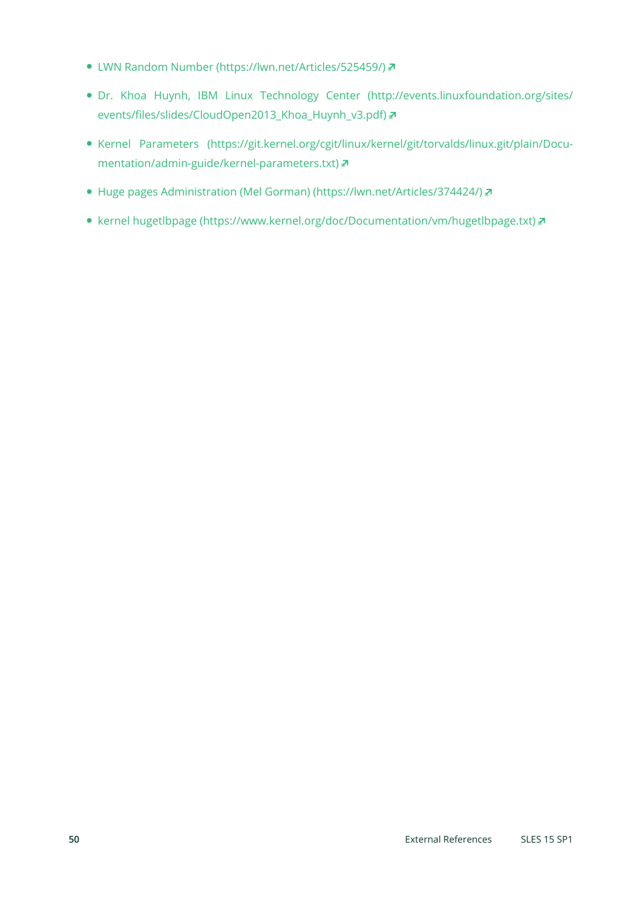- LWN Random Number (https://lwn.net/Articles/525459/)
- Dr. Khoa Huynh, IBM Linux Technology Center (http://events.linuxfoundation.org/sites/events/files/slides/CloudOpen2013_Khoa_Huynh_v3.pdf)
- Kernel Parameters (https://git.kernel.org/cgit/linux/kernel/git/torvalds/linux.git/plain/Documentation/admin-guide/kernel-parameters.txt)
- Huge pages Administration (Mel Gorman) (https://lwn.net/Articles/374424/)
- kernel hugetlbpage (https://www.kernel.org/doc/Documentation/vm/hugetlbpage.txt)